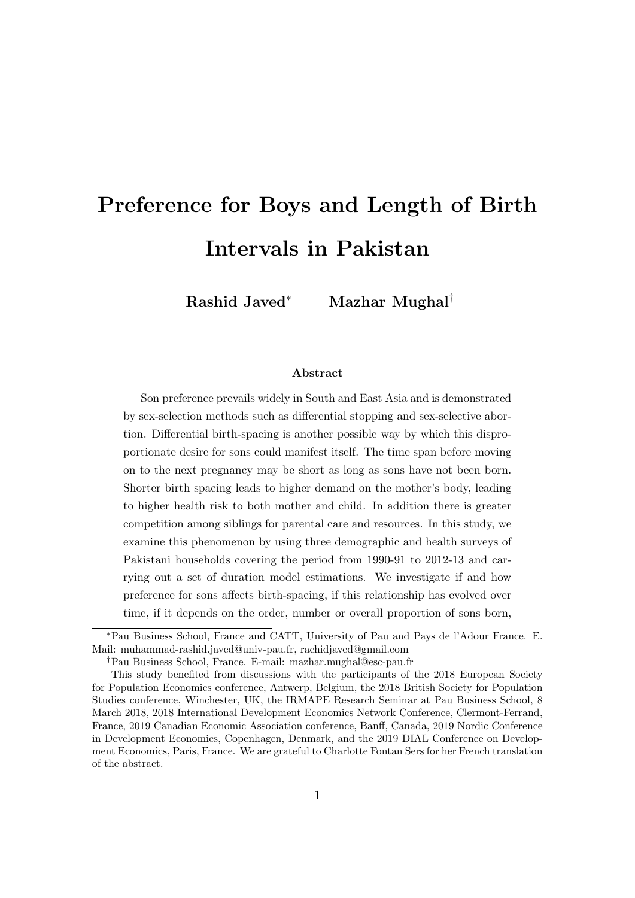# Preference for Boys and Length of Birth Intervals in Pakistan

**Rashid Javed**[*] **Mazhar Mughal**[†]

### Abstract

Son preference prevails widely in South and East Asia and is demonstrated by sex-selection methods such as differential stopping and sex-selective abortion. Differential birth-spacing is another possible way by which this disproportionate desire for sons could manifest itself. The time span before moving on to the next pregnancy may be short as long as sons have not been born. Shorter birth spacing leads to higher demand on the mother's body, leading to higher health risk to both mother and child. In addition there is greater competition among siblings for parental care and resources. In this study, we examine this phenomenon by using three demographic and health surveys of Pakistani households covering the period from 1990-91 to 2012-13 and carrying out a set of duration model estimations. We investigate if and how preference for sons affects birth-spacing, if this relationship has evolved over time, if it depends on the order, number or overall proportion of sons born,

---

[*] Pau Business School, France and CATT, University of Pau and Pays de l'Adour France. E. Mail: muhammad-rashid.javed@univ-pau.fr, rachidjaved@gmail.com

[†] Pau Business School, France. E-mail: mazhar.mughal@esc-pau.fr

This study benefited from discussions with the participants of the 2018 European Society for Population Economics conference, Antwerp, Belgium, the 2018 British Society for Population Studies conference, Winchester, UK, the IRMAPE Research Seminar at Pau Business School, 8 March 2018, 2018 International Development Economics Network Conference, Clermont-Ferrand, France, 2019 Canadian Economic Association conference, Banff, Canada, 2019 Nordic Conference in Development Economics, Copenhagen, Denmark, and the 2019 DIAL Conference on Development Economics, Paris, France. We are grateful to Charlotte Fontan Sers for her French translation of the abstract.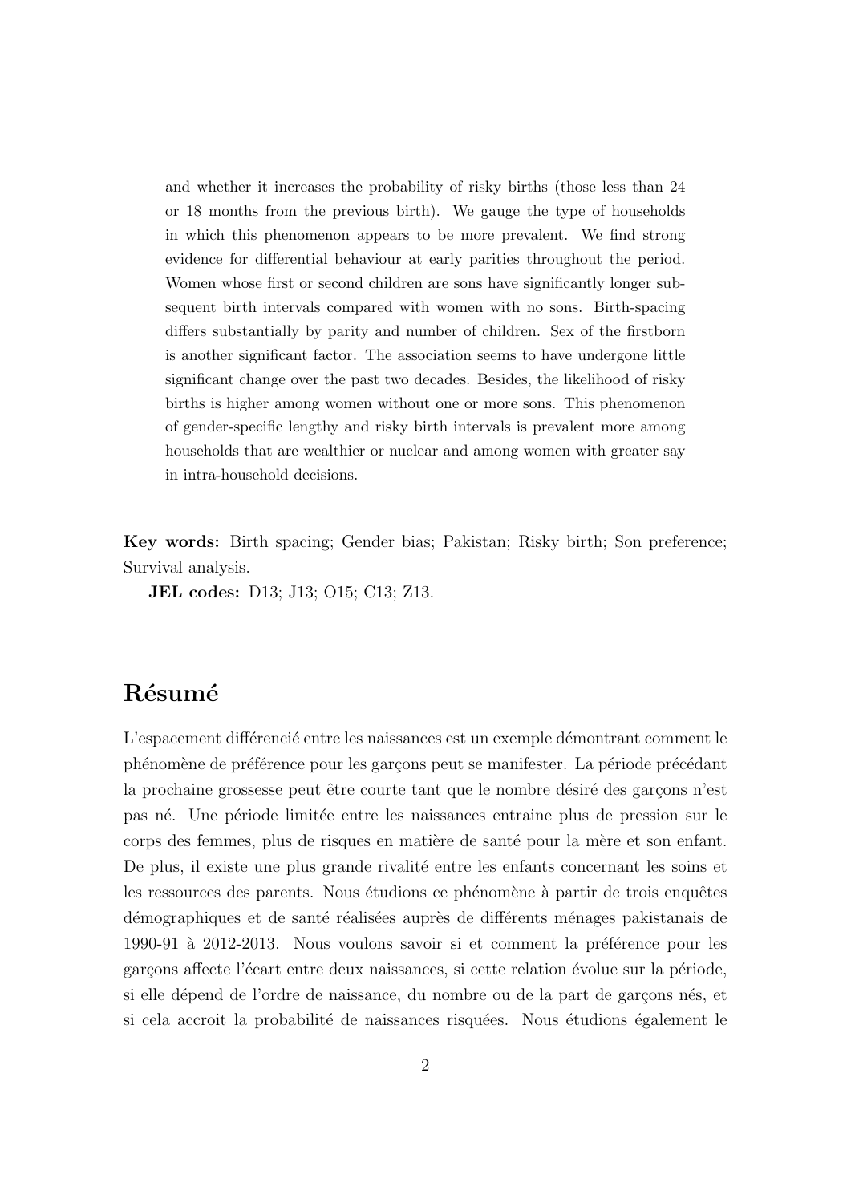and whether it increases the probability of risky births (those less than 24 or 18 months from the previous birth). We gauge the type of households in which this phenomenon appears to be more prevalent. We find strong evidence for differential behaviour at early parities throughout the period. Women whose first or second children are sons have significantly longer subsequent birth intervals compared with women with no sons. Birth-spacing differs substantially by parity and number of children. Sex of the firstborn is another significant factor. The association seems to have undergone little significant change over the past two decades. Besides, the likelihood of risky births is higher among women without one or more sons. This phenomenon of gender-specific lengthy and risky birth intervals is prevalent more among households that are wealthier or nuclear and among women with greater say in intra-household decisions.

**Key words:** Birth spacing; Gender bias; Pakistan; Risky birth; Son preference; Survival analysis.

**JEL codes:** D13; J13; O15; C13; Z13.

## Résumé

L'espacement différencié entre les naissances est un exemple démontrant comment le phénomène de préférence pour les garçons peut se manifester. La période précédant la prochaine grossesse peut être courte tant que le nombre désiré des garçons n'est pas né. Une période limitée entre les naissances entraine plus de pression sur le corps des femmes, plus de risques en matière de santé pour la mère et son enfant. De plus, il existe une plus grande rivalité entre les enfants concernant les soins et les ressources des parents. Nous étudions ce phénomène à partir de trois enquêtes démographiques et de santé réalisées auprès de différents ménages pakistanais de 1990-91 à 2012-2013. Nous voulons savoir si et comment la préférence pour les garçons affecte l'écart entre deux naissances, si cette relation évolue sur la période, si elle dépend de l'ordre de naissance, du nombre ou de la part de garçons nés, et si cela accroit la probabilité de naissances risquées. Nous étudions également le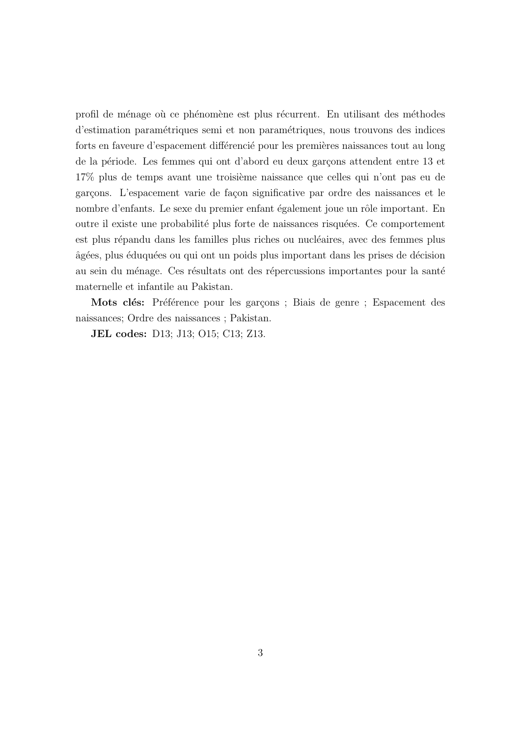profil de ménage où ce phénomène est plus récurrent. En utilisant des méthodes d'estimation paramétriques semi et non paramétriques, nous trouvons des indices forts en faveur d'espacement différencié pour les premières naissances tout au long de la période. Les femmes qui ont d'abord eu deux garçons attendent entre 13 et 17% plus de temps avant une troisième naissance que celles qui n'ont pas eu de garçons. L'espacement varie de façon significative par ordre des naissances et le nombre d'enfants. Le sexe du premier enfant également joue un rôle important. En outre il existe une probabilité plus forte de naissances risquées. Ce comportement est plus répandu dans les familles plus riches ou nucléaires, avec des femmes plus âgées, plus éduquées ou qui ont un poids plus important dans les prises de décision au sein du ménage. Ces résultats ont des répercussions importantes pour la santé maternelle et infantile au Pakistan.

**Mots clés:** Préférence pour les garçons ; Biais de genre ; Espacement des naissances; Ordre des naissances ; Pakistan.

**JEL codes:** D13; J13; O15; C13; Z13.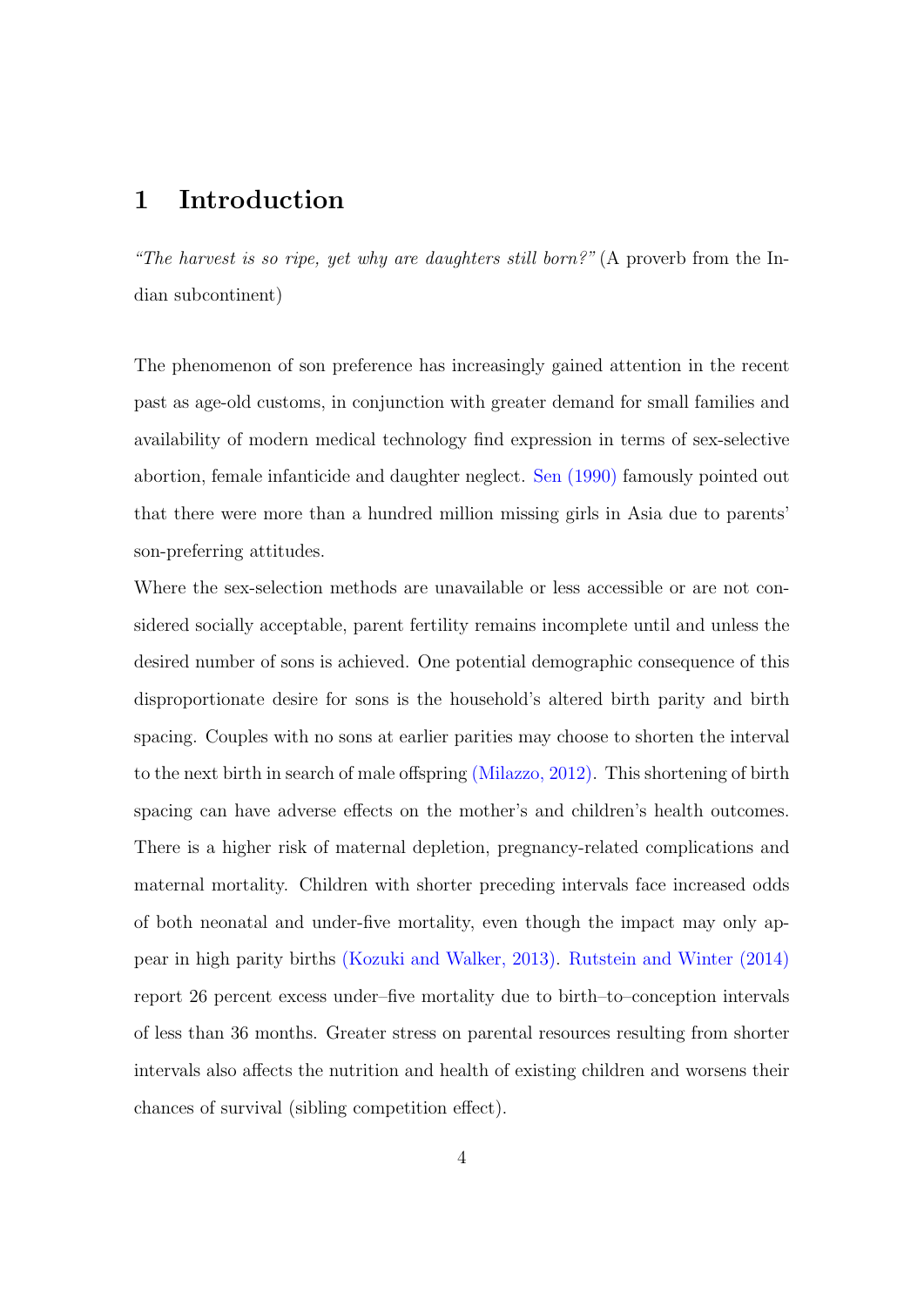# 1 Introduction

*"The harvest is so ripe, yet why are daughters still born?"* (A proverb from the Indian subcontinent)

The phenomenon of son preference has increasingly gained attention in the recent past as age-old customs, in conjunction with greater demand for small families and availability of modern medical technology find expression in terms of sex-selective abortion, female infanticide and daughter neglect. Sen (1990) famously pointed out that there were more than a hundred million missing girls in Asia due to parents' son-preferring attitudes.

Where the sex-selection methods are unavailable or less accessible or are not considered socially acceptable, parent fertility remains incomplete until and unless the desired number of sons is achieved. One potential demographic consequence of this disproportionate desire for sons is the household's altered birth parity and birth spacing. Couples with no sons at earlier parities may choose to shorten the interval to the next birth in search of male offspring (Milazzo, 2012). This shortening of birth spacing can have adverse effects on the mother's and children's health outcomes. There is a higher risk of maternal depletion, pregnancy-related complications and maternal mortality. Children with shorter preceding intervals face increased odds of both neonatal and under-five mortality, even though the impact may only appear in high parity births (Kozuki and Walker, 2013). Rutstein and Winter (2014) report 26 percent excess under–five mortality due to birth–to–conception intervals of less than 36 months. Greater stress on parental resources resulting from shorter intervals also affects the nutrition and health of existing children and worsens their chances of survival (sibling competition effect).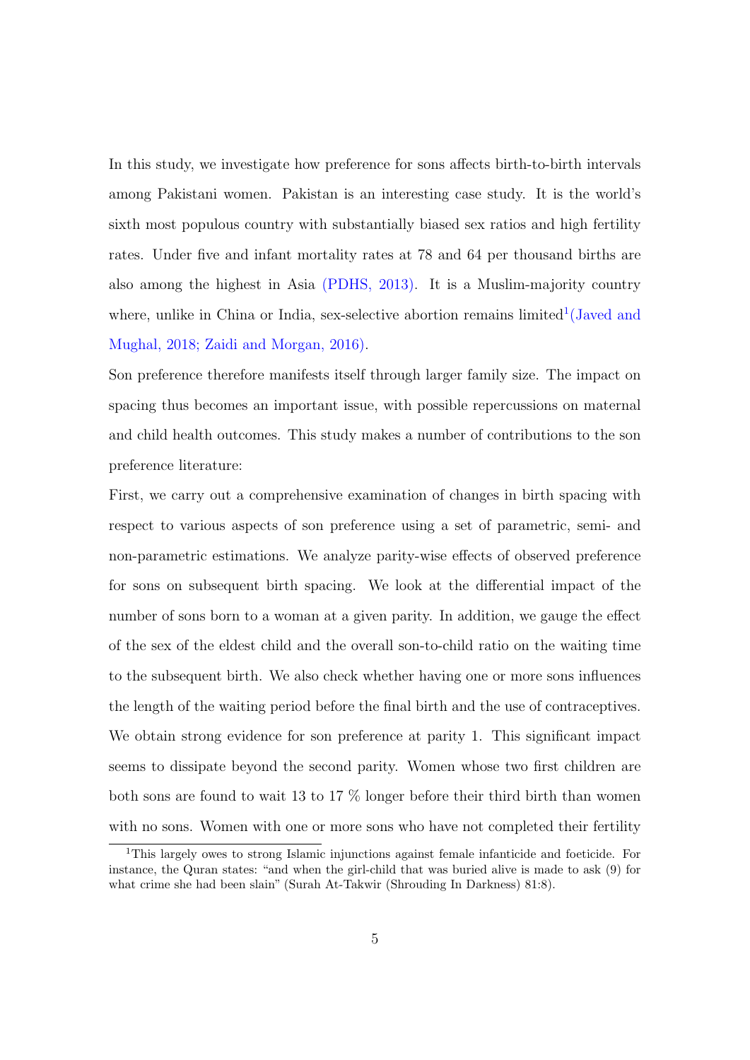In this study, we investigate how preference for sons affects birth-to-birth intervals among Pakistani women. Pakistan is an interesting case study. It is the world's sixth most populous country with substantially biased sex ratios and high fertility rates. Under five and infant mortality rates at 78 and 64 per thousand births are also among the highest in Asia (PDHS, 2013). It is a Muslim-majority country where, unlike in China or India, sex-selective abortion remains limited[1](Javed and Mughal, 2018; Zaidi and Morgan, 2016).

Son preference therefore manifests itself through larger family size. The impact on spacing thus becomes an important issue, with possible repercussions on maternal and child health outcomes. This study makes a number of contributions to the son preference literature:

First, we carry out a comprehensive examination of changes in birth spacing with respect to various aspects of son preference using a set of parametric, semi- and non-parametric estimations. We analyze parity-wise effects of observed preference for sons on subsequent birth spacing. We look at the differential impact of the number of sons born to a woman at a given parity. In addition, we gauge the effect of the sex of the eldest child and the overall son-to-child ratio on the waiting time to the subsequent birth. We also check whether having one or more sons influences the length of the waiting period before the final birth and the use of contraceptives. We obtain strong evidence for son preference at parity 1. This significant impact seems to dissipate beyond the second parity. Women whose two first children are both sons are found to wait 13 to 17 % longer before their third birth than women with no sons. Women with one or more sons who have not completed their fertility

[1]This largely owes to strong Islamic injunctions against female infanticide and foeticide. For instance, the Quran states: "and when the girl-child that was buried alive is made to ask (9) for what crime she had been slain" (Surah At-Takwir (Shrouding In Darkness) 81:8).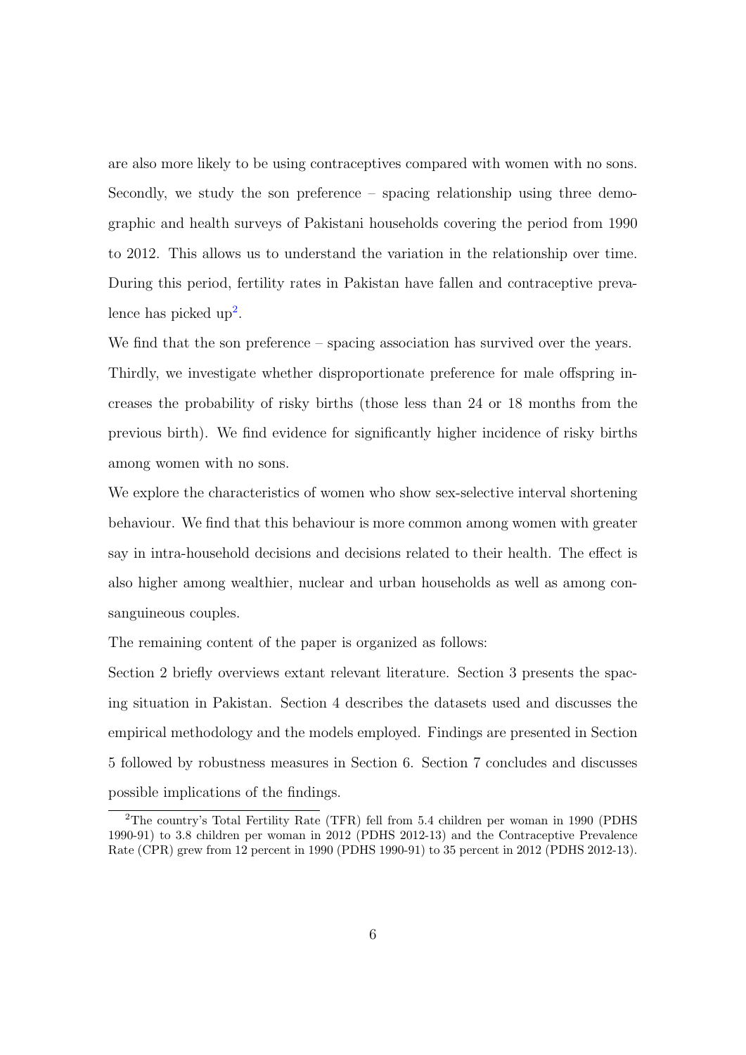are also more likely to be using contraceptives compared with women with no sons. Secondly, we study the son preference – spacing relationship using three demographic and health surveys of Pakistani households covering the period from 1990 to 2012. This allows us to understand the variation in the relationship over time. During this period, fertility rates in Pakistan have fallen and contraceptive prevalence has picked up[2].

We find that the son preference – spacing association has survived over the years. Thirdly, we investigate whether disproportionate preference for male offspring increases the probability of risky births (those less than 24 or 18 months from the previous birth). We find evidence for significantly higher incidence of risky births among women with no sons.

We explore the characteristics of women who show sex-selective interval shortening behaviour. We find that this behaviour is more common among women with greater say in intra-household decisions and decisions related to their health. The effect is also higher among wealthier, nuclear and urban households as well as among consanguineous couples.

The remaining content of the paper is organized as follows:

Section 2 briefly overviews extant relevant literature. Section 3 presents the spacing situation in Pakistan. Section 4 describes the datasets used and discusses the empirical methodology and the models employed. Findings are presented in Section 5 followed by robustness measures in Section 6. Section 7 concludes and discusses possible implications of the findings.

[2] The country's Total Fertility Rate (TFR) fell from 5.4 children per woman in 1990 (PDHS 1990-91) to 3.8 children per woman in 2012 (PDHS 2012-13) and the Contraceptive Prevalence Rate (CPR) grew from 12 percent in 1990 (PDHS 1990-91) to 35 percent in 2012 (PDHS 2012-13).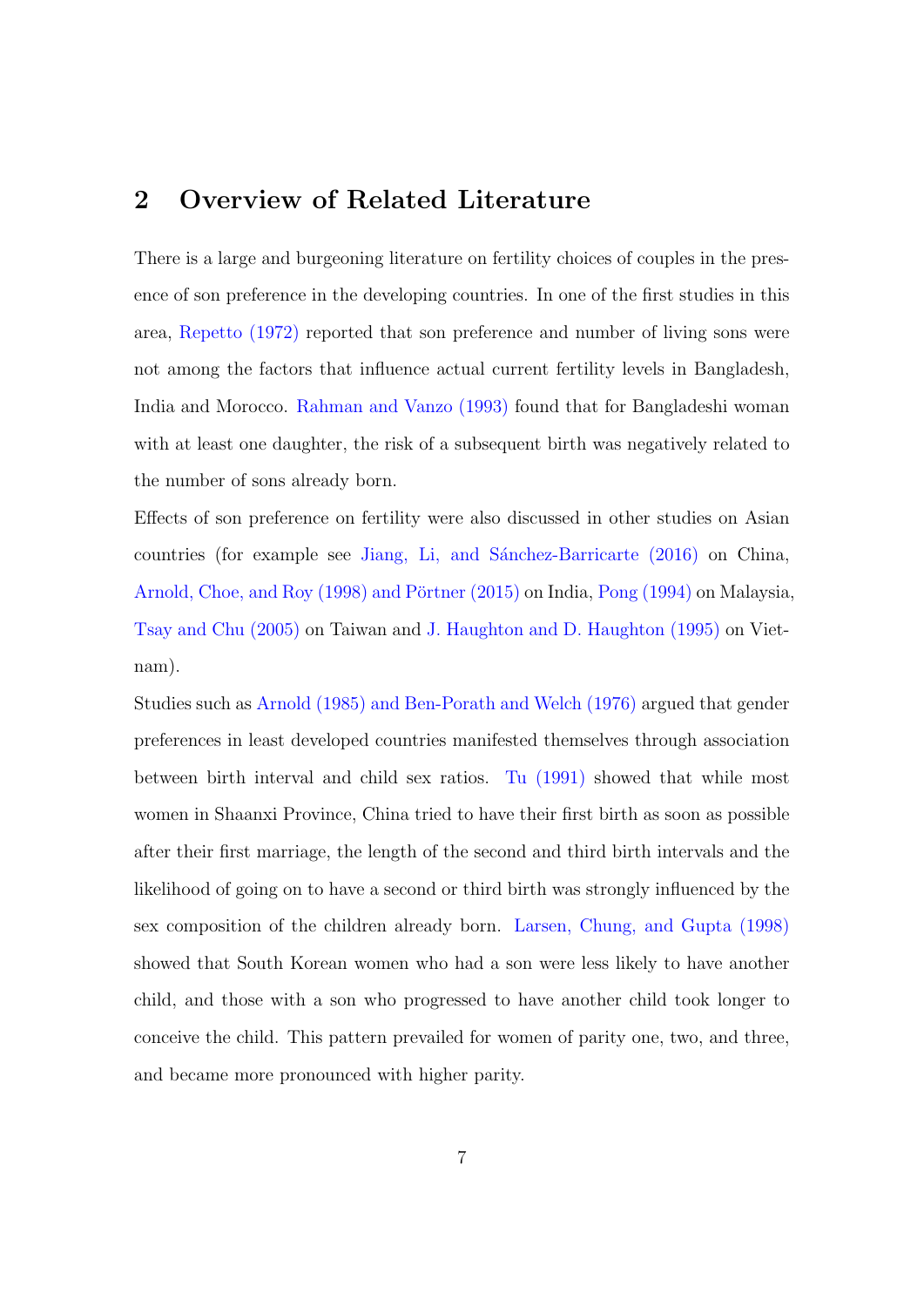## 2 Overview of Related Literature

There is a large and burgeoning literature on fertility choices of couples in the presence of son preference in the developing countries. In one of the first studies in this area, Repetto (1972) reported that son preference and number of living sons were not among the factors that influence actual current fertility levels in Bangladesh, India and Morocco. Rahman and Vanzo (1993) found that for Bangladeshi woman with at least one daughter, the risk of a subsequent birth was negatively related to the number of sons already born.

Effects of son preference on fertility were also discussed in other studies on Asian countries (for example see Jiang, Li, and Sánchez-Barricarte (2016) on China, Arnold, Choe, and Roy (1998) and Pörtner (2015) on India, Pong (1994) on Malaysia, Tsay and Chu (2005) on Taiwan and J. Haughton and D. Haughton (1995) on Vietnam).

Studies such as Arnold (1985) and Ben-Porath and Welch (1976) argued that gender preferences in least developed countries manifested themselves through association between birth interval and child sex ratios. Tu (1991) showed that while most women in Shaanxi Province, China tried to have their first birth as soon as possible after their first marriage, the length of the second and third birth intervals and the likelihood of going on to have a second or third birth was strongly influenced by the sex composition of the children already born. Larsen, Chung, and Gupta (1998) showed that South Korean women who had a son were less likely to have another child, and those with a son who progressed to have another child took longer to conceive the child. This pattern prevailed for women of parity one, two, and three, and became more pronounced with higher parity.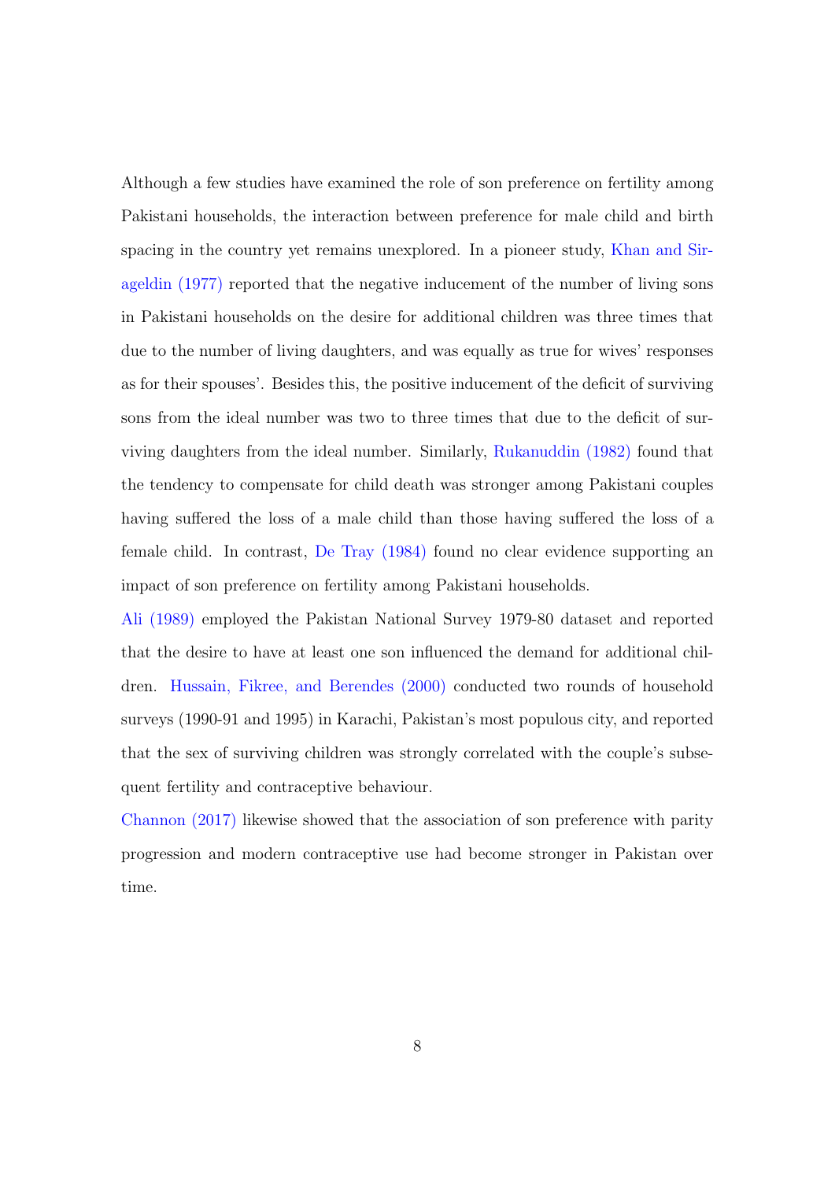Although a few studies have examined the role of son preference on fertility among Pakistani households, the interaction between preference for male child and birth spacing in the country yet remains unexplored. In a pioneer study, Khan and Sirageldin (1977) reported that the negative inducement of the number of living sons in Pakistani households on the desire for additional children was three times that due to the number of living daughters, and was equally as true for wives' responses as for their spouses'. Besides this, the positive inducement of the deficit of surviving sons from the ideal number was two to three times that due to the deficit of surviving daughters from the ideal number. Similarly, Rukanuddin (1982) found that the tendency to compensate for child death was stronger among Pakistani couples having suffered the loss of a male child than those having suffered the loss of a female child. In contrast, De Tray (1984) found no clear evidence supporting an impact of son preference on fertility among Pakistani households.

Ali (1989) employed the Pakistan National Survey 1979-80 dataset and reported that the desire to have at least one son influenced the demand for additional children. Hussain, Fikree, and Berendes (2000) conducted two rounds of household surveys (1990-91 and 1995) in Karachi, Pakistan's most populous city, and reported that the sex of surviving children was strongly correlated with the couple's subsequent fertility and contraceptive behaviour.

Channon (2017) likewise showed that the association of son preference with parity progression and modern contraceptive use had become stronger in Pakistan over time.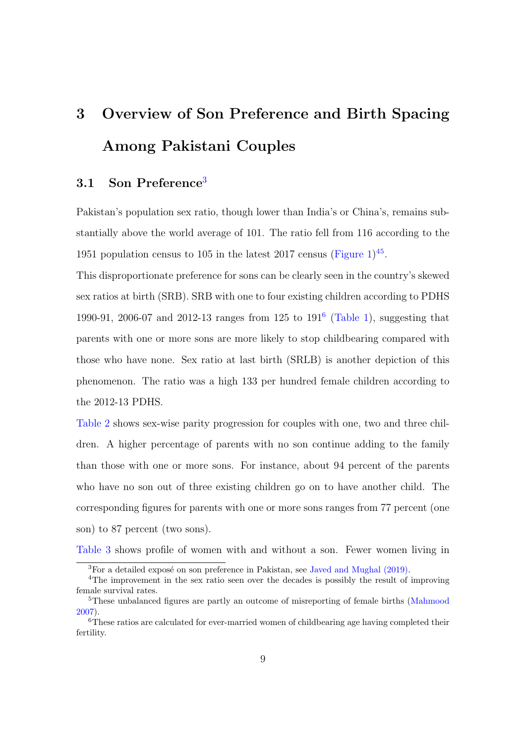# 3 Overview of Son Preference and Birth Spacing Among Pakistani Couples

## 3.1 Son Preference[3]

Pakistan's population sex ratio, though lower than India's or China's, remains substantially above the world average of 101. The ratio fell from 116 according to the 1951 population census to 105 in the latest 2017 census (Figure 1)[4][5].

This disproportionate preference for sons can be clearly seen in the country's skewed sex ratios at birth (SRB). SRB with one to four existing children according to PDHS 1990-91, 2006-07 and 2012-13 ranges from 125 to 191[6] (Table 1), suggesting that parents with one or more sons are more likely to stop childbearing compared with those who have none. Sex ratio at last birth (SRLB) is another depiction of this phenomenon. The ratio was a high 133 per hundred female children according to the 2012-13 PDHS.

Table 2 shows sex-wise parity progression for couples with one, two and three children. A higher percentage of parents with no son continue adding to the family than those with one or more sons. For instance, about 94 percent of the parents who have no son out of three existing children go on to have another child. The corresponding figures for parents with one or more sons ranges from 77 percent (one son) to 87 percent (two sons).

Table 3 shows profile of women with and without a son. Fewer women living in

---

[3] For a detailed exposé on son preference in Pakistan, see Javed and Mughal (2019).

[4] The improvement in the sex ratio seen over the decades is possibly the result of improving female survival rates.

[5] These unbalanced figures are partly an outcome of misreporting of female births (Mahmood 2007).

[6] These ratios are calculated for ever-married women of childbearing age having completed their fertility.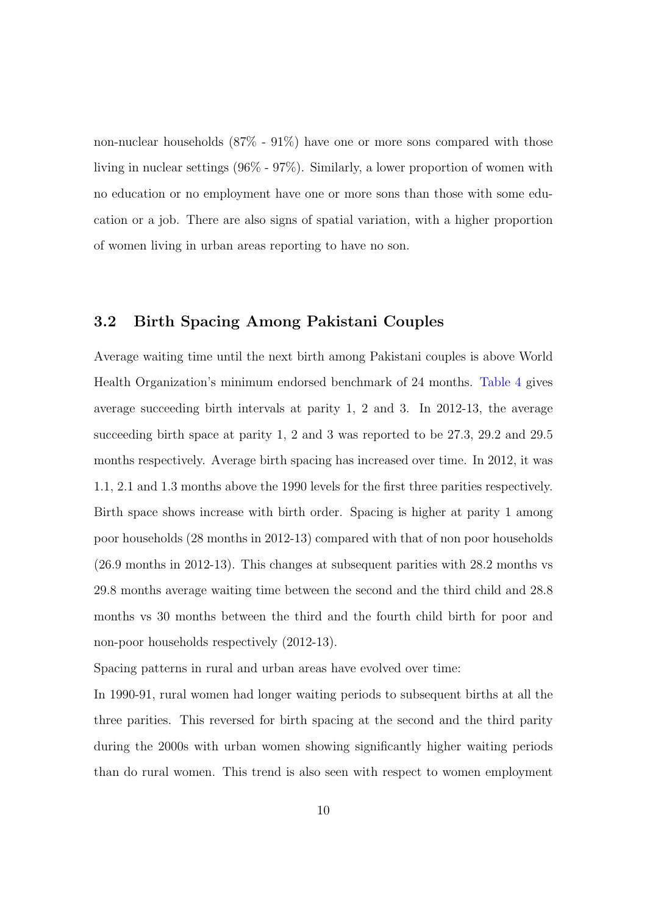non-nuclear households (87% - 91%) have one or more sons compared with those living in nuclear settings (96% - 97%). Similarly, a lower proportion of women with no education or no employment have one or more sons than those with some education or a job. There are also signs of spatial variation, with a higher proportion of women living in urban areas reporting to have no son.

## 3.2 Birth Spacing Among Pakistani Couples

Average waiting time until the next birth among Pakistani couples is above World Health Organization's minimum endorsed benchmark of 24 months. Table 4 gives average succeeding birth intervals at parity 1, 2 and 3. In 2012-13, the average succeeding birth space at parity 1, 2 and 3 was reported to be 27.3, 29.2 and 29.5 months respectively. Average birth spacing has increased over time. In 2012, it was 1.1, 2.1 and 1.3 months above the 1990 levels for the first three parities respectively. Birth space shows increase with birth order. Spacing is higher at parity 1 among poor households (28 months in 2012-13) compared with that of non poor households (26.9 months in 2012-13). This changes at subsequent parities with 28.2 months vs 29.8 months average waiting time between the second and the third child and 28.8 months vs 30 months between the third and the fourth child birth for poor and non-poor households respectively (2012-13).

Spacing patterns in rural and urban areas have evolved over time:

In 1990-91, rural women had longer waiting periods to subsequent births at all the three parities. This reversed for birth spacing at the second and the third parity during the 2000s with urban women showing significantly higher waiting periods than do rural women. This trend is also seen with respect to women employment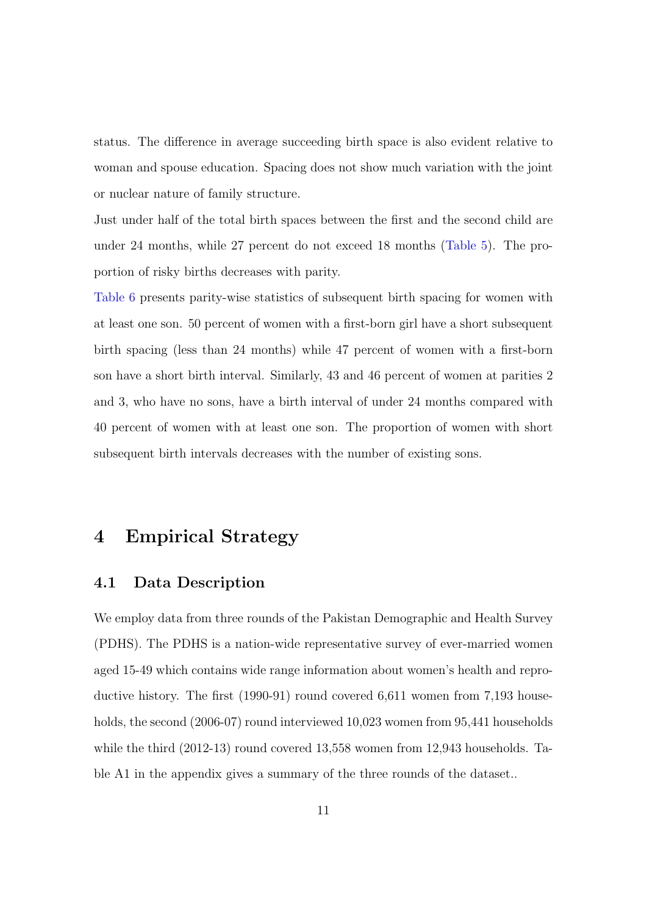status. The difference in average succeeding birth space is also evident relative to woman and spouse education. Spacing does not show much variation with the joint or nuclear nature of family structure.

Just under half of the total birth spaces between the first and the second child are under 24 months, while 27 percent do not exceed 18 months (Table 5). The proportion of risky births decreases with parity.

Table 6 presents parity-wise statistics of subsequent birth spacing for women with at least one son. 50 percent of women with a first-born girl have a short subsequent birth spacing (less than 24 months) while 47 percent of women with a first-born son have a short birth interval. Similarly, 43 and 46 percent of women at parities 2 and 3, who have no sons, have a birth interval of under 24 months compared with 40 percent of women with at least one son. The proportion of women with short subsequent birth intervals decreases with the number of existing sons.

# 4 Empirical Strategy

## 4.1 Data Description

We employ data from three rounds of the Pakistan Demographic and Health Survey (PDHS). The PDHS is a nation-wide representative survey of ever-married women aged 15-49 which contains wide range information about women's health and reproductive history. The first (1990-91) round covered 6,611 women from 7,193 households, the second (2006-07) round interviewed 10,023 women from 95,441 households while the third (2012-13) round covered 13,558 women from 12,943 households. Table A1 in the appendix gives a summary of the three rounds of the dataset..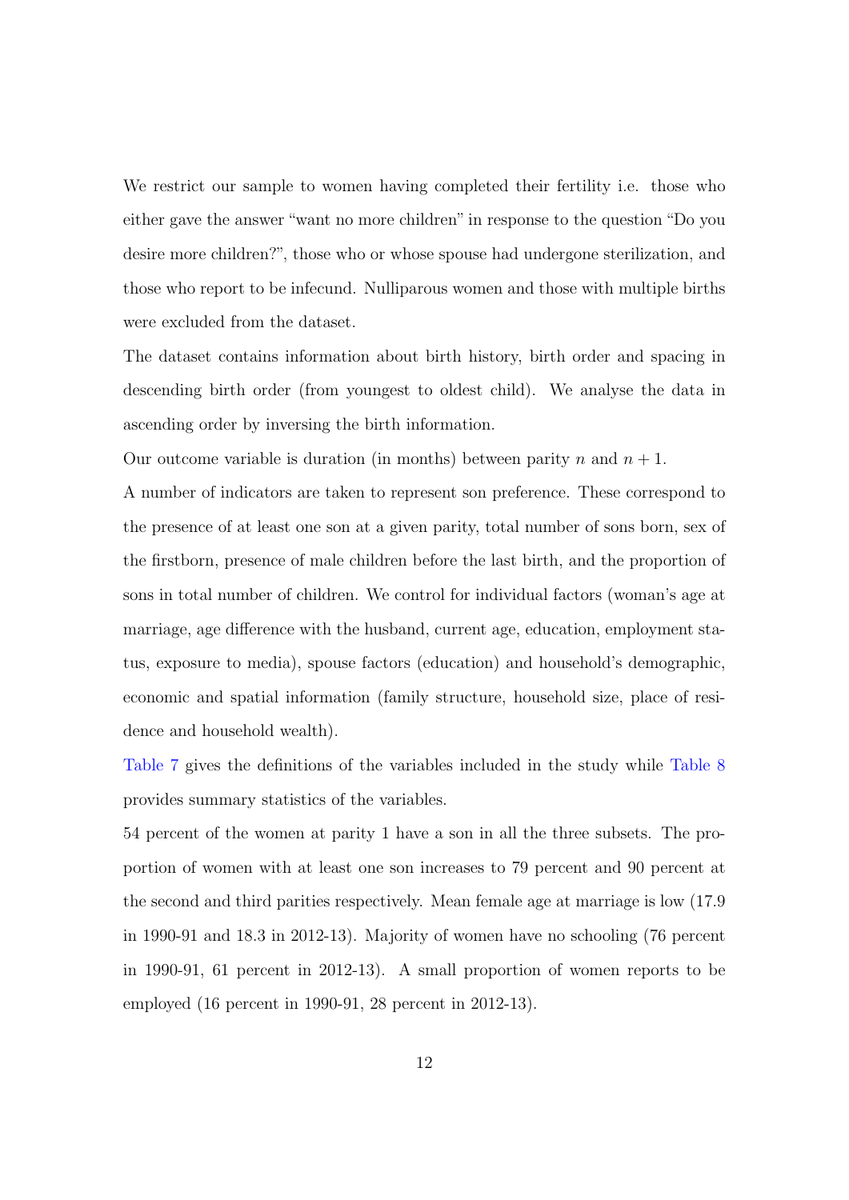We restrict our sample to women having completed their fertility i.e. those who either gave the answer "want no more children" in response to the question "Do you desire more children?", those who or whose spouse had undergone sterilization, and those who report to be infecund. Nulliparous women and those with multiple births were excluded from the dataset.

The dataset contains information about birth history, birth order and spacing in descending birth order (from youngest to oldest child). We analyse the data in ascending order by inversing the birth information.

Our outcome variable is duration (in months) between parity $n$ and $n + 1$.

A number of indicators are taken to represent son preference. These correspond to the presence of at least one son at a given parity, total number of sons born, sex of the firstborn, presence of male children before the last birth, and the proportion of sons in total number of children. We control for individual factors (woman's age at marriage, age difference with the husband, current age, education, employment status, exposure to media), spouse factors (education) and household's demographic, economic and spatial information (family structure, household size, place of residence and household wealth).

Table 7 gives the definitions of the variables included in the study while Table 8 provides summary statistics of the variables.

54 percent of the women at parity 1 have a son in all the three subsets. The proportion of women with at least one son increases to 79 percent and 90 percent at the second and third parities respectively. Mean female age at marriage is low (17.9 in 1990-91 and 18.3 in 2012-13). Majority of women have no schooling (76 percent in 1990-91, 61 percent in 2012-13). A small proportion of women reports to be employed (16 percent in 1990-91, 28 percent in 2012-13).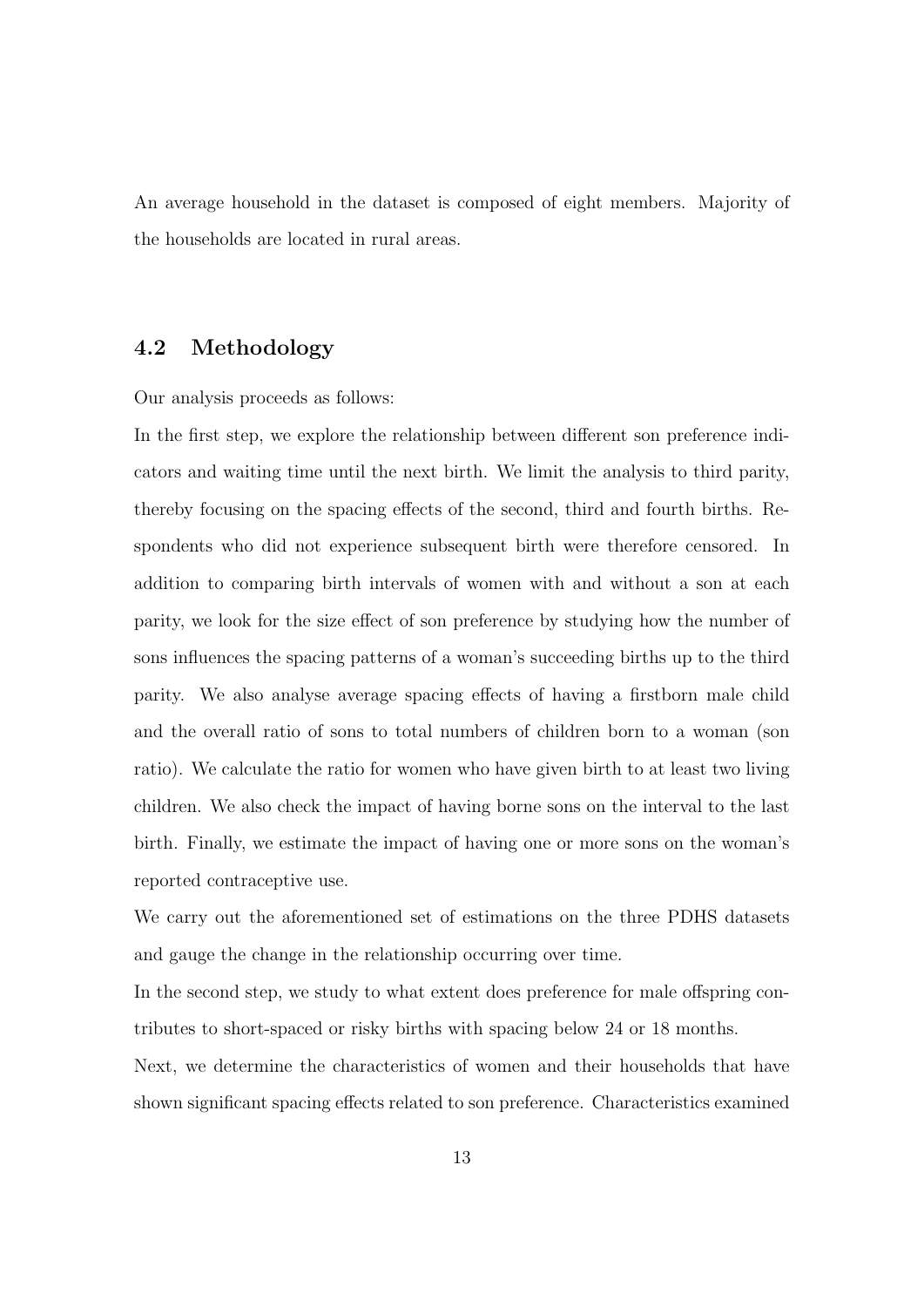An average household in the dataset is composed of eight members. Majority of the households are located in rural areas.

## 4.2 Methodology

Our analysis proceeds as follows:

In the first step, we explore the relationship between different son preference indicators and waiting time until the next birth. We limit the analysis to third parity, thereby focusing on the spacing effects of the second, third and fourth births. Respondents who did not experience subsequent birth were therefore censored. In addition to comparing birth intervals of women with and without a son at each parity, we look for the size effect of son preference by studying how the number of sons influences the spacing patterns of a woman's succeeding births up to the third parity. We also analyse average spacing effects of having a firstborn male child and the overall ratio of sons to total numbers of children born to a woman (son ratio). We calculate the ratio for women who have given birth to at least two living children. We also check the impact of having borne sons on the interval to the last birth. Finally, we estimate the impact of having one or more sons on the woman's reported contraceptive use.

We carry out the aforementioned set of estimations on the three PDHS datasets and gauge the change in the relationship occurring over time.

In the second step, we study to what extent does preference for male offspring contributes to short-spaced or risky births with spacing below 24 or 18 months.

Next, we determine the characteristics of women and their households that have shown significant spacing effects related to son preference. Characteristics examined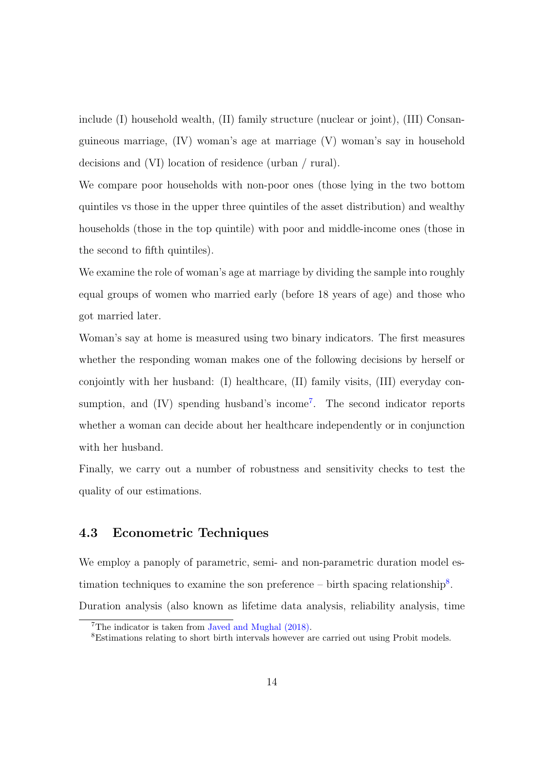include (I) household wealth, (II) family structure (nuclear or joint), (III) Consanguineous marriage, (IV) woman's age at marriage (V) woman's say in household decisions and (VI) location of residence (urban / rural).

We compare poor households with non-poor ones (those lying in the two bottom quintiles vs those in the upper three quintiles of the asset distribution) and wealthy households (those in the top quintile) with poor and middle-income ones (those in the second to fifth quintiles).

We examine the role of woman's age at marriage by dividing the sample into roughly equal groups of women who married early (before 18 years of age) and those who got married later.

Woman's say at home is measured using two binary indicators. The first measures whether the responding woman makes one of the following decisions by herself or conjointly with her husband: (I) healthcare, (II) family visits, (III) everyday consumption, and (IV) spending husband's income[7]. The second indicator reports whether a woman can decide about her healthcare independently or in conjunction with her husband.

Finally, we carry out a number of robustness and sensitivity checks to test the quality of our estimations.

### 4.3 Econometric Techniques

We employ a panoply of parametric, semi- and non-parametric duration model estimation techniques to examine the son preference – birth spacing relationship[8]. Duration analysis (also known as lifetime data analysis, reliability analysis, time

[7] The indicator is taken from Javed and Mughal (2018).

[8] Estimations relating to short birth intervals however are carried out using Probit models.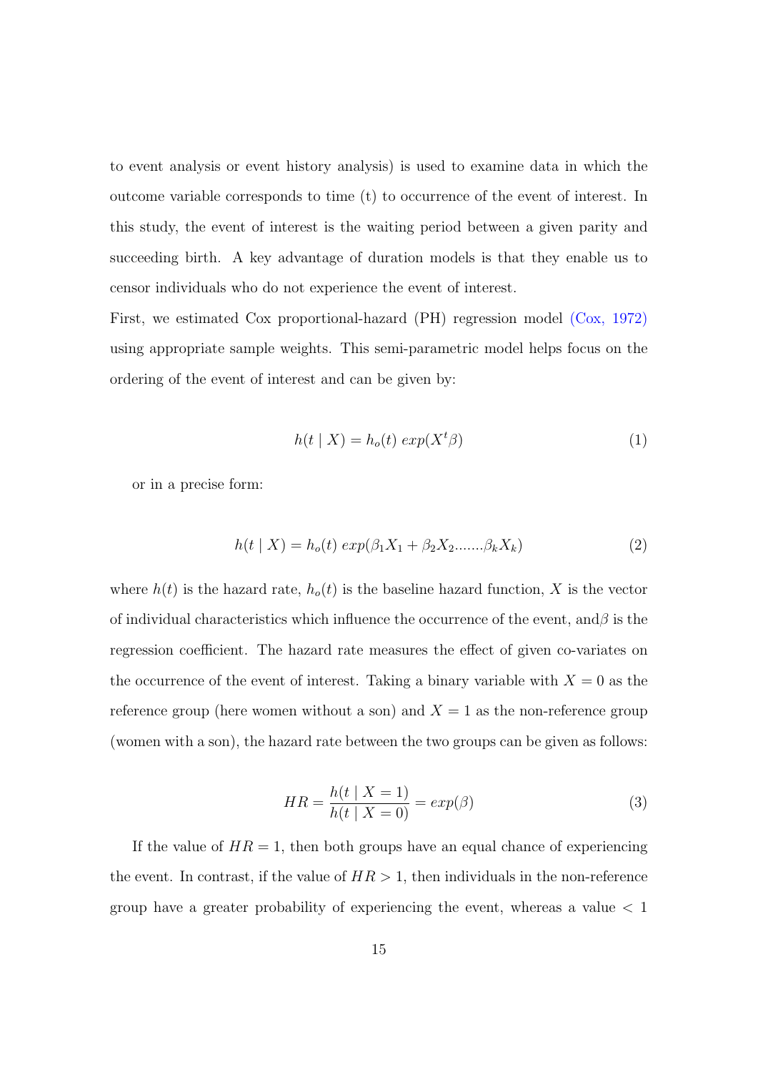to event analysis or event history analysis) is used to examine data in which the outcome variable corresponds to time (t) to occurrence of the event of interest. In this study, the event of interest is the waiting period between a given parity and succeeding birth. A key advantage of duration models is that they enable us to censor individuals who do not experience the event of interest.

First, we estimated Cox proportional-hazard (PH) regression model (Cox, 1972) using appropriate sample weights. This semi-parametric model helps focus on the ordering of the event of interest and can be given by:

$$h(t \mid X) = h_o(t)\ exp(X^t\beta) \tag{1}$$

or in a precise form:

$$h(t \mid X) = h_o(t)\ exp(\beta_1 X_1 + \beta_2 X_2 .......\beta_k X_k) \tag{2}$$

where $h(t)$ is the hazard rate, $h_o(t)$ is the baseline hazard function, $X$ is the vector of individual characteristics which influence the occurrence of the event, and$\beta$ is the regression coefficient. The hazard rate measures the effect of given co-variates on the occurrence of the event of interest. Taking a binary variable with $X = 0$ as the reference group (here women without a son) and $X = 1$ as the non-reference group (women with a son), the hazard rate between the two groups can be given as follows:

$$HR = \frac{h(t \mid X = 1)}{h(t \mid X = 0)} = exp(\beta) \tag{3}$$

If the value of $HR = 1$, then both groups have an equal chance of experiencing the event. In contrast, if the value of $HR > 1$, then individuals in the non-reference group have a greater probability of experiencing the event, whereas a value $< 1$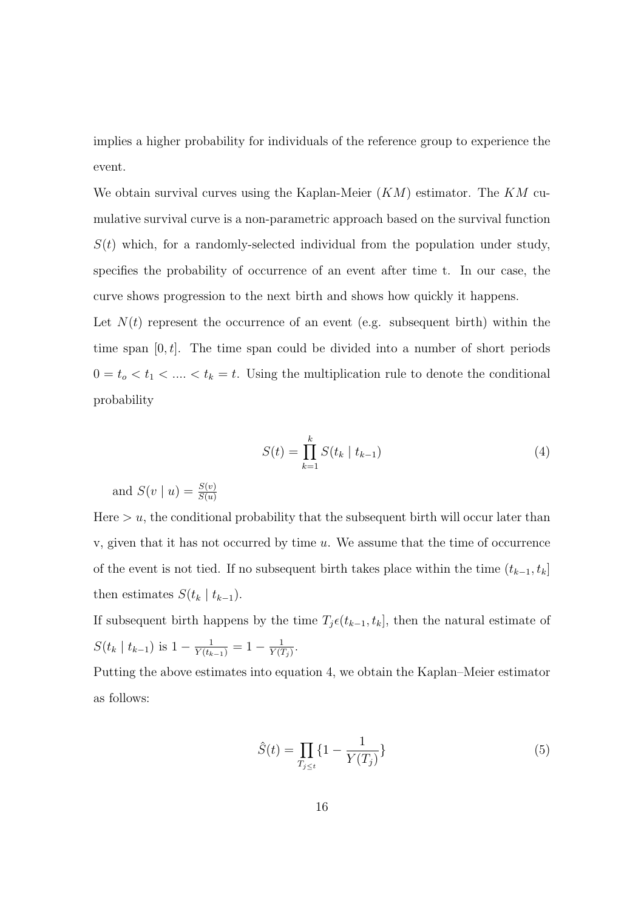implies a higher probability for individuals of the reference group to experience the event.

We obtain survival curves using the Kaplan-Meier ($KM$) estimator. The $KM$ cumulative survival curve is a non-parametric approach based on the survival function $S(t)$ which, for a randomly-selected individual from the population under study, specifies the probability of occurrence of an event after time t. In our case, the curve shows progression to the next birth and shows how quickly it happens.

Let $N(t)$ represent the occurrence of an event (e.g. subsequent birth) within the time span $[0, t]$. The time span could be divided into a number of short periods $0 = t_o < t_1 < .... < t_k = t$. Using the multiplication rule to denote the conditional probability

$$S(t) = \prod_{k=1}^{k} S(t_k \mid t_{k-1}) \tag{4}$$

and $S(v \mid u) = \frac{S(v)}{S(u)}$

Here $> u$, the conditional probability that the subsequent birth will occur later than v, given that it has not occurred by time $u$. We assume that the time of occurrence of the event is not tied. If no subsequent birth takes place within the time $(t_{k-1}, t_k]$ then estimates $S(t_k \mid t_{k-1})$.

If subsequent birth happens by the time $T_j \epsilon (t_{k-1}, t_k]$, then the natural estimate of $S(t_k \mid t_{k-1})$ is $1 - \frac{1}{Y(t_{k-1})} = 1 - \frac{1}{Y(T_j)}$.

Putting the above estimates into equation 4, we obtain the Kaplan–Meier estimator as follows:

$$\hat{S}(t) = \prod_{T_{j \leq t}} \{1 - \frac{1}{Y(T_j)}\} \tag{5}$$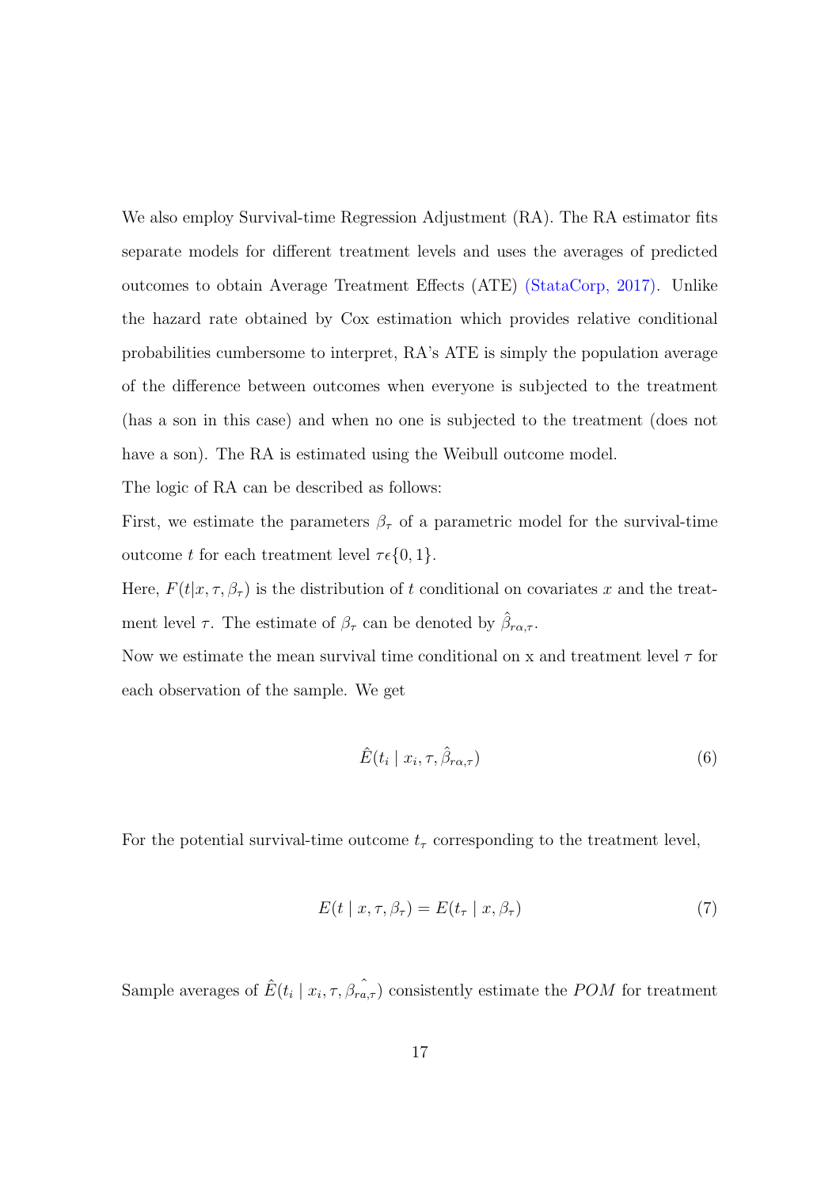We also employ Survival-time Regression Adjustment (RA). The RA estimator fits separate models for different treatment levels and uses the averages of predicted outcomes to obtain Average Treatment Effects (ATE) (StataCorp, 2017). Unlike the hazard rate obtained by Cox estimation which provides relative conditional probabilities cumbersome to interpret, RA's ATE is simply the population average of the difference between outcomes when everyone is subjected to the treatment (has a son in this case) and when no one is subjected to the treatment (does not have a son). The RA is estimated using the Weibull outcome model.

The logic of RA can be described as follows:

First, we estimate the parameters $\beta_\tau$ of a parametric model for the survival-time outcome $t$ for each treatment level $\tau \epsilon \{0, 1\}$.

Here, $F(t|x, \tau, \beta_\tau)$ is the distribution of $t$ conditional on covariates $x$ and the treatment level $\tau$. The estimate of $\beta_\tau$ can be denoted by $\hat{\beta}_{r\alpha,\tau}$.

Now we estimate the mean survival time conditional on x and treatment level $\tau$ for each observation of the sample. We get

$$\hat{E}(t_i \mid x_i, \tau, \hat{\beta}_{r\alpha,\tau}) \tag{6}$$

For the potential survival-time outcome $t_\tau$ corresponding to the treatment level,

$$E(t \mid x, \tau, \beta_\tau) = E(t_\tau \mid x, \beta_\tau) \tag{7}$$

Sample averages of $\hat{E}(t_i \mid x_i, \tau, \hat{\beta_{ra,\tau}})$ consistently estimate the $POM$ for treatment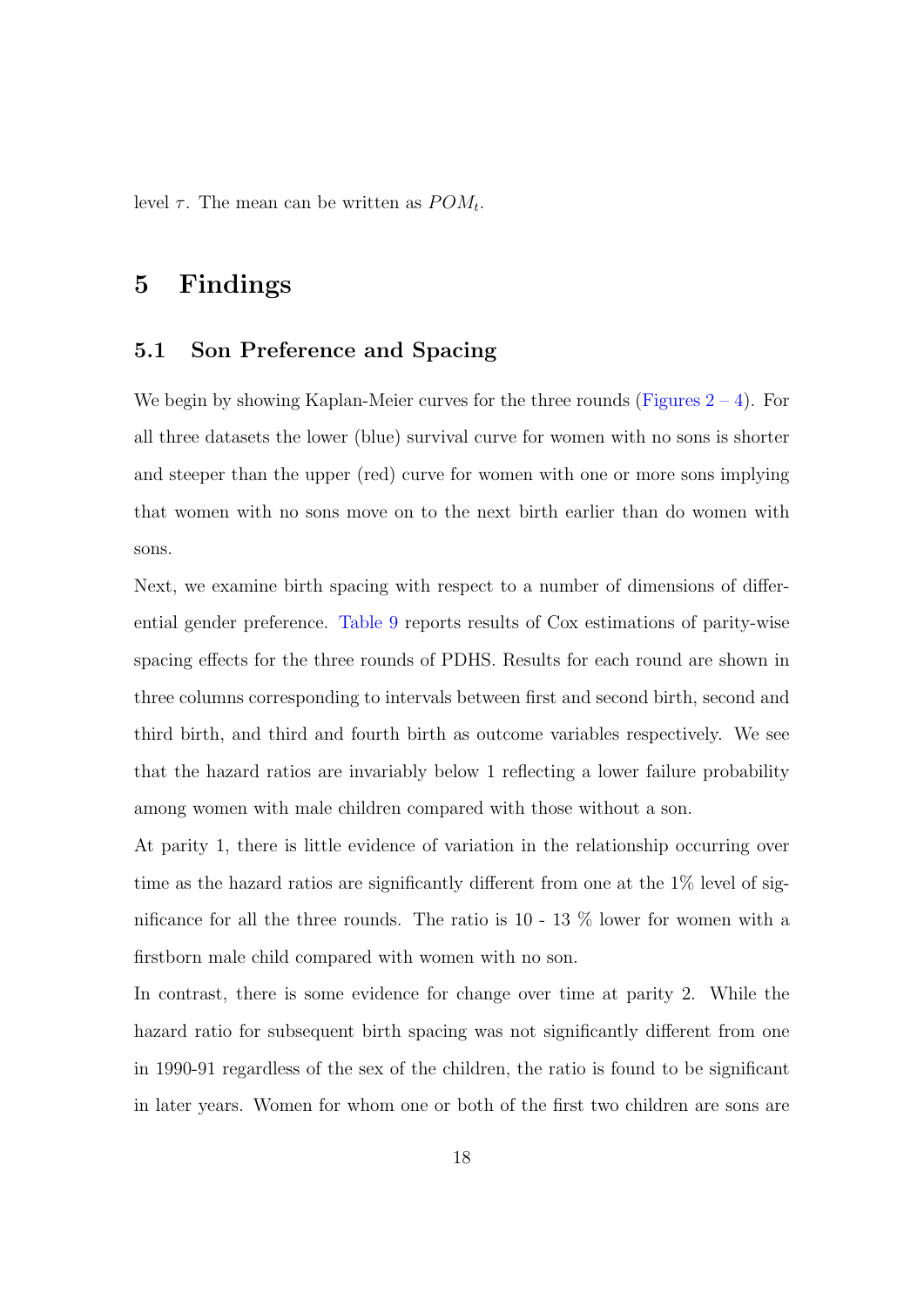level $\tau$. The mean can be written as $POM_t$.

# 5 Findings

## 5.1 Son Preference and Spacing

We begin by showing Kaplan-Meier curves for the three rounds (Figures 2 – 4). For all three datasets the lower (blue) survival curve for women with no sons is shorter and steeper than the upper (red) curve for women with one or more sons implying that women with no sons move on to the next birth earlier than do women with sons.

Next, we examine birth spacing with respect to a number of dimensions of differential gender preference. Table 9 reports results of Cox estimations of parity-wise spacing effects for the three rounds of PDHS. Results for each round are shown in three columns corresponding to intervals between first and second birth, second and third birth, and third and fourth birth as outcome variables respectively. We see that the hazard ratios are invariably below 1 reflecting a lower failure probability among women with male children compared with those without a son.

At parity 1, there is little evidence of variation in the relationship occurring over time as the hazard ratios are significantly different from one at the 1% level of significance for all the three rounds. The ratio is 10 - 13 % lower for women with a firstborn male child compared with women with no son.

In contrast, there is some evidence for change over time at parity 2. While the hazard ratio for subsequent birth spacing was not significantly different from one in 1990-91 regardless of the sex of the children, the ratio is found to be significant in later years. Women for whom one or both of the first two children are sons are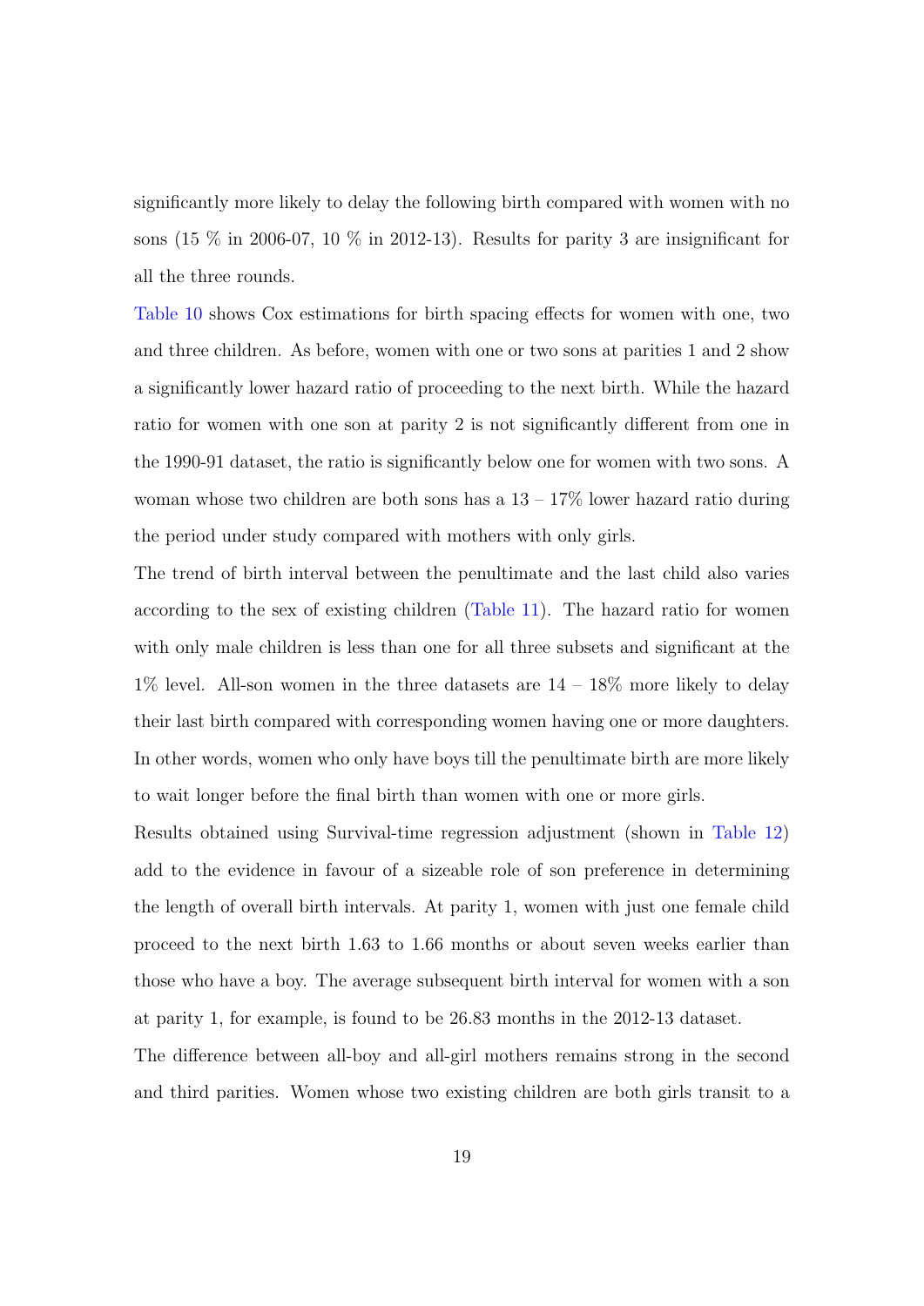significantly more likely to delay the following birth compared with women with no sons (15 % in 2006-07, 10 % in 2012-13). Results for parity 3 are insignificant for all the three rounds.

Table 10 shows Cox estimations for birth spacing effects for women with one, two and three children. As before, women with one or two sons at parities 1 and 2 show a significantly lower hazard ratio of proceeding to the next birth. While the hazard ratio for women with one son at parity 2 is not significantly different from one in the 1990-91 dataset, the ratio is significantly below one for women with two sons. A woman whose two children are both sons has a 13 – 17% lower hazard ratio during the period under study compared with mothers with only girls.

The trend of birth interval between the penultimate and the last child also varies according to the sex of existing children (Table 11). The hazard ratio for women with only male children is less than one for all three subsets and significant at the 1% level. All-son women in the three datasets are 14 – 18% more likely to delay their last birth compared with corresponding women having one or more daughters. In other words, women who only have boys till the penultimate birth are more likely to wait longer before the final birth than women with one or more girls.

Results obtained using Survival-time regression adjustment (shown in Table 12) add to the evidence in favour of a sizeable role of son preference in determining the length of overall birth intervals. At parity 1, women with just one female child proceed to the next birth 1.63 to 1.66 months or about seven weeks earlier than those who have a boy. The average subsequent birth interval for women with a son at parity 1, for example, is found to be 26.83 months in the 2012-13 dataset.

The difference between all-boy and all-girl mothers remains strong in the second and third parities. Women whose two existing children are both girls transit to a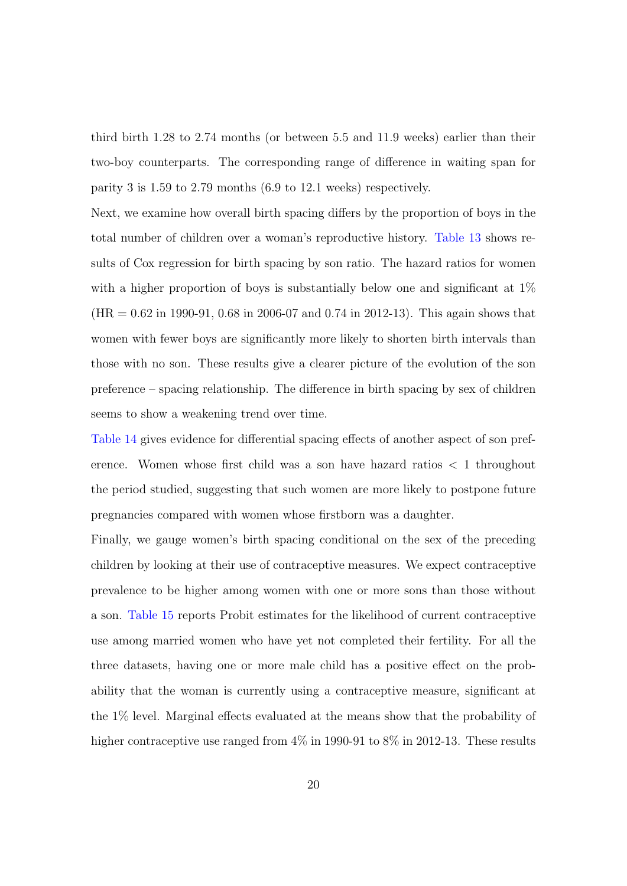third birth 1.28 to 2.74 months (or between 5.5 and 11.9 weeks) earlier than their two-boy counterparts. The corresponding range of difference in waiting span for parity 3 is 1.59 to 2.79 months (6.9 to 12.1 weeks) respectively.

Next, we examine how overall birth spacing differs by the proportion of boys in the total number of children over a woman's reproductive history. Table 13 shows results of Cox regression for birth spacing by son ratio. The hazard ratios for women with a higher proportion of boys is substantially below one and significant at 1% (HR = 0.62 in 1990-91, 0.68 in 2006-07 and 0.74 in 2012-13). This again shows that women with fewer boys are significantly more likely to shorten birth intervals than those with no son. These results give a clearer picture of the evolution of the son preference – spacing relationship. The difference in birth spacing by sex of children seems to show a weakening trend over time.

Table 14 gives evidence for differential spacing effects of another aspect of son preference. Women whose first child was a son have hazard ratios $< 1$ throughout the period studied, suggesting that such women are more likely to postpone future pregnancies compared with women whose firstborn was a daughter.

Finally, we gauge women's birth spacing conditional on the sex of the preceding children by looking at their use of contraceptive measures. We expect contraceptive prevalence to be higher among women with one or more sons than those without a son. Table 15 reports Probit estimates for the likelihood of current contraceptive use among married women who have yet not completed their fertility. For all the three datasets, having one or more male child has a positive effect on the probability that the woman is currently using a contraceptive measure, significant at the 1% level. Marginal effects evaluated at the means show that the probability of higher contraceptive use ranged from 4% in 1990-91 to 8% in 2012-13. These results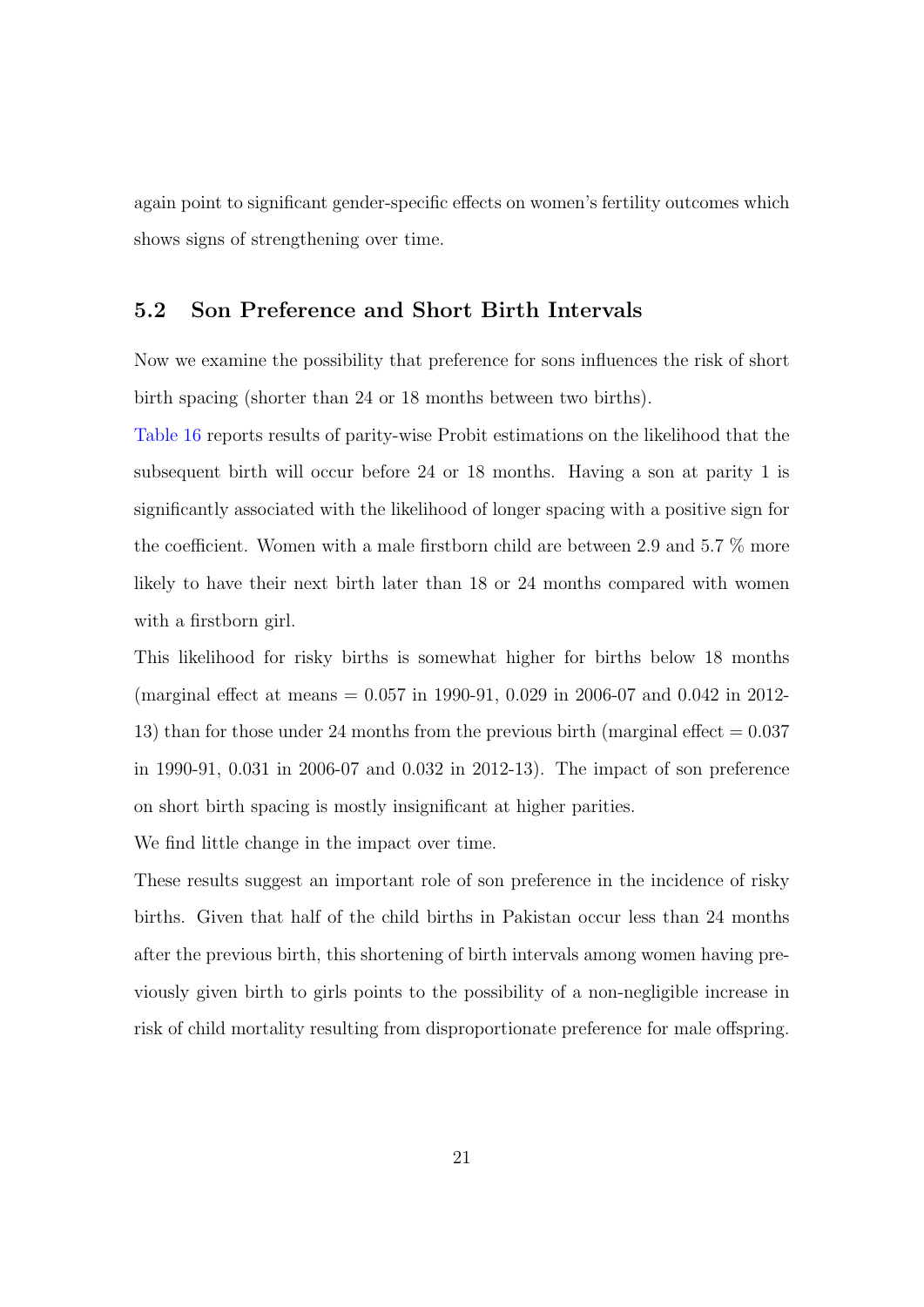again point to significant gender-specific effects on women's fertility outcomes which shows signs of strengthening over time.

## 5.2 Son Preference and Short Birth Intervals

Now we examine the possibility that preference for sons influences the risk of short birth spacing (shorter than 24 or 18 months between two births).

Table 16 reports results of parity-wise Probit estimations on the likelihood that the subsequent birth will occur before 24 or 18 months. Having a son at parity 1 is significantly associated with the likelihood of longer spacing with a positive sign for the coefficient. Women with a male firstborn child are between 2.9 and 5.7 % more likely to have their next birth later than 18 or 24 months compared with women with a firstborn girl.

This likelihood for risky births is somewhat higher for births below 18 months (marginal effect at means = 0.057 in 1990-91, 0.029 in 2006-07 and 0.042 in 2012-13) than for those under 24 months from the previous birth (marginal effect = 0.037 in 1990-91, 0.031 in 2006-07 and 0.032 in 2012-13). The impact of son preference on short birth spacing is mostly insignificant at higher parities.

We find little change in the impact over time.

These results suggest an important role of son preference in the incidence of risky births. Given that half of the child births in Pakistan occur less than 24 months after the previous birth, this shortening of birth intervals among women having previously given birth to girls points to the possibility of a non-negligible increase in risk of child mortality resulting from disproportionate preference for male offspring.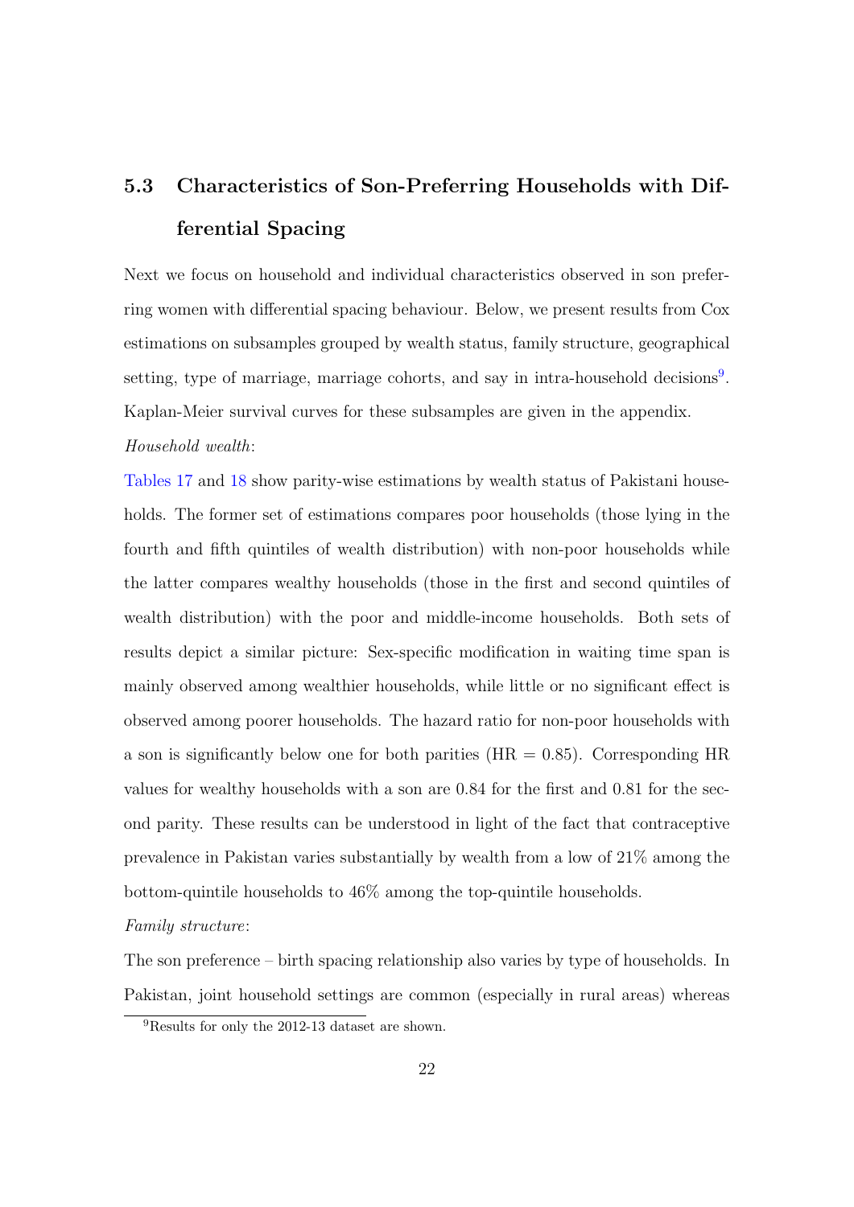## 5.3 Characteristics of Son-Preferring Households with Differential Spacing

Next we focus on household and individual characteristics observed in son preferring women with differential spacing behaviour. Below, we present results from Cox estimations on subsamples grouped by wealth status, family structure, geographical setting, type of marriage, marriage cohorts, and say in intra-household decisions[9]. Kaplan-Meier survival curves for these subsamples are given in the appendix.

*Household wealth*:

Tables 17 and 18 show parity-wise estimations by wealth status of Pakistani households. The former set of estimations compares poor households (those lying in the fourth and fifth quintiles of wealth distribution) with non-poor households while the latter compares wealthy households (those in the first and second quintiles of wealth distribution) with the poor and middle-income households. Both sets of results depict a similar picture: Sex-specific modification in waiting time span is mainly observed among wealthier households, while little or no significant effect is observed among poorer households. The hazard ratio for non-poor households with a son is significantly below one for both parities (HR = 0.85). Corresponding HR values for wealthy households with a son are 0.84 for the first and 0.81 for the second parity. These results can be understood in light of the fact that contraceptive prevalence in Pakistan varies substantially by wealth from a low of 21% among the bottom-quintile households to 46% among the top-quintile households.

*Family structure*:

The son preference – birth spacing relationship also varies by type of households. In Pakistan, joint household settings are common (especially in rural areas) whereas

[9] Results for only the 2012-13 dataset are shown.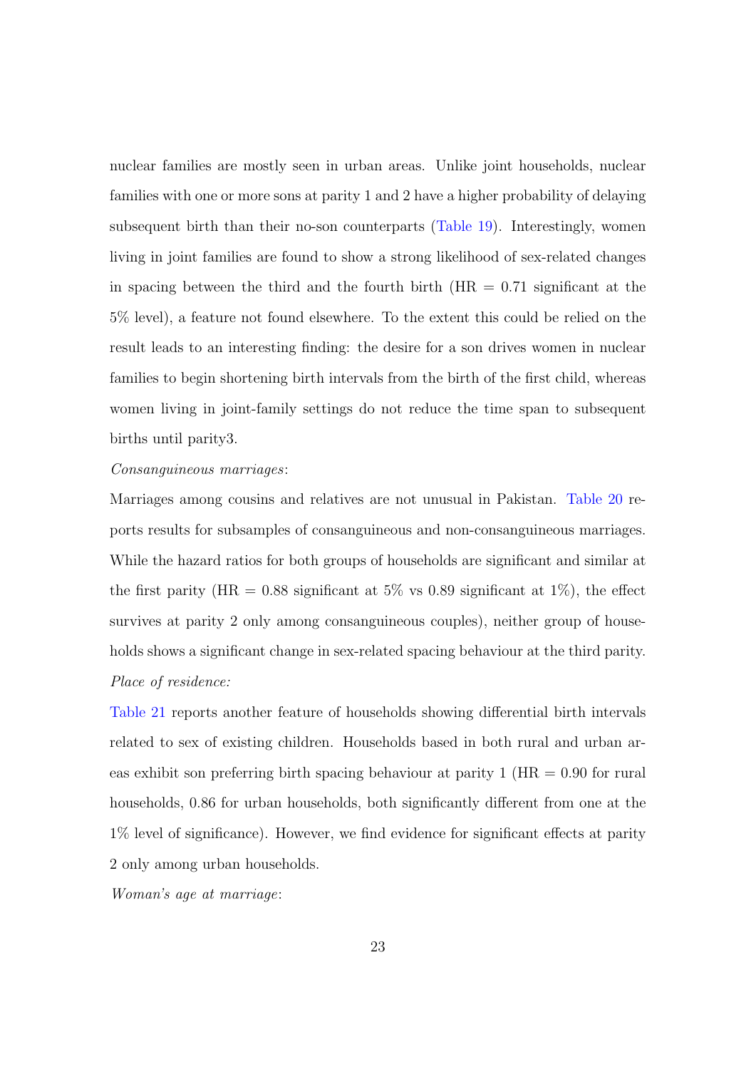nuclear families are mostly seen in urban areas. Unlike joint households, nuclear families with one or more sons at parity 1 and 2 have a higher probability of delaying subsequent birth than their no-son counterparts (Table 19). Interestingly, women living in joint families are found to show a strong likelihood of sex-related changes in spacing between the third and the fourth birth (HR = 0.71 significant at the 5% level), a feature not found elsewhere. To the extent this could be relied on the result leads to an interesting finding: the desire for a son drives women in nuclear families to begin shortening birth intervals from the birth of the first child, whereas women living in joint-family settings do not reduce the time span to subsequent births until parity3.

*Consanguineous marriages*:

Marriages among cousins and relatives are not unusual in Pakistan. Table 20 reports results for subsamples of consanguineous and non-consanguineous marriages. While the hazard ratios for both groups of households are significant and similar at the first parity (HR = 0.88 significant at 5% vs 0.89 significant at 1%), the effect survives at parity 2 only among consanguineous couples), neither group of households shows a significant change in sex-related spacing behaviour at the third parity.

*Place of residence:*

Table 21 reports another feature of households showing differential birth intervals related to sex of existing children. Households based in both rural and urban areas exhibit son preferring birth spacing behaviour at parity 1 (HR = 0.90 for rural households, 0.86 for urban households, both significantly different from one at the 1% level of significance). However, we find evidence for significant effects at parity 2 only among urban households.

*Woman's age at marriage*: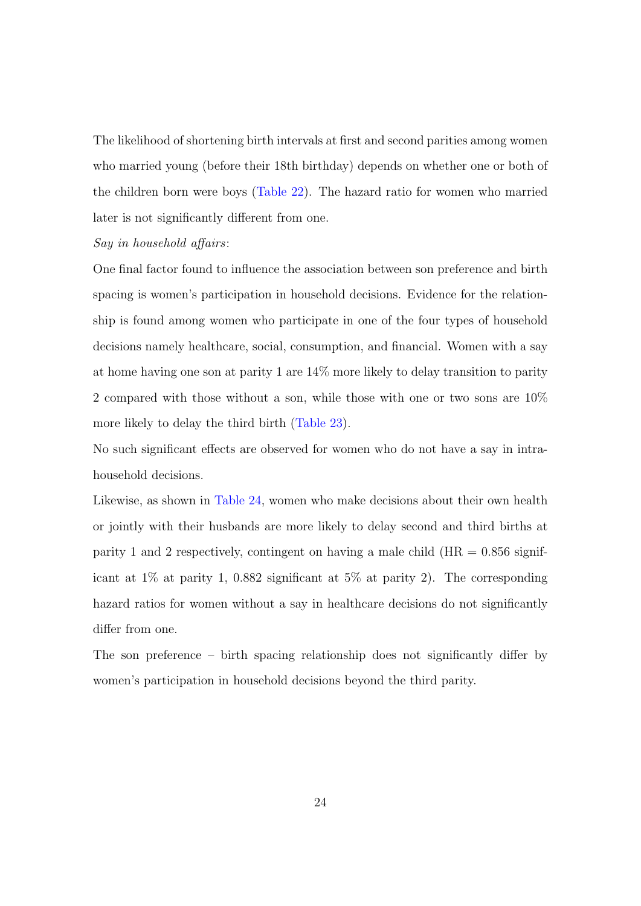The likelihood of shortening birth intervals at first and second parities among women who married young (before their 18th birthday) depends on whether one or both of the children born were boys (Table 22). The hazard ratio for women who married later is not significantly different from one.

*Say in household affairs*:

One final factor found to influence the association between son preference and birth spacing is women's participation in household decisions. Evidence for the relationship is found among women who participate in one of the four types of household decisions namely healthcare, social, consumption, and financial. Women with a say at home having one son at parity 1 are 14% more likely to delay transition to parity 2 compared with those without a son, while those with one or two sons are 10% more likely to delay the third birth (Table 23).

No such significant effects are observed for women who do not have a say in intra-household decisions.

Likewise, as shown in Table 24, women who make decisions about their own health or jointly with their husbands are more likely to delay second and third births at parity 1 and 2 respectively, contingent on having a male child (HR = 0.856 significant at 1% at parity 1, 0.882 significant at 5% at parity 2). The corresponding hazard ratios for women without a say in healthcare decisions do not significantly differ from one.

The son preference – birth spacing relationship does not significantly differ by women's participation in household decisions beyond the third parity.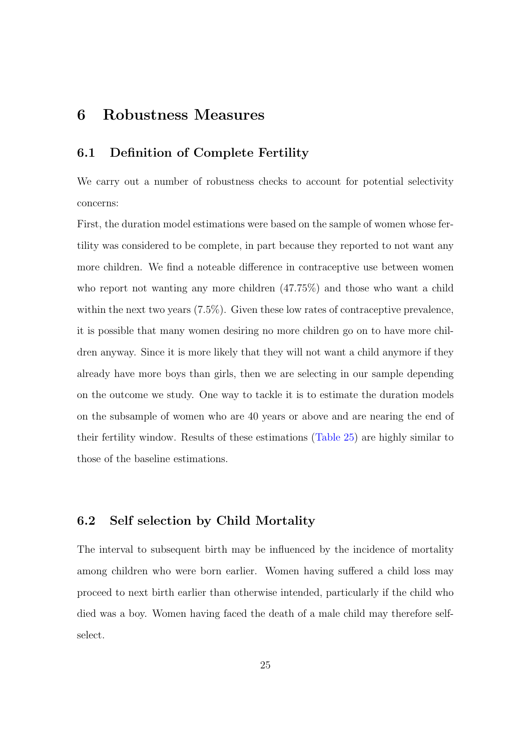# 6 Robustness Measures

## 6.1 Definition of Complete Fertility

We carry out a number of robustness checks to account for potential selectivity concerns:

First, the duration model estimations were based on the sample of women whose fertility was considered to be complete, in part because they reported to not want any more children. We find a noteable difference in contraceptive use between women who report not wanting any more children (47.75%) and those who want a child within the next two years (7.5%). Given these low rates of contraceptive prevalence, it is possible that many women desiring no more children go on to have more children anyway. Since it is more likely that they will not want a child anymore if they already have more boys than girls, then we are selecting in our sample depending on the outcome we study. One way to tackle it is to estimate the duration models on the subsample of women who are 40 years or above and are nearing the end of their fertility window. Results of these estimations (Table 25) are highly similar to those of the baseline estimations.

## 6.2 Self selection by Child Mortality

The interval to subsequent birth may be influenced by the incidence of mortality among children who were born earlier. Women having suffered a child loss may proceed to next birth earlier than otherwise intended, particularly if the child who died was a boy. Women having faced the death of a male child may therefore self-select.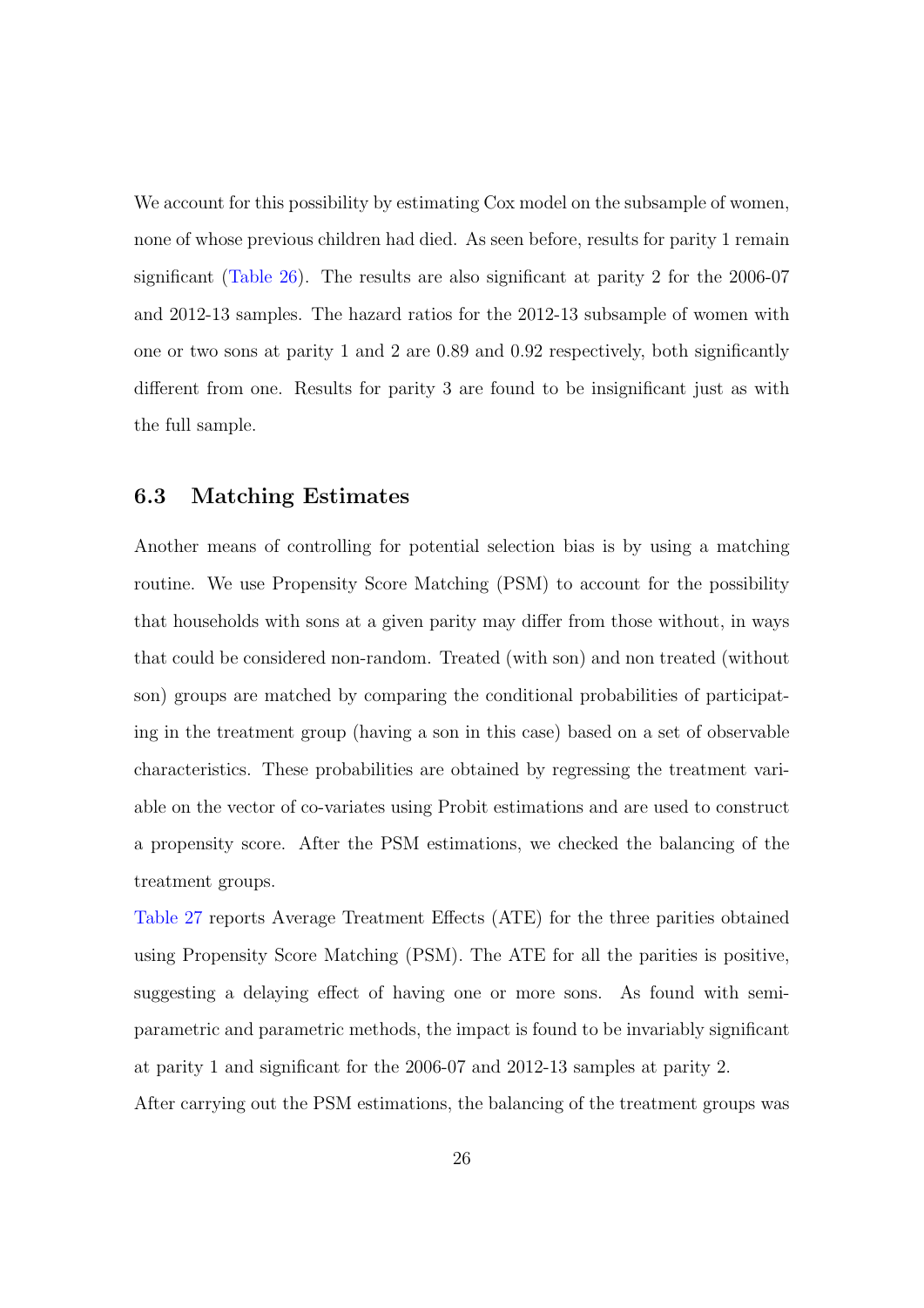We account for this possibility by estimating Cox model on the subsample of women, none of whose previous children had died. As seen before, results for parity 1 remain significant (Table 26). The results are also significant at parity 2 for the 2006-07 and 2012-13 samples. The hazard ratios for the 2012-13 subsample of women with one or two sons at parity 1 and 2 are 0.89 and 0.92 respectively, both significantly different from one. Results for parity 3 are found to be insignificant just as with the full sample.

### 6.3 Matching Estimates

Another means of controlling for potential selection bias is by using a matching routine. We use Propensity Score Matching (PSM) to account for the possibility that households with sons at a given parity may differ from those without, in ways that could be considered non-random. Treated (with son) and non treated (without son) groups are matched by comparing the conditional probabilities of participating in the treatment group (having a son in this case) based on a set of observable characteristics. These probabilities are obtained by regressing the treatment variable on the vector of co-variates using Probit estimations and are used to construct a propensity score. After the PSM estimations, we checked the balancing of the treatment groups.

Table 27 reports Average Treatment Effects (ATE) for the three parities obtained using Propensity Score Matching (PSM). The ATE for all the parities is positive, suggesting a delaying effect of having one or more sons. As found with semi-parametric and parametric methods, the impact is found to be invariably significant at parity 1 and significant for the 2006-07 and 2012-13 samples at parity 2.

After carrying out the PSM estimations, the balancing of the treatment groups was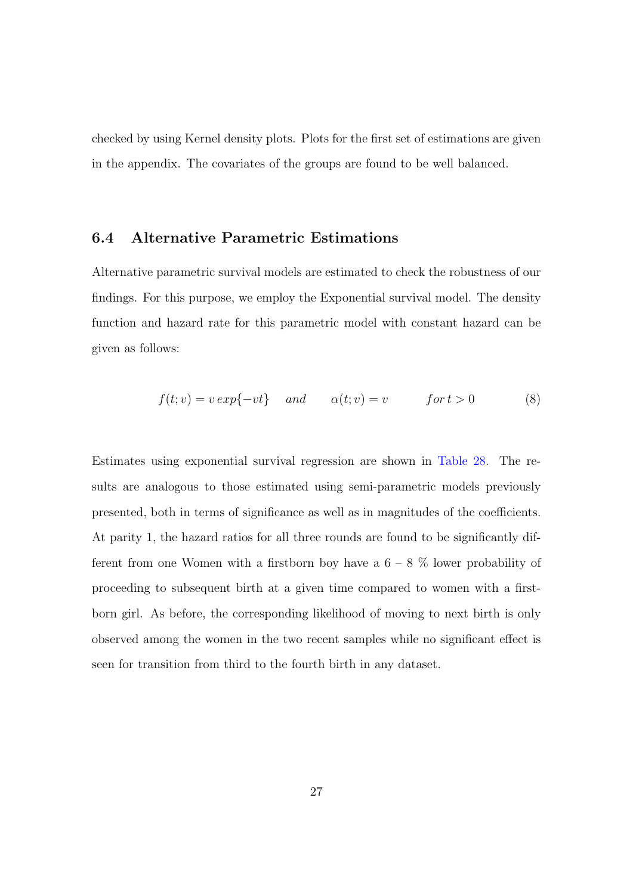checked by using Kernel density plots. Plots for the first set of estimations are given in the appendix. The covariates of the groups are found to be well balanced.

### 6.4 Alternative Parametric Estimations

Alternative parametric survival models are estimated to check the robustness of our findings. For this purpose, we employ the Exponential survival model. The density function and hazard rate for this parametric model with constant hazard can be given as follows:

$$f(t; v) = v\, exp\{-vt\} \quad and \quad \alpha(t; v) = v \quad for\, t > 0 \tag{8}$$

Estimates using exponential survival regression are shown in Table 28. The results are analogous to those estimated using semi-parametric models previously presented, both in terms of significance as well as in magnitudes of the coefficients. At parity 1, the hazard ratios for all three rounds are found to be significantly different from one Women with a firstborn boy have a 6 – 8 % lower probability of proceeding to subsequent birth at a given time compared to women with a firstborn girl. As before, the corresponding likelihood of moving to next birth is only observed among the women in the two recent samples while no significant effect is seen for transition from third to the fourth birth in any dataset.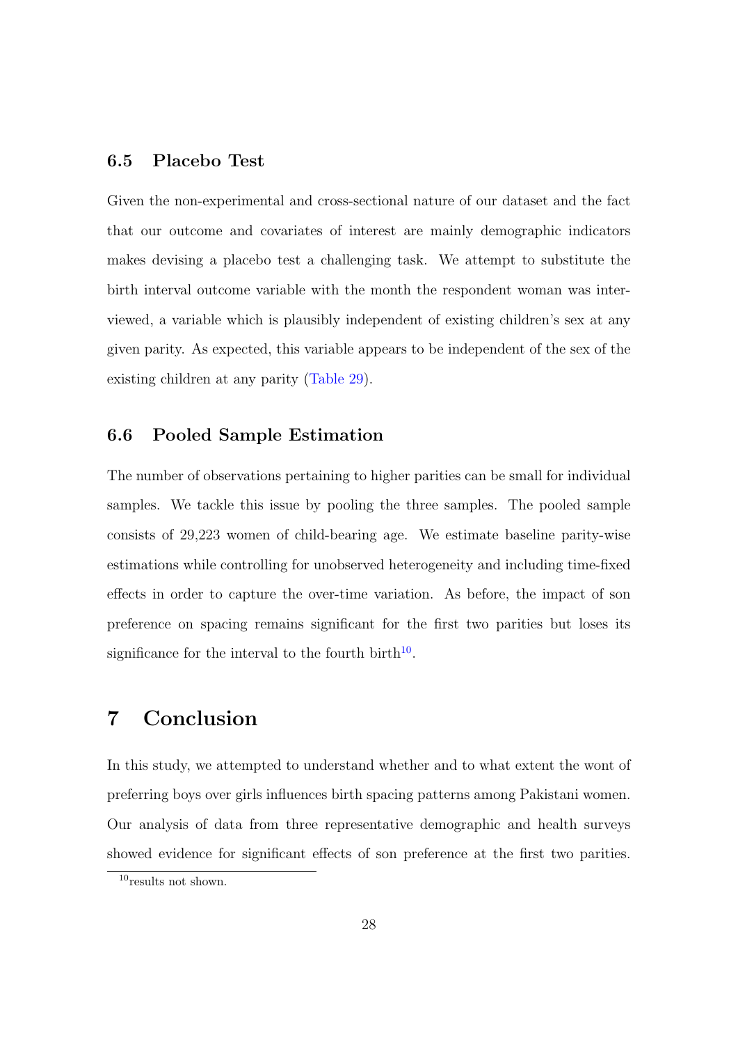### 6.5 Placebo Test

Given the non-experimental and cross-sectional nature of our dataset and the fact that our outcome and covariates of interest are mainly demographic indicators makes devising a placebo test a challenging task. We attempt to substitute the birth interval outcome variable with the month the respondent woman was interviewed, a variable which is plausibly independent of existing children's sex at any given parity. As expected, this variable appears to be independent of the sex of the existing children at any parity (Table 29).

### 6.6 Pooled Sample Estimation

The number of observations pertaining to higher parities can be small for individual samples. We tackle this issue by pooling the three samples. The pooled sample consists of 29,223 women of child-bearing age. We estimate baseline parity-wise estimations while controlling for unobserved heterogeneity and including time-fixed effects in order to capture the over-time variation. As before, the impact of son preference on spacing remains significant for the first two parities but loses its significance for the interval to the fourth birth[10].

## 7 Conclusion

In this study, we attempted to understand whether and to what extent the wont of preferring boys over girls influences birth spacing patterns among Pakistani women. Our analysis of data from three representative demographic and health surveys showed evidence for significant effects of son preference at the first two parities.

[10] results not shown.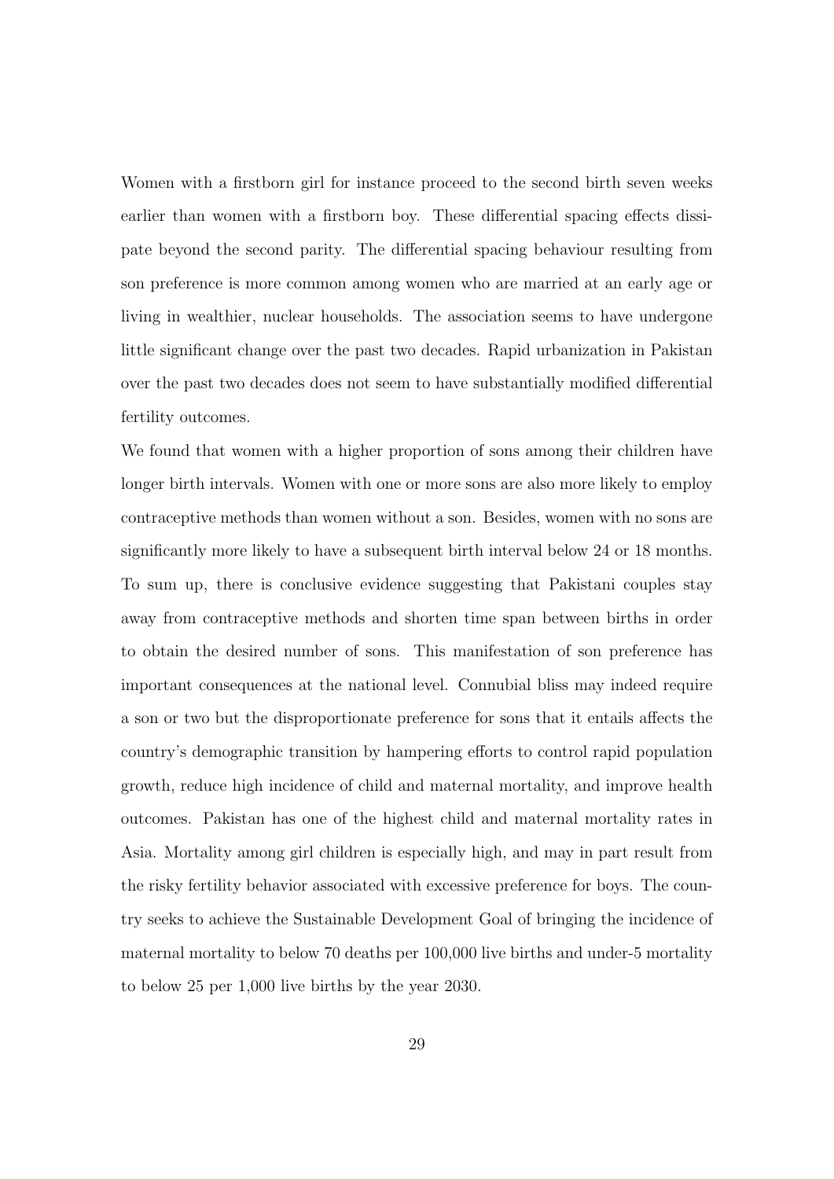Women with a firstborn girl for instance proceed to the second birth seven weeks earlier than women with a firstborn boy. These differential spacing effects dissipate beyond the second parity. The differential spacing behaviour resulting from son preference is more common among women who are married at an early age or living in wealthier, nuclear households. The association seems to have undergone little significant change over the past two decades. Rapid urbanization in Pakistan over the past two decades does not seem to have substantially modified differential fertility outcomes.

We found that women with a higher proportion of sons among their children have longer birth intervals. Women with one or more sons are also more likely to employ contraceptive methods than women without a son. Besides, women with no sons are significantly more likely to have a subsequent birth interval below 24 or 18 months. To sum up, there is conclusive evidence suggesting that Pakistani couples stay away from contraceptive methods and shorten time span between births in order to obtain the desired number of sons. This manifestation of son preference has important consequences at the national level. Connubial bliss may indeed require a son or two but the disproportionate preference for sons that it entails affects the country's demographic transition by hampering efforts to control rapid population growth, reduce high incidence of child and maternal mortality, and improve health outcomes. Pakistan has one of the highest child and maternal mortality rates in Asia. Mortality among girl children is especially high, and may in part result from the risky fertility behavior associated with excessive preference for boys. The country seeks to achieve the Sustainable Development Goal of bringing the incidence of maternal mortality to below 70 deaths per 100,000 live births and under-5 mortality to below 25 per 1,000 live births by the year 2030.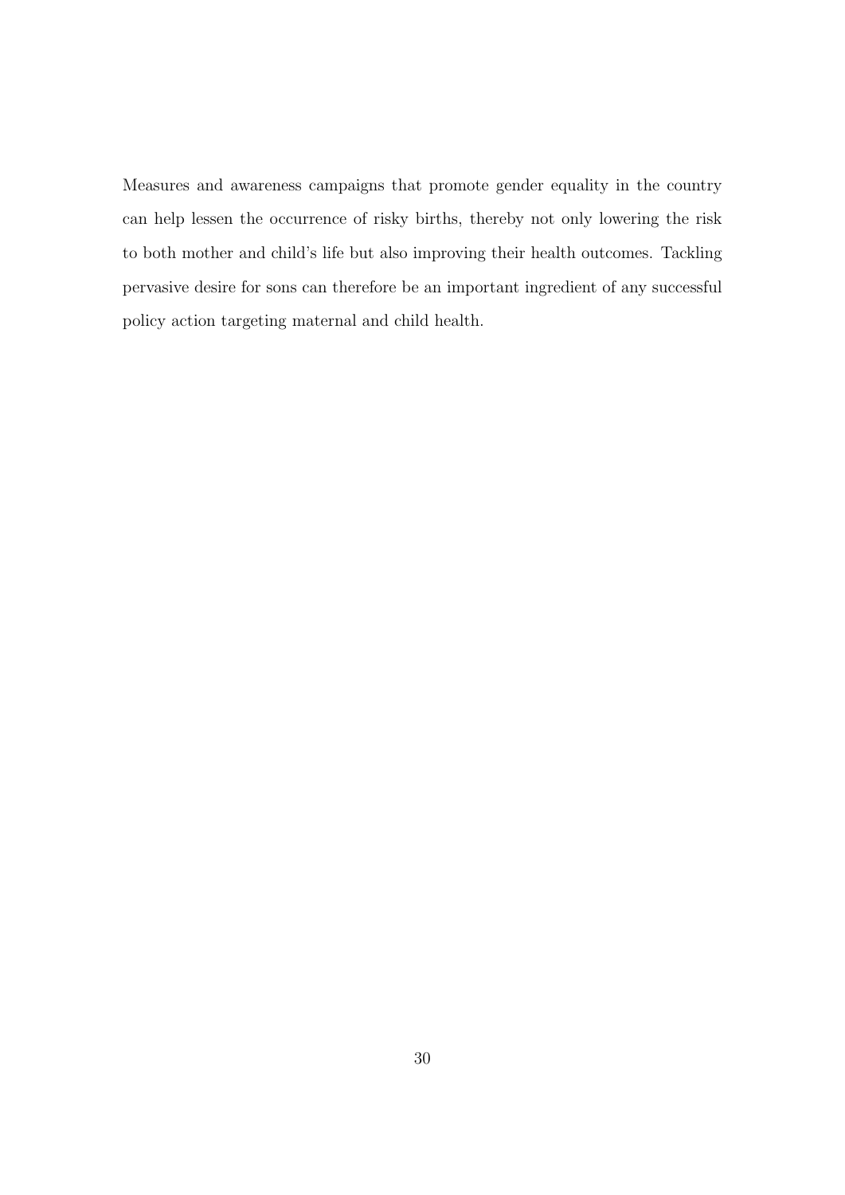Measures and awareness campaigns that promote gender equality in the country can help lessen the occurrence of risky births, thereby not only lowering the risk to both mother and child's life but also improving their health outcomes. Tackling pervasive desire for sons can therefore be an important ingredient of any successful policy action targeting maternal and child health.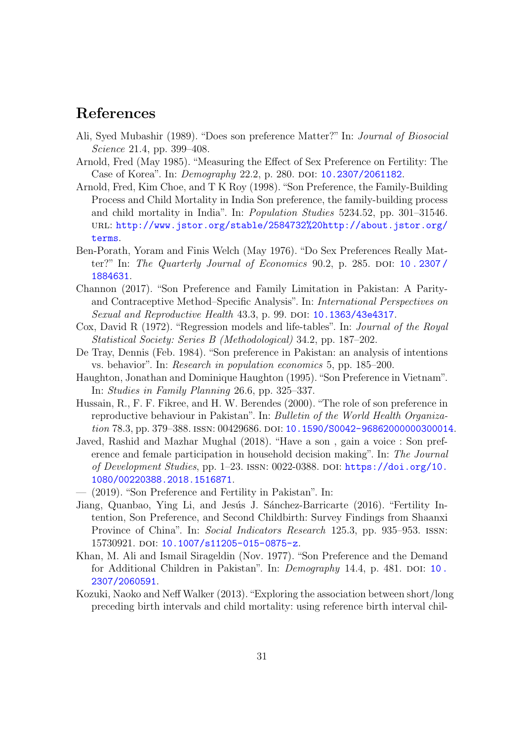# References

Ali, Syed Mubashir (1989). "Does son preference Matter?" In: *Journal of Biosocial Science* 21.4, pp. 399–408.

Arnold, Fred (May 1985). "Measuring the Effect of Sex Preference on Fertility: The Case of Korea". In: *Demography* 22.2, p. 280. DOI: 10.2307/2061182.

Arnold, Fred, Kim Choe, and T K Roy (1998). "Son Preference, the Family-Building Process and Child Mortality in India Son preference, the family-building process and child mortality in India". In: *Population Studies* 5234.52, pp. 301–31546. URL: http://www.jstor.org/stable/2584732%20http://about.jstor.org/terms.

Ben-Porath, Yoram and Finis Welch (May 1976). "Do Sex Preferences Really Matter?" In: *The Quarterly Journal of Economics* 90.2, p. 285. DOI: 10.2307/1884631.

Channon (2017). "Son Preference and Family Limitation in Pakistan: A Parity- and Contraceptive Method–Specific Analysis". In: *International Perspectives on Sexual and Reproductive Health* 43.3, p. 99. DOI: 10.1363/43e4317.

Cox, David R (1972). "Regression models and life-tables". In: *Journal of the Royal Statistical Society: Series B (Methodological)* 34.2, pp. 187–202.

De Tray, Dennis (Feb. 1984). "Son preference in Pakistan: an analysis of intentions vs. behavior". In: *Research in population economics* 5, pp. 185–200.

Haughton, Jonathan and Dominique Haughton (1995). "Son Preference in Vietnam". In: *Studies in Family Planning* 26.6, pp. 325–337.

Hussain, R., F. F. Fikree, and H. W. Berendes (2000). "The role of son preference in reproductive behaviour in Pakistan". In: *Bulletin of the World Health Organization* 78.3, pp. 379–388. ISSN: 00429686. DOI: 10.1590/S0042-96862000000300014.

Javed, Rashid and Mazhar Mughal (2018). "Have a son , gain a voice : Son preference and female participation in household decision making". In: *The Journal of Development Studies*, pp. 1–23. ISSN: 0022-0388. DOI: https://doi.org/10.1080/00220388.2018.1516871.

— (2019). "Son Preference and Fertility in Pakistan". In:

Jiang, Quanbao, Ying Li, and Jesús J. Sánchez-Barricarte (2016). "Fertility Intention, Son Preference, and Second Childbirth: Survey Findings from Shaanxi Province of China". In: *Social Indicators Research* 125.3, pp. 935–953. ISSN: 15730921. DOI: 10.1007/s11205-015-0875-z.

Khan, M. Ali and Ismail Sirageldin (Nov. 1977). "Son Preference and the Demand for Additional Children in Pakistan". In: *Demography* 14.4, p. 481. DOI: 10.2307/2060591.

Kozuki, Naoko and Neff Walker (2013). "Exploring the association between short/long preceding birth intervals and child mortality: using reference birth interval chil-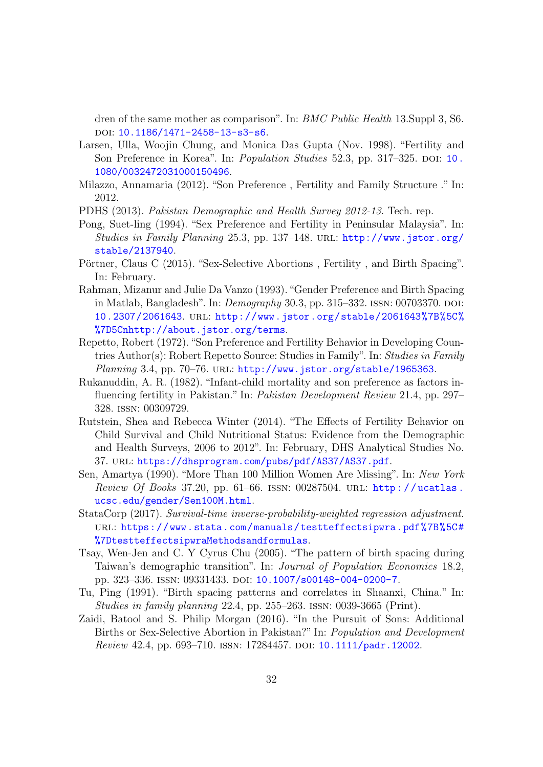dren of the same mother as comparison". In: *BMC Public Health* 13.Suppl 3, S6. DOI: 10.1186/1471-2458-13-s3-s6.

Larsen, Ulla, Woojin Chung, and Monica Das Gupta (Nov. 1998). "Fertility and Son Preference in Korea". In: *Population Studies* 52.3, pp. 317–325. DOI: 10.1080/0032472031000150496.

Milazzo, Annamaria (2012). "Son Preference , Fertility and Family Structure ." In: 2012.

PDHS (2013). *Pakistan Demographic and Health Survey 2012-13*. Tech. rep.

Pong, Suet-ling (1994). "Sex Preference and Fertility in Peninsular Malaysia". In: *Studies in Family Planning* 25.3, pp. 137–148. URL: http://www.jstor.org/stable/2137940.

Pörtner, Claus C (2015). "Sex-Selective Abortions , Fertility , and Birth Spacing". In: February.

Rahman, Mizanur and Julie Da Vanzo (1993). "Gender Preference and Birth Spacing in Matlab, Bangladesh". In: *Demography* 30.3, pp. 315–332. ISSN: 00703370. DOI: 10.2307/2061643. URL: http://www.jstor.org/stable/2061643%7B%5C%%7D5Cnhttp://about.jstor.org/terms.

Repetto, Robert (1972). "Son Preference and Fertility Behavior in Developing Countries Author(s): Robert Repetto Source: Studies in Family". In: *Studies in Family Planning* 3.4, pp. 70–76. URL: http://www.jstor.org/stable/1965363.

Rukanuddin, A. R. (1982). "Infant-child mortality and son preference as factors influencing fertility in Pakistan." In: *Pakistan Development Review* 21.4, pp. 297–328. ISSN: 00309729.

Rutstein, Shea and Rebecca Winter (2014). "The Effects of Fertility Behavior on Child Survival and Child Nutritional Status: Evidence from the Demographic and Health Surveys, 2006 to 2012". In: February, DHS Analytical Studies No. 37. URL: https://dhsprogram.com/pubs/pdf/AS37/AS37.pdf.

Sen, Amartya (1990). "More Than 100 Million Women Are Missing". In: *New York Review Of Books* 37.20, pp. 61–66. ISSN: 00287504. URL: http://ucatlas.ucsc.edu/gender/Sen100M.html.

StataCorp (2017). *Survival-time inverse-probability-weighted regression adjustment*. URL: https://www.stata.com/manuals/testteffectsipwra.pdf%7B%5C#%7DtestteffectsipwraMethodsandformulas.

Tsay, Wen-Jen and C. Y Cyrus Chu (2005). "The pattern of birth spacing during Taiwan's demographic transition". In: *Journal of Population Economics* 18.2, pp. 323–336. ISSN: 09331433. DOI: 10.1007/s00148-004-0200-7.

Tu, Ping (1991). "Birth spacing patterns and correlates in Shaanxi, China." In: *Studies in family planning* 22.4, pp. 255–263. ISSN: 0039-3665 (Print).

Zaidi, Batool and S. Philip Morgan (2016). "In the Pursuit of Sons: Additional Births or Sex-Selective Abortion in Pakistan?" In: *Population and Development Review* 42.4, pp. 693–710. ISSN: 17284457. DOI: 10.1111/padr.12002.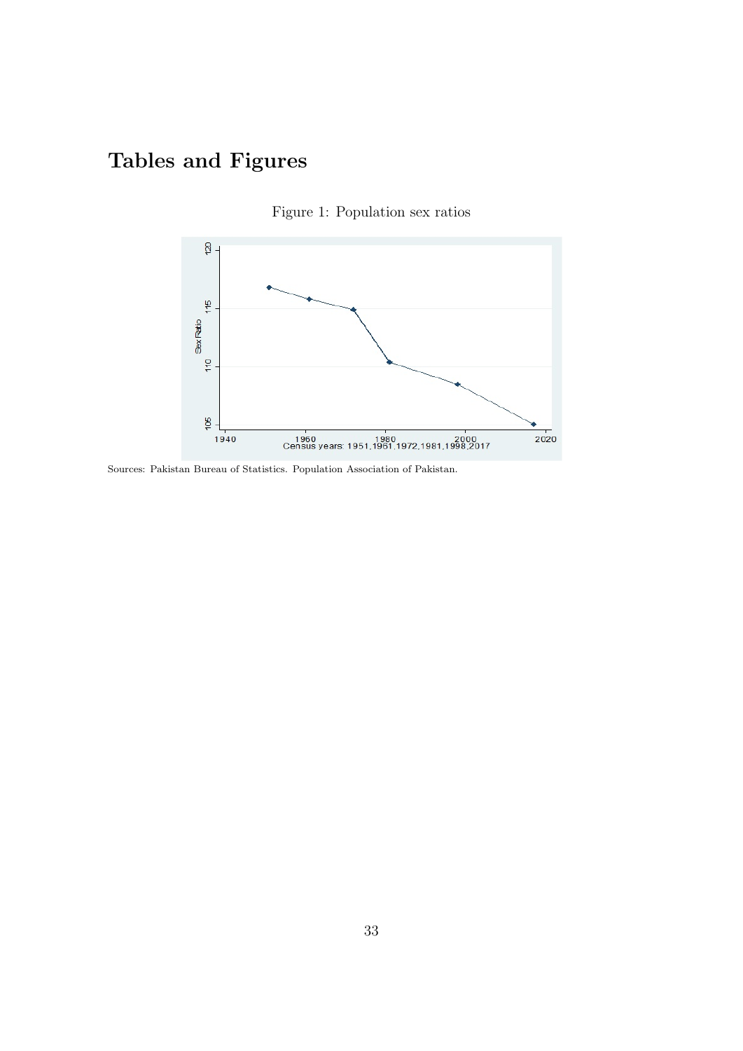# Tables and Figures

Figure 1: Population sex ratios

Sources: Pakistan Bureau of Statistics. Population Association of Pakistan.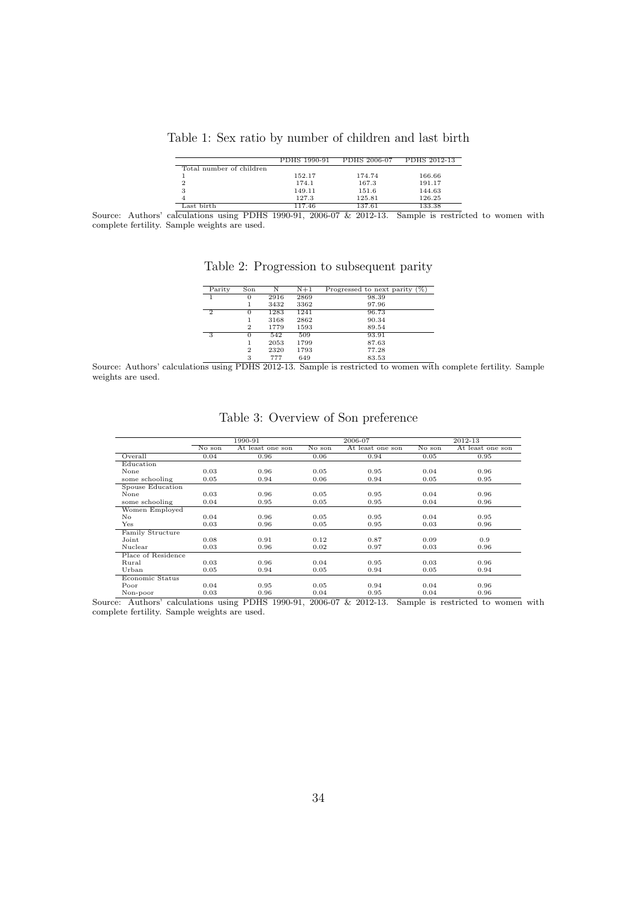Table 1: Sex ratio by number of children and last birth

| | PDHS 1990-91 | PDHS 2006-07 | PDHS 2012-13 |
|---|---|---|---|
| Total number of children | | | |
| 1 | 152.17 | 174.74 | 166.66 |
| 2 | 174.1 | 167.3 | 191.17 |
| 3 | 149.11 | 151.6 | 144.63 |
| 4 | 127.3 | 125.81 | 126.25 |
| Last birth | 117.46 | 137.61 | 133.38 |

Source: Authors' calculations using PDHS 1990-91, 2006-07 & 2012-13. Sample is restricted to women with complete fertility. Sample weights are used.

Table 2: Progression to subsequent parity

| Parity | Son | N | N+1 | Progressed to next parity (%) |
|---|---|---|---|---|
| 1 | 0 | 2916 | 2869 | 98.39 |
| | 1 | 3432 | 3362 | 97.96 |
| 2 | 0 | 1283 | 1241 | 96.73 |
| | 1 | 3168 | 2862 | 90.34 |
| | 2 | 1779 | 1593 | 89.54 |
| 3 | 0 | 542 | 509 | 93.91 |
| | 1 | 2053 | 1799 | 87.63 |
| | 2 | 2320 | 1793 | 77.28 |
| | 3 | 777 | 649 | 83.53 |

Source: Authors' calculations using PDHS 2012-13. Sample is restricted to women with complete fertility. Sample weights are used.

Table 3: Overview of Son preference

| | 1990-91 | | 2006-07 | | 2012-13 | |
|---|---|---|---|---|---|---|
| | No son | At least one son | No son | At least one son | No son | At least one son |
| Overall | 0.04 | 0.96 | 0.06 | 0.94 | 0.05 | 0.95 |
| Education | | | | | | |
| None | 0.03 | 0.96 | 0.05 | 0.95 | 0.04 | 0.96 |
| some schooling | 0.05 | 0.94 | 0.06 | 0.94 | 0.05 | 0.95 |
| Spouse Education | | | | | | |
| None | 0.03 | 0.96 | 0.05 | 0.95 | 0.04 | 0.96 |
| some schooling | 0.04 | 0.95 | 0.05 | 0.95 | 0.04 | 0.96 |
| Women Employed | | | | | | |
| No | 0.04 | 0.96 | 0.05 | 0.95 | 0.04 | 0.95 |
| Yes | 0.03 | 0.96 | 0.05 | 0.95 | 0.03 | 0.96 |
| Family Structure | | | | | | |
| Joint | 0.08 | 0.91 | 0.12 | 0.87 | 0.09 | 0.9 |
| Nuclear | 0.03 | 0.96 | 0.02 | 0.97 | 0.03 | 0.96 |
| Place of Residence | | | | | | |
| Rural | 0.03 | 0.96 | 0.04 | 0.95 | 0.03 | 0.96 |
| Urban | 0.05 | 0.94 | 0.05 | 0.94 | 0.05 | 0.94 |
| Economic Status | | | | | | |
| Poor | 0.04 | 0.95 | 0.05 | 0.94 | 0.04 | 0.96 |
| Non-poor | 0.03 | 0.96 | 0.04 | 0.95 | 0.04 | 0.96 |

Source: Authors' calculations using PDHS 1990-91, 2006-07 & 2012-13. Sample is restricted to women with complete fertility. Sample weights are used.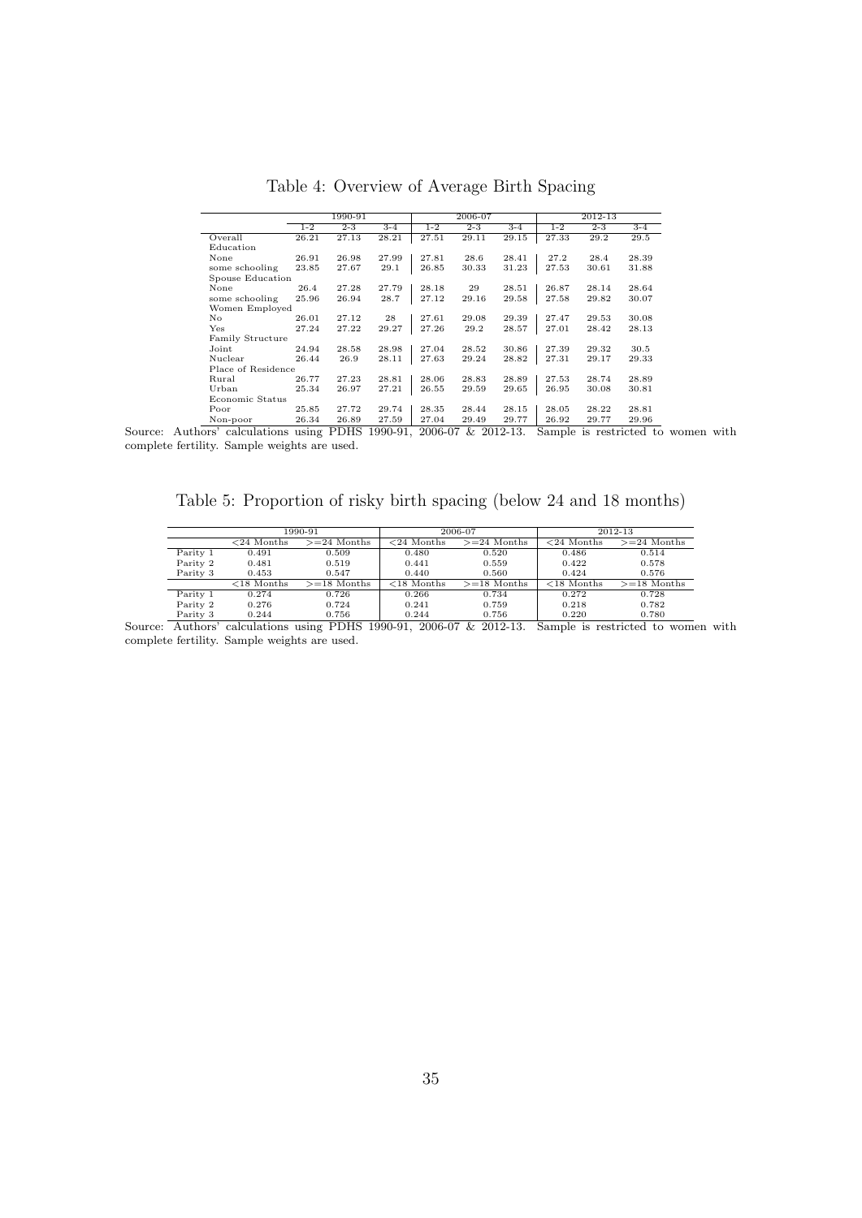Table 4: Overview of Average Birth Spacing

| | 1990-91 | | | 2006-07 | | | 2012-13 | | |
|---|---|---|---|---|---|---|---|---|---|
| | 1-2 | 2-3 | 3-4 | 1-2 | 2-3 | 3-4 | 1-2 | 2-3 | 3-4 |
| Overall | 26.21 | 27.13 | 28.21 | 27.51 | 29.11 | 29.15 | 27.33 | 29.2 | 29.5 |
| Education | | | | | | | | | |
| None | 26.91 | 26.98 | 27.99 | 27.81 | 28.6 | 28.41 | 27.2 | 28.4 | 28.39 |
| some schooling | 23.85 | 27.67 | 29.1 | 26.85 | 30.33 | 31.23 | 27.53 | 30.61 | 31.88 |
| Spouse Education | | | | | | | | | |
| None | 26.4 | 27.28 | 27.79 | 28.18 | 29 | 28.51 | 26.87 | 28.14 | 28.64 |
| some schooling | 25.96 | 26.94 | 28.7 | 27.12 | 29.16 | 29.58 | 27.58 | 29.82 | 30.07 |
| Women Employed | | | | | | | | | |
| No | 26.01 | 27.12 | 28 | 27.61 | 29.08 | 29.39 | 27.47 | 29.53 | 30.08 |
| Yes | 27.24 | 27.22 | 29.27 | 27.26 | 29.2 | 28.57 | 27.01 | 28.42 | 28.13 |
| Family Structure | | | | | | | | | |
| Joint | 24.94 | 28.58 | 28.98 | 27.04 | 28.52 | 30.86 | 27.39 | 29.32 | 30.5 |
| Nuclear | 26.44 | 26.9 | 28.11 | 27.63 | 29.24 | 28.82 | 27.31 | 29.17 | 29.33 |
| Place of Residence | | | | | | | | | |
| Rural | 26.77 | 27.23 | 28.81 | 28.06 | 28.83 | 28.89 | 27.53 | 28.74 | 28.89 |
| Urban | 25.34 | 26.97 | 27.21 | 26.55 | 29.59 | 29.65 | 26.95 | 30.08 | 30.81 |
| Economic Status | | | | | | | | | |
| Poor | 25.85 | 27.72 | 29.74 | 28.35 | 28.44 | 28.15 | 28.05 | 28.22 | 28.81 |
| Non-poor | 26.34 | 26.89 | 27.59 | 27.04 | 29.49 | 29.77 | 26.92 | 29.77 | 29.96 |

Source: Authors' calculations using PDHS 1990-91, 2006-07 & 2012-13. Sample is restricted to women with complete fertility. Sample weights are used.

Table 5: Proportion of risky birth spacing (below 24 and 18 months)

| | 1990-91 | | 2006-07 | | 2012-13 | |
|---|---|---|---|---|---|---|
| | <24 Months | >=24 Months | <24 Months | >=24 Months | <24 Months | >=24 Months |
| Parity 1 | 0.491 | 0.509 | 0.480 | 0.520 | 0.486 | 0.514 |
| Parity 2 | 0.481 | 0.519 | 0.441 | 0.559 | 0.422 | 0.578 |
| Parity 3 | 0.453 | 0.547 | 0.440 | 0.560 | 0.424 | 0.576 |
| | <18 Months | >=18 Months | <18 Months | >=18 Months | <18 Months | >=18 Months |
| Parity 1 | 0.274 | 0.726 | 0.266 | 0.734 | 0.272 | 0.728 |
| Parity 2 | 0.276 | 0.724 | 0.241 | 0.759 | 0.218 | 0.782 |
| Parity 3 | 0.244 | 0.756 | 0.244 | 0.756 | 0.220 | 0.780 |

Source: Authors' calculations using PDHS 1990-91, 2006-07 & 2012-13. Sample is restricted to women with complete fertility. Sample weights are used.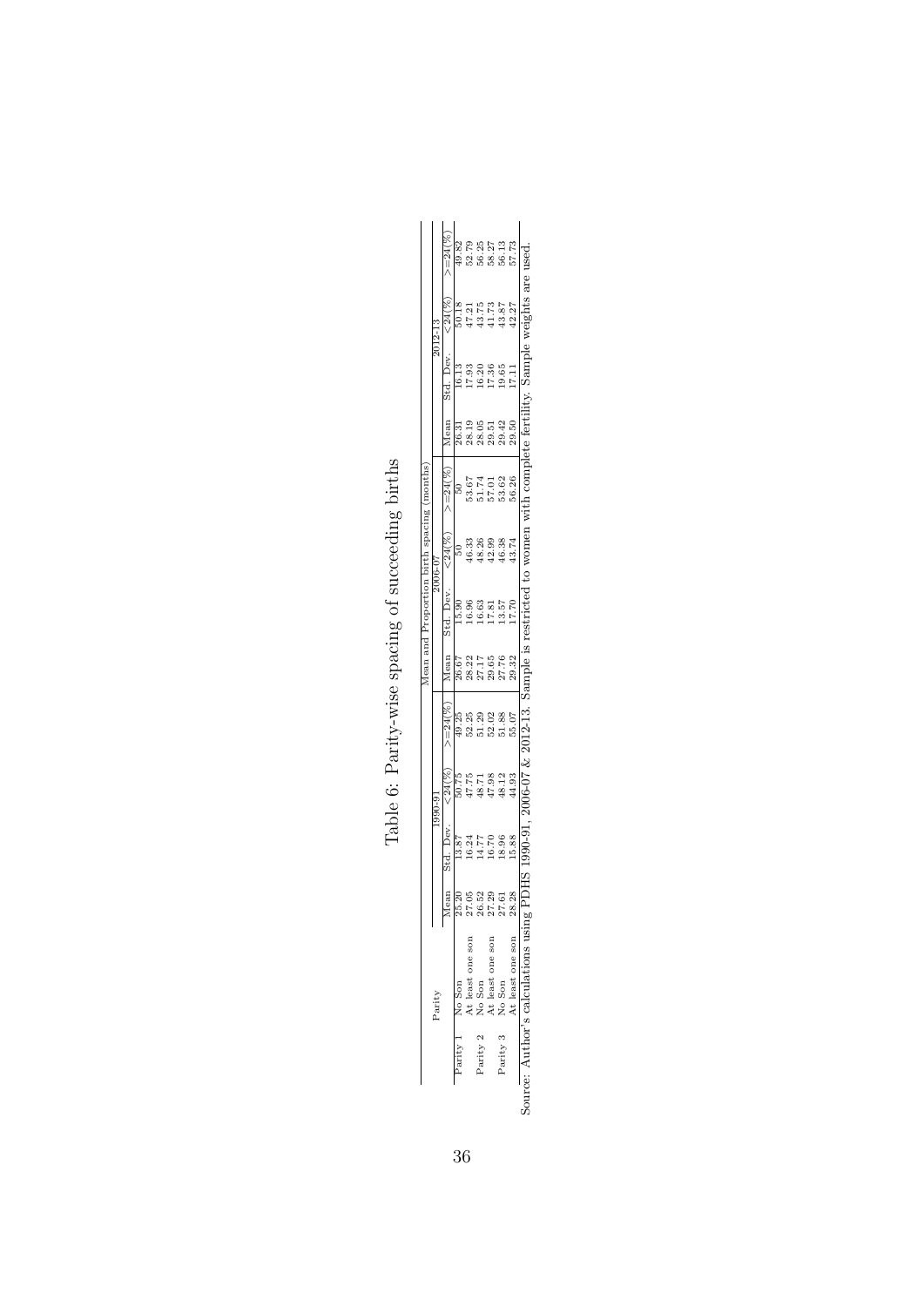# Table 6: Parity-wise spacing of succeeding births

| Parity | | Mean and Proportion birth spacing (months) | | | | | | | | | | | |
|---|---|---|---|---|---|---|---|---|---|---|---|---|---|
| | | 1990-91 | | | | 2006-07 | | | | 2012-13 | | | |
| | | Mean | Std. Dev. | <24(%) | >=24(%) | Mean | Std. Dev. | <24(%) | >=24(%) | Mean | Std. Dev. | <24(%) | >=24(%) |
| Parity 1 | No Son | 25.20 | 13.87 | 50.75 | 49.25 | 26.67 | 15.90 | 50 | 50 | 26.31 | 16.13 | 50.18 | 49.82 |
| | At least one son | 27.05 | 16.24 | 47.75 | 52.25 | 28.22 | 16.96 | 46.33 | 53.67 | 28.19 | 17.93 | 47.21 | 52.79 |
| Parity 2 | No Son | 26.52 | 14.77 | 48.71 | 51.29 | 27.17 | 16.63 | 48.26 | 51.74 | 28.05 | 16.20 | 43.75 | 56.25 |
| | At least one son | 27.29 | 16.70 | 47.98 | 52.02 | 29.65 | 17.81 | 42.99 | 57.01 | 29.51 | 17.36 | 41.73 | 58.27 |
| Parity 3 | No Son | 27.61 | 18.96 | 48.12 | 51.88 | 27.76 | 13.57 | 46.38 | 53.62 | 29.42 | 19.65 | 43.87 | 56.13 |
| | At least one son | 28.28 | 15.88 | 44.93 | 55.07 | 29.32 | 17.70 | 43.74 | 56.26 | 29.50 | 17.11 | 42.27 | 57.73 |

Source: Author's calculations using PDHS 1990-91, 2006-07 & 2012-13. Sample is restricted to women with complete fertility. Sample weights are used.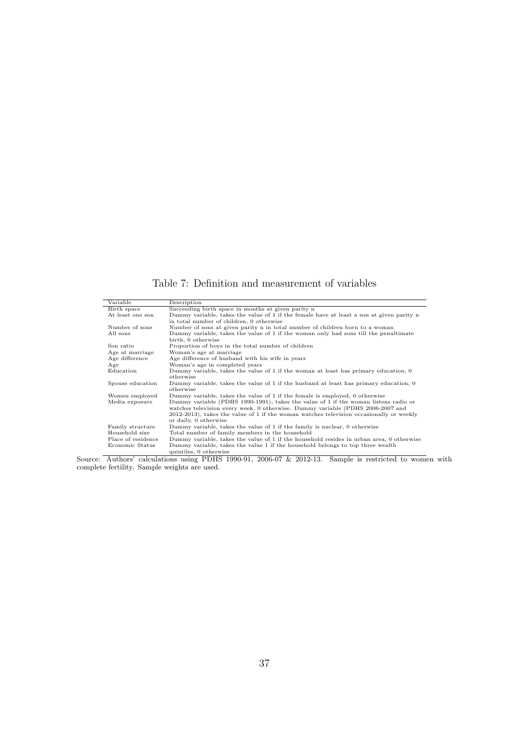Table 7: Definition and measurement of variables

| Variable | Description |
|---|---|
| Birth space | Succeeding birth space in months at given parity n |
| At least one son | Dummy variable, takes the value of 1 if the female have at least a son at given parity n in total number of children, 0 otherwise |
| Number of sons | Number of sons at given parity n in total number of children born to a woman |
| All sons | Dummy variable, takes the value of 1 if the woman only had sons till the penultimate birth, 0 otherwise |
| Son ratio | Proportion of boys in the total number of children |
| Age at marriage | Woman's age at marriage |
| Age difference | Age difference of husband with his wife in years |
| Age | Woman's age in completed years |
| Education | Dummy variable, takes the value of 1 if the woman at least has primary education, 0 otherwise |
| Spouse education | Dummy variable, takes the value of 1 if the husband at least has primary education, 0 otherwise |
| Women employed | Dummy variable, takes the value of 1 if the female is employed, 0 otherwise |
| Media exposure | Dummy variable (PDHS 1990-1991), takes the value of 1 if the woman listens radio or watches television every week, 0 otherwise. Dummy variable (PDHS 2006-2007 and 2012-2013), takes the value of 1 if the woman watches television occasionally or weekly or daily, 0 otherwise |
| Family structure | Dummy variable, takes the value of 1 if the family is nuclear, 0 otherwise |
| Household size | Total number of family members in the household |
| Place of residence | Dummy variable, takes the value of 1 if the household resides in urban area, 0 otherwise |
| Economic Status | Dummy variable, takes the value 1 if the household belongs to top three wealth quintiles, 0 otherwise |

Source: Authors' calculations using PDHS 1990-91, 2006-07 & 2012-13. Sample is restricted to women with complete fertility. Sample weights are used.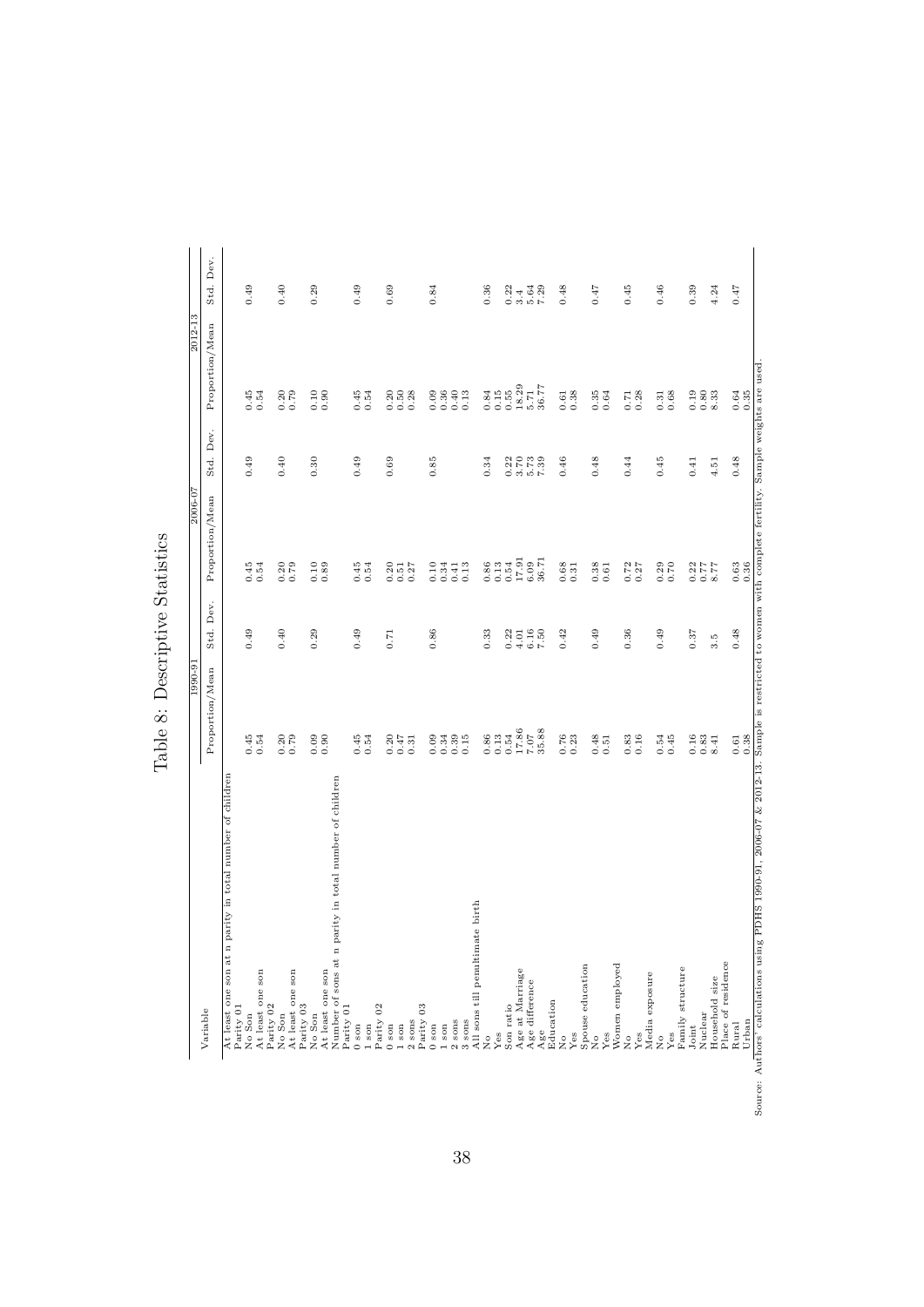# Table 8: Descriptive Statistics

| Variable | 1990-91 | | 2006-07 | | 2012-13 | |
|---|---|---|---|---|---|---|
| | Proportion/Mean | Std. Dev. | Proportion/Mean | Std. Dev. | Proportion/Mean | Std. Dev. |
| At least one son at n parity in total number of children | | | | | | |
| Parity 01 | | | | | | |
| No Son | 0.45 | 0.49 | 0.45 | 0.49 | 0.45 | 0.49 |
| At least one son | 0.54 | | 0.54 | | 0.54 | |
| Parity 02 | | | | | | |
| No Son | 0.20 | 0.40 | 0.20 | 0.40 | 0.20 | 0.40 |
| At least one son | 0.79 | | 0.79 | | 0.79 | |
| Parity 03 | | | | | | |
| No Son | 0.09 | 0.29 | 0.10 | 0.30 | 0.10 | 0.29 |
| At least one son | 0.90 | | 0.89 | | 0.90 | |
| Number of sons at n parity in total number of children | | | | | | |
| Parity 01 | | | | | | |
| 0 son | 0.45 | 0.49 | 0.45 | 0.49 | 0.45 | 0.49 |
| 1 son | 0.54 | | 0.54 | | 0.54 | |
| Parity 02 | | | | | | |
| 0 son | 0.20 | 0.71 | 0.20 | 0.69 | 0.20 | 0.69 |
| 1 son | 0.47 | | 0.51 | | 0.50 | |
| 2 sons | 0.31 | | 0.27 | | 0.28 | |
| Parity 03 | | | | | | |
| 0 son | 0.09 | 0.86 | 0.10 | 0.85 | 0.09 | 0.84 |
| 1 son | 0.34 | | 0.34 | | 0.36 | |
| 2 sons | 0.39 | | 0.41 | | 0.40 | |
| 3 sons | 0.15 | | 0.13 | | 0.13 | |
| All sons till penultimate birth | | | | | | |
| No | 0.86 | 0.33 | 0.86 | 0.34 | 0.84 | 0.36 |
| Yes | 0.13 | | 0.13 | | 0.15 | |
| Son ratio | 0.54 | 0.22 | 0.54 | 0.22 | 0.55 | 0.22 |
| Age at Marriage | 17.86 | 4.01 | 17.91 | 3.70 | 18.29 | 3.4 |
| Age difference | 7.07 | 6.16 | 6.09 | 5.73 | 5.71 | 5.64 |
| Age | 35.88 | 7.50 | 36.71 | 7.39 | 36.77 | 7.29 |
| Education | | | | | | |
| No | 0.76 | 0.42 | 0.68 | 0.46 | 0.61 | 0.48 |
| Yes | 0.23 | | 0.31 | | 0.38 | |
| Spouse education | | | | | | |
| No | 0.48 | 0.49 | 0.38 | 0.48 | 0.35 | 0.47 |
| Yes | 0.51 | | 0.61 | | 0.64 | |
| Women employed | | | | | | |
| No | 0.83 | 0.36 | 0.72 | 0.44 | 0.71 | 0.45 |
| Yes | 0.16 | | 0.27 | | 0.28 | |
| Media exposure | | | | | | |
| No | 0.54 | 0.49 | 0.29 | 0.45 | 0.31 | 0.46 |
| Yes | 0.45 | | 0.70 | | 0.68 | |
| Family structure | | | | | | |
| Joint | 0.16 | 0.37 | 0.22 | 0.41 | 0.19 | 0.39 |
| Nuclear | 0.83 | | 0.77 | | 0.80 | |
| Household size | 8.41 | 3.5 | 8.77 | 4.51 | 8.33 | 4.24 |
| Place of residence | | | | | | |
| Rural | 0.61 | 0.48 | 0.63 | 0.48 | 0.64 | 0.47 |
| Urban | 0.38 | | 0.36 | | 0.35 | |

Source: Authors' calculations using PDHS 1990-91, 2006-07 & 2012-13. Sample is restricted to women with complete fertility. Sample weights are used.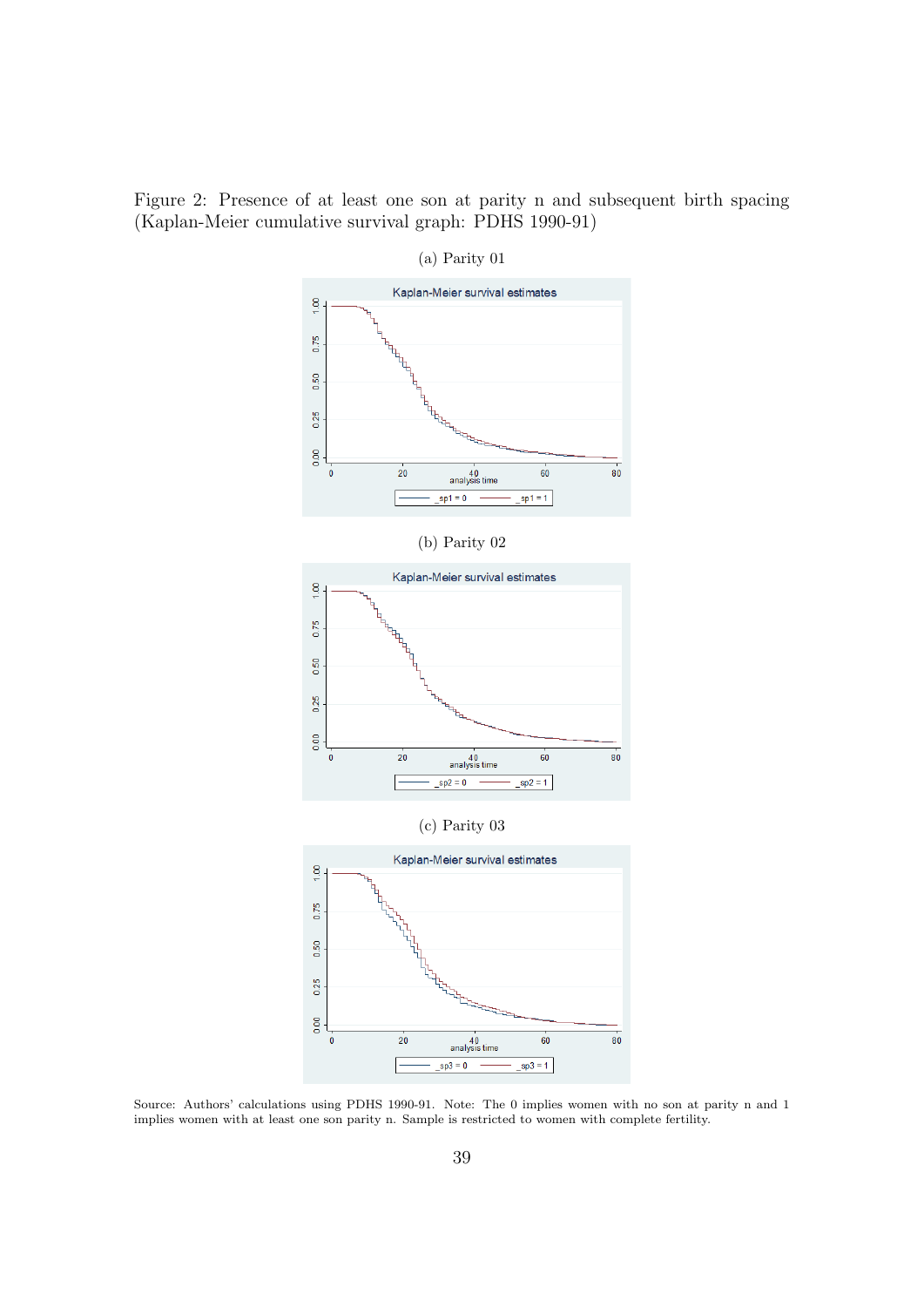Figure 2: Presence of at least one son at parity n and subsequent birth spacing (Kaplan-Meier cumulative survival graph: PDHS 1990-91)

(a) Parity 01

Kaplan-Meier survival estimates

(b) Parity 02

Kaplan-Meier survival estimates

(c) Parity 03

Kaplan-Meier survival estimates

Source: Authors' calculations using PDHS 1990-91. Note: The 0 implies women with no son at parity n and 1 implies women with at least one son parity n. Sample is restricted to women with complete fertility.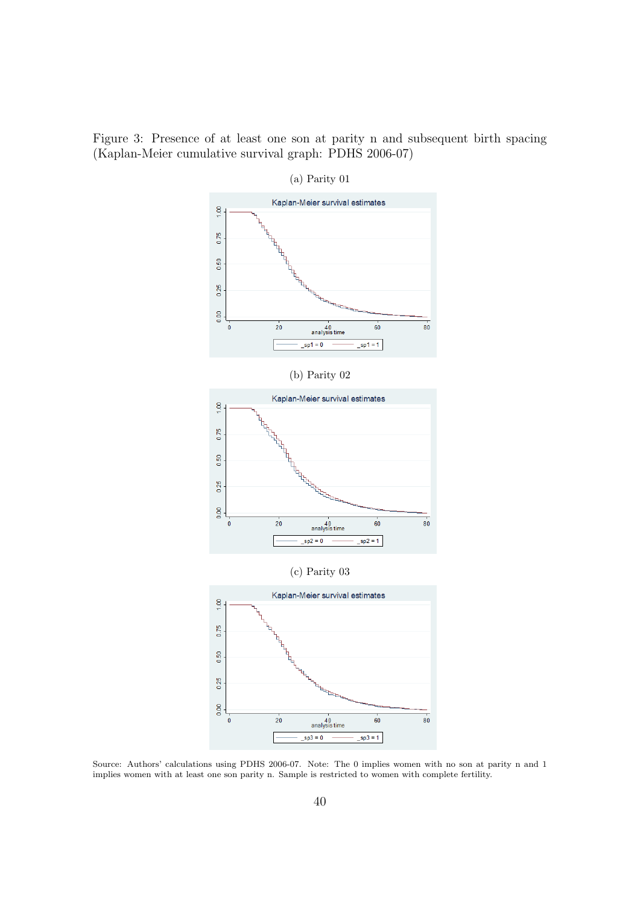Figure 3: Presence of at least one son at parity n and subsequent birth spacing (Kaplan-Meier cumulative survival graph: PDHS 2006-07)

(a) Parity 01

(b) Parity 02

(c) Parity 03

Source: Authors' calculations using PDHS 2006-07. Note: The 0 implies women with no son at parity n and 1 implies women with at least one son parity n. Sample is restricted to women with complete fertility.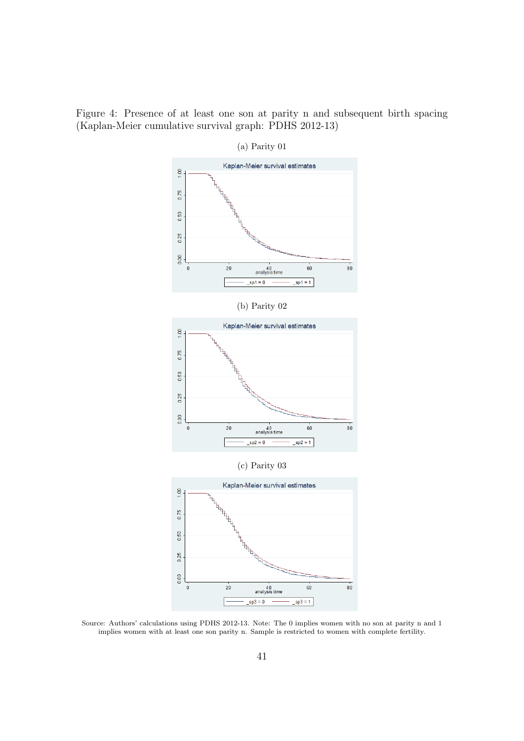Figure 4: Presence of at least one son at parity n and subsequent birth spacing (Kaplan-Meier cumulative survival graph: PDHS 2012-13)

(a) Parity 01

(b) Parity 02

(c) Parity 03

Source: Authors' calculations using PDHS 2012-13. Note: The 0 implies women with no son at parity n and 1 implies women with at least one son parity n. Sample is restricted to women with complete fertility.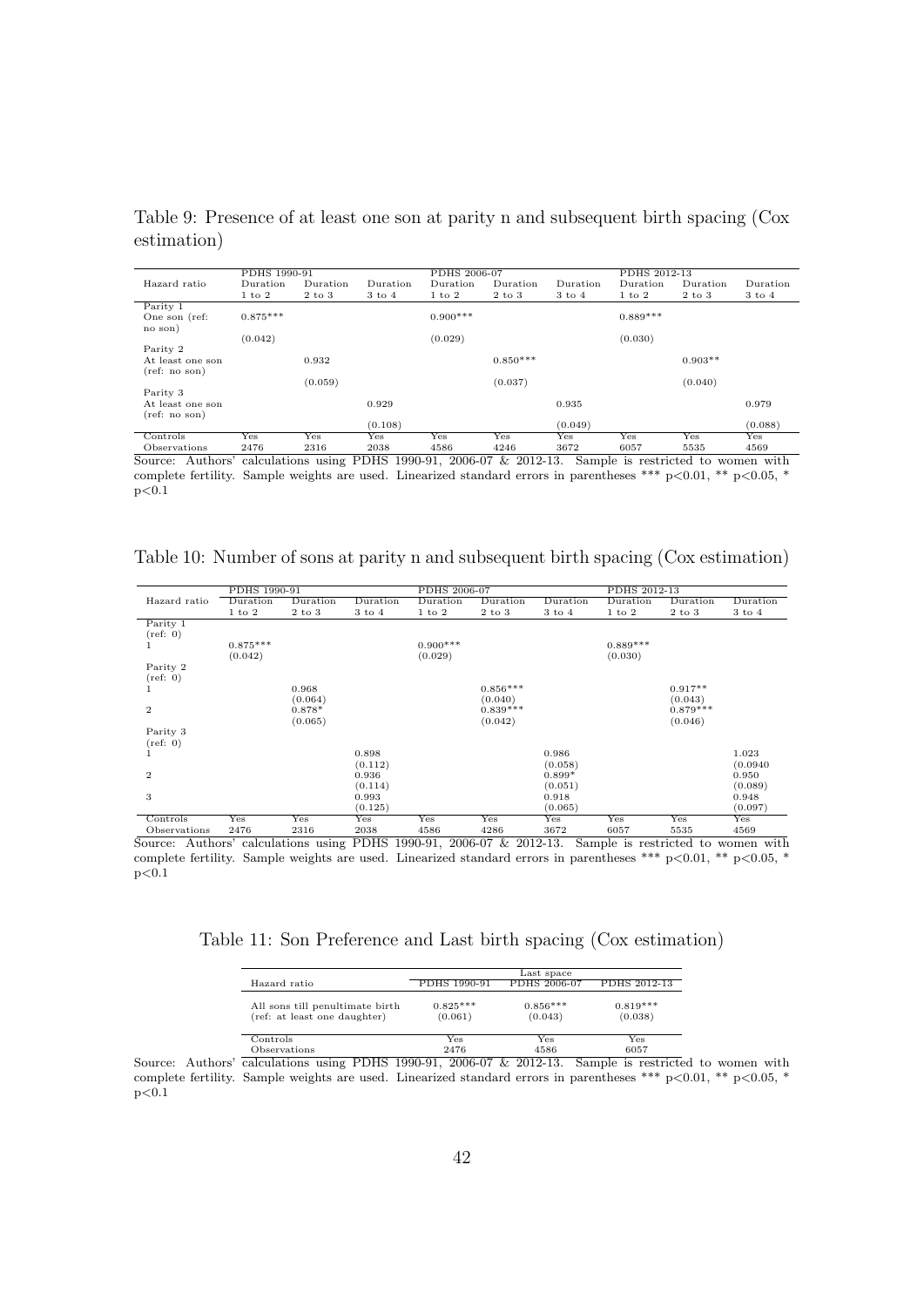Table 9: Presence of at least one son at parity n and subsequent birth spacing (Cox estimation)

| | PDHS 1990-91 | | | PDHS 2006-07 | | | PDHS 2012-13 | | |
|---|---|---|---|---|---|---|---|---|---|
| Hazard ratio | Duration 1 to 2 | Duration 2 to 3 | Duration 3 to 4 | Duration 1 to 2 | Duration 2 to 3 | Duration 3 to 4 | Duration 1 to 2 | Duration 2 to 3 | Duration 3 to 4 |
| Parity 1 | | | | | | | | | |
| One son (ref: no son) | 0.875*** | | | 0.900*** | | | 0.889*** | | |
| | (0.042) | | | (0.029) | | | (0.030) | | |
| Parity 2 | | | | | | | | | |
| At least one son (ref: no son) | | 0.932 | | | 0.850*** | | | 0.903** | |
| | | (0.059) | | | (0.037) | | | (0.040) | |
| Parity 3 | | | | | | | | | |
| At least one son (ref: no son) | | | 0.929 | | | 0.935 | | | 0.979 |
| | | | (0.108) | | | (0.049) | | | (0.088) |
| Controls | Yes | Yes | Yes | Yes | Yes | Yes | Yes | Yes | Yes |
| Observations | 2476 | 2316 | 2038 | 4586 | 4246 | 3672 | 6057 | 5535 | 4569 |

Source: Authors' calculations using PDHS 1990-91, 2006-07 & 2012-13. Sample is restricted to women with complete fertility. Sample weights are used. Linearized standard errors in parentheses *** p<0.01, ** p<0.05, * p<0.1

Table 10: Number of sons at parity n and subsequent birth spacing (Cox estimation)

| | PDHS 1990-91 | | | PDHS 2006-07 | | | PDHS 2012-13 | | |
|---|---|---|---|---|---|---|---|---|---|
| Hazard ratio | Duration 1 to 2 | Duration 2 to 3 | Duration 3 to 4 | Duration 1 to 2 | Duration 2 to 3 | Duration 3 to 4 | Duration 1 to 2 | Duration 2 to 3 | Duration 3 to 4 |
| Parity 1 (ref: 0) | | | | | | | | | |
| 1 | 0.875*** | | | 0.900*** | | | 0.889*** | | |
| | (0.042) | | | (0.029) | | | (0.030) | | |
| Parity 2 (ref: 0) | | | | | | | | | |
| 1 | | 0.968 | | | 0.856*** | | | 0.917** | |
| | | (0.064) | | | (0.040) | | | (0.043) | |
| 2 | | 0.878* | | | 0.839*** | | | 0.879*** | |
| | | (0.065) | | | (0.042) | | | (0.046) | |
| Parity 3 (ref: 0) | | | | | | | | | |
| 1 | | | 0.898 | | | 0.986 | | | 1.023 |
| | | | (0.112) | | | (0.058) | | | (0.0940 |
| 2 | | | 0.936 | | | 0.899* | | | 0.950 |
| | | | (0.114) | | | (0.051) | | | (0.089) |
| 3 | | | 0.993 | | | 0.918 | | | 0.948 |
| | | | (0.125) | | | (0.065) | | | (0.097) |
| Controls | Yes | Yes | Yes | Yes | Yes | Yes | Yes | Yes | Yes |
| Observations | 2476 | 2316 | 2038 | 4586 | 4286 | 3672 | 6057 | 5535 | 4569 |

Source: Authors' calculations using PDHS 1990-91, 2006-07 & 2012-13. Sample is restricted to women with complete fertility. Sample weights are used. Linearized standard errors in parentheses *** p<0.01, ** p<0.05, * p<0.1

Table 11: Son Preference and Last birth spacing (Cox estimation)

| | Last space | | |
|---|---|---|---|
| Hazard ratio | PDHS 1990-91 | PDHS 2006-07 | PDHS 2012-13 |
| All sons till penultimate birth (ref: at least one daughter) | 0.825*** | 0.856*** | 0.819*** |
| | (0.061) | (0.043) | (0.038) |
| Controls | Yes | Yes | Yes |
| Observations | 2476 | 4586 | 6057 |

Source: Authors' calculations using PDHS 1990-91, 2006-07 & 2012-13. Sample is restricted to women with complete fertility. Sample weights are used. Linearized standard errors in parentheses *** p<0.01, ** p<0.05, * p<0.1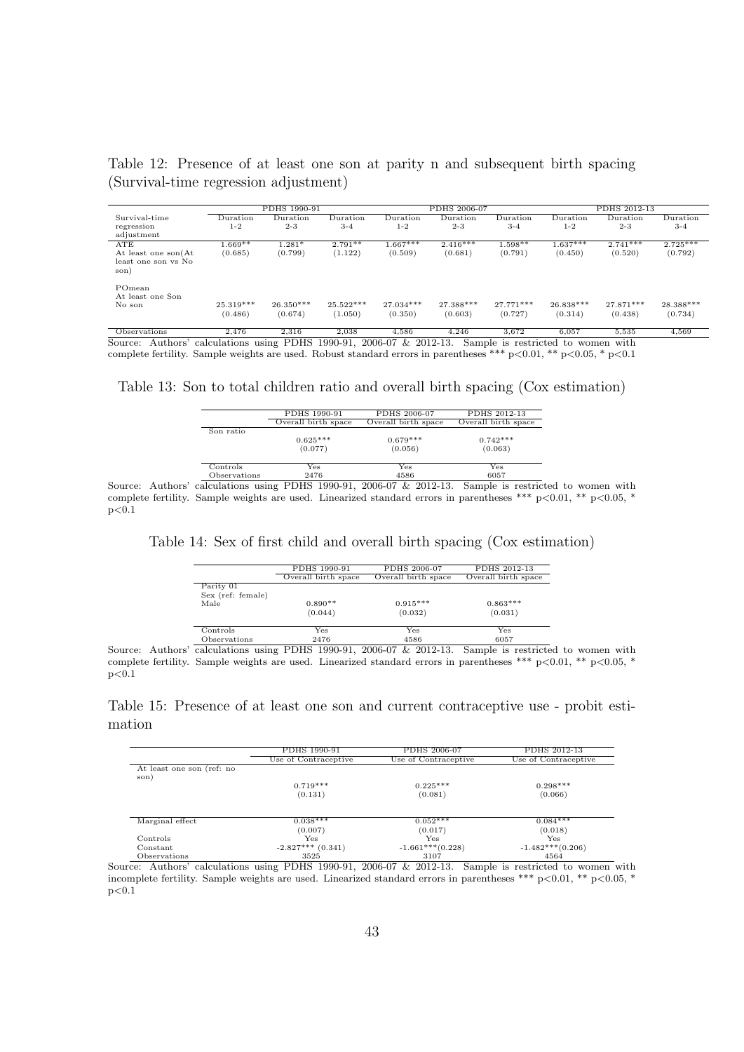Table 12: Presence of at least one son at parity n and subsequent birth spacing (Survival-time regression adjustment)

| | PDHS 1990-91 | | | PDHS 2006-07 | | | PDHS 2012-13 | | |
|---|---|---|---|---|---|---|---|---|---|
| Survival-time regression adjustment | Duration 1-2 | Duration 2-3 | Duration 3-4 | Duration 1-2 | Duration 2-3 | Duration 3-4 | Duration 1-2 | Duration 2-3 | Duration 3-4 |
| ATE | 1.669** | 1.281* | 2.791** | 1.667*** | 2.416*** | 1.598** | 1.637*** | 2.741*** | 2.725*** |
| At least one son(At least one son vs No son) | (0.685) | (0.799) | (1.122) | (0.509) | (0.681) | (0.791) | (0.450) | (0.520) | (0.792) |
| POmean | | | | | | | | | |
| At least one Son | | | | | | | | | |
| No son | 25.319*** | 26.350*** | 25.522*** | 27.034*** | 27.388*** | 27.771*** | 26.838*** | 27.871*** | 28.388*** |
| | (0.486) | (0.674) | (1.050) | (0.350) | (0.603) | (0.727) | (0.314) | (0.438) | (0.734) |
| Observations | 2,476 | 2,316 | 2,038 | 4,586 | 4,246 | 3,672 | 6,057 | 5,535 | 4,569 |

Source: Authors' calculations using PDHS 1990-91, 2006-07 & 2012-13. Sample is restricted to women with complete fertility. Sample weights are used. Robust standard errors in parentheses *** p<0.01, ** p<0.05, * p<0.1

Table 13: Son to total children ratio and overall birth spacing (Cox estimation)

| | PDHS 1990-91 | PDHS 2006-07 | PDHS 2012-13 |
|---|---|---|---|
| | Overall birth space | Overall birth space | Overall birth space |
| Son ratio | | | |
| | 0.625*** | 0.679*** | 0.742*** |
| | (0.077) | (0.056) | (0.063) |
| Controls | Yes | Yes | Yes |
| Observations | 2476 | 4586 | 6057 |

Source: Authors' calculations using PDHS 1990-91, 2006-07 & 2012-13. Sample is restricted to women with complete fertility. Sample weights are used. Linearized standard errors in parentheses *** p<0.01, ** p<0.05, * p<0.1

Table 14: Sex of first child and overall birth spacing (Cox estimation)

| | PDHS 1990-91 | PDHS 2006-07 | PDHS 2012-13 |
|---|---|---|---|
| | Overall birth space | Overall birth space | Overall birth space |
| Parity 01 | | | |
| Sex (ref: female) | | | |
| Male | 0.890** | 0.915*** | 0.863*** |
| | (0.044) | (0.032) | (0.031) |
| Controls | Yes | Yes | Yes |
| Observations | 2476 | 4586 | 6057 |

Source: Authors' calculations using PDHS 1990-91, 2006-07 & 2012-13. Sample is restricted to women with complete fertility. Sample weights are used. Linearized standard errors in parentheses *** p<0.01, ** p<0.05, * p<0.1

Table 15: Presence of at least one son and current contraceptive use - probit estimation

| | PDHS 1990-91 | PDHS 2006-07 | PDHS 2012-13 |
|---|---|---|---|
| | Use of Contraceptive | Use of Contraceptive | Use of Contraceptive |
| At least one son (ref: no son) | | | |
| | 0.719*** | 0.225*** | 0.298*** |
| | (0.131) | (0.081) | (0.066) |
| Marginal effect | 0.038*** | 0.052*** | 0.084*** |
| | (0.007) | (0.017) | (0.018) |
| Controls | Yes | Yes | Yes |
| Constant | -2.827*** (0.341) | -1.661***(0.228) | -1.482***(0.206) |
| Observations | 3525 | 3107 | 4564 |

Source: Authors' calculations using PDHS 1990-91, 2006-07 & 2012-13. Sample is restricted to women with incomplete fertility. Sample weights are used. Linearized standard errors in parentheses *** p<0.01, ** p<0.05, * p<0.1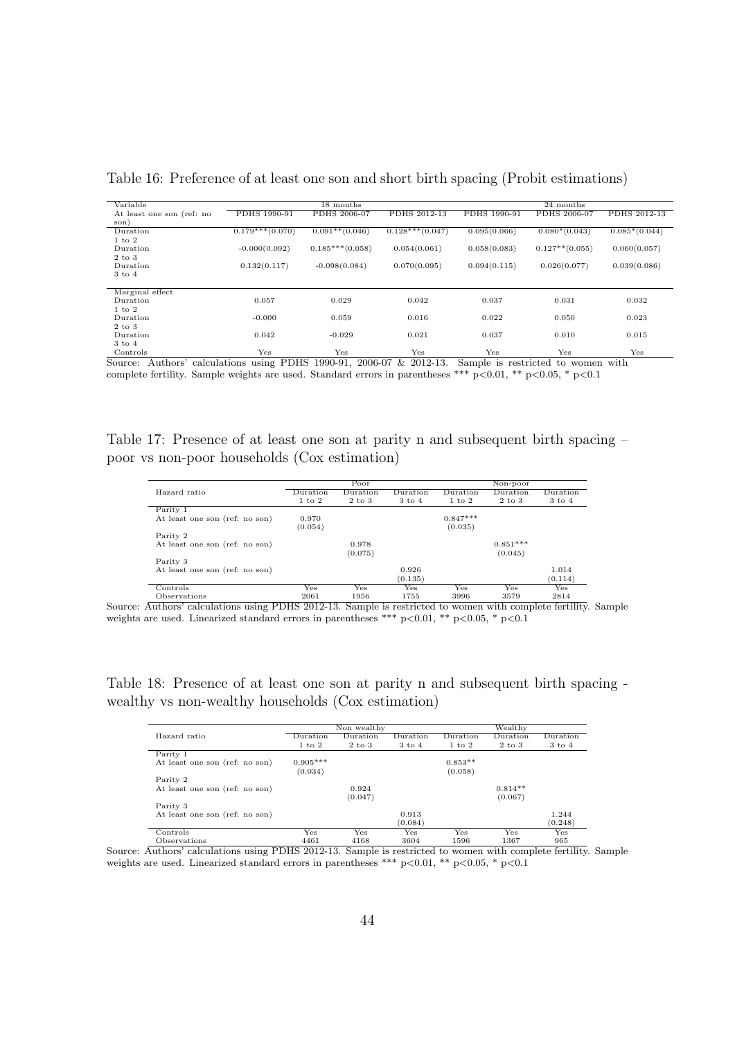Table 16: Preference of at least one son and short birth spacing (Probit estimations)

| Variable | 18 months | | | 24 months | | |
|---|---|---|---|---|---|---|
| At least one son (ref: no son) | PDHS 1990-91 | PDHS 2006-07 | PDHS 2012-13 | PDHS 1990-91 | PDHS 2006-07 | PDHS 2012-13 |
| Duration 1 to 2 | 0.179***(0.070) | 0.091**(0.046) | 0.128***(0.047) | 0.095(0.066) | 0.080*(0.043) | 0.085*(0.044) |
| Duration 2 to 3 | -0.000(0.092) | 0.185***(0.058) | 0.054(0.061) | 0.058(0.083) | 0.127**(0.055) | 0.060(0.057) |
| Duration 3 to 4 | 0.132(0.117) | -0.098(0.084) | 0.070(0.095) | 0.094(0.115) | 0.026(0.077) | 0.039(0.086) |
| Marginal effect | | | | | | |
| Duration 1 to 2 | 0.057 | 0.029 | 0.042 | 0.037 | 0.031 | 0.032 |
| Duration 2 to 3 | -0.000 | 0.059 | 0.016 | 0.022 | 0.050 | 0.023 |
| Duration 3 to 4 | 0.042 | -0.029 | 0.021 | 0.037 | 0.010 | 0.015 |
| Controls | Yes | Yes | Yes | Yes | Yes | Yes |

Source: Authors' calculations using PDHS 1990-91, 2006-07 & 2012-13. Sample is restricted to women with complete fertility. Sample weights are used. Standard errors in parentheses *** p<0.01, ** p<0.05, * p<0.1

Table 17: Presence of at least one son at parity n and subsequent birth spacing – poor vs non-poor households (Cox estimation)

| | Poor | | | Non-poor | | |
|---|---|---|---|---|---|---|
| Hazard ratio | Duration 1 to 2 | Duration 2 to 3 | Duration 3 to 4 | Duration 1 to 2 | Duration 2 to 3 | Duration 3 to 4 |
| Parity 1 | | | | | | |
| At least one son (ref: no son) | 0.970 | | | 0.847*** | | |
| | (0.054) | | | (0.035) | | |
| Parity 2 | | | | | | |
| At least one son (ref: no son) | | 0.978 | | | 0.851*** | |
| | | (0.075) | | | (0.045) | |
| Parity 3 | | | | | | |
| At least one son (ref: no son) | | | 0.926 | | | 1.014 |
| | | | (0.135) | | | (0.114) |
| Controls | Yes | Yes | Yes | Yes | Yes | Yes |
| Observations | 2061 | 1956 | 1755 | 3996 | 3579 | 2814 |

Source: Authors' calculations using PDHS 2012-13. Sample is restricted to women with complete fertility. Sample weights are used. Linearized standard errors in parentheses *** p<0.01, ** p<0.05, * p<0.1

Table 18: Presence of at least one son at parity n and subsequent birth spacing - wealthy vs non-wealthy households (Cox estimation)

| | Non wealthy | | | Wealthy | | |
|---|---|---|---|---|---|---|
| Hazard ratio | Duration 1 to 2 | Duration 2 to 3 | Duration 3 to 4 | Duration 1 to 2 | Duration 2 to 3 | Duration 3 to 4 |
| Parity 1 | | | | | | |
| At least one son (ref: no son) | 0.905*** | | | 0.853** | | |
| | (0.034) | | | (0.058) | | |
| Parity 2 | | | | | | |
| At least one son (ref: no son) | | 0.924 | | | 0.814** | |
| | | (0.047) | | | (0.067) | |
| Parity 3 | | | | | | |
| At least one son (ref: no son) | | | 0.913 | | | 1.244 |
| | | | (0.084) | | | (0.248) |
| Controls | Yes | Yes | Yes | Yes | Yes | Yes |
| Observations | 4461 | 4168 | 3604 | 1596 | 1367 | 965 |

Source: Authors' calculations using PDHS 2012-13. Sample is restricted to women with complete fertility. Sample weights are used. Linearized standard errors in parentheses *** p<0.01, ** p<0.05, * p<0.1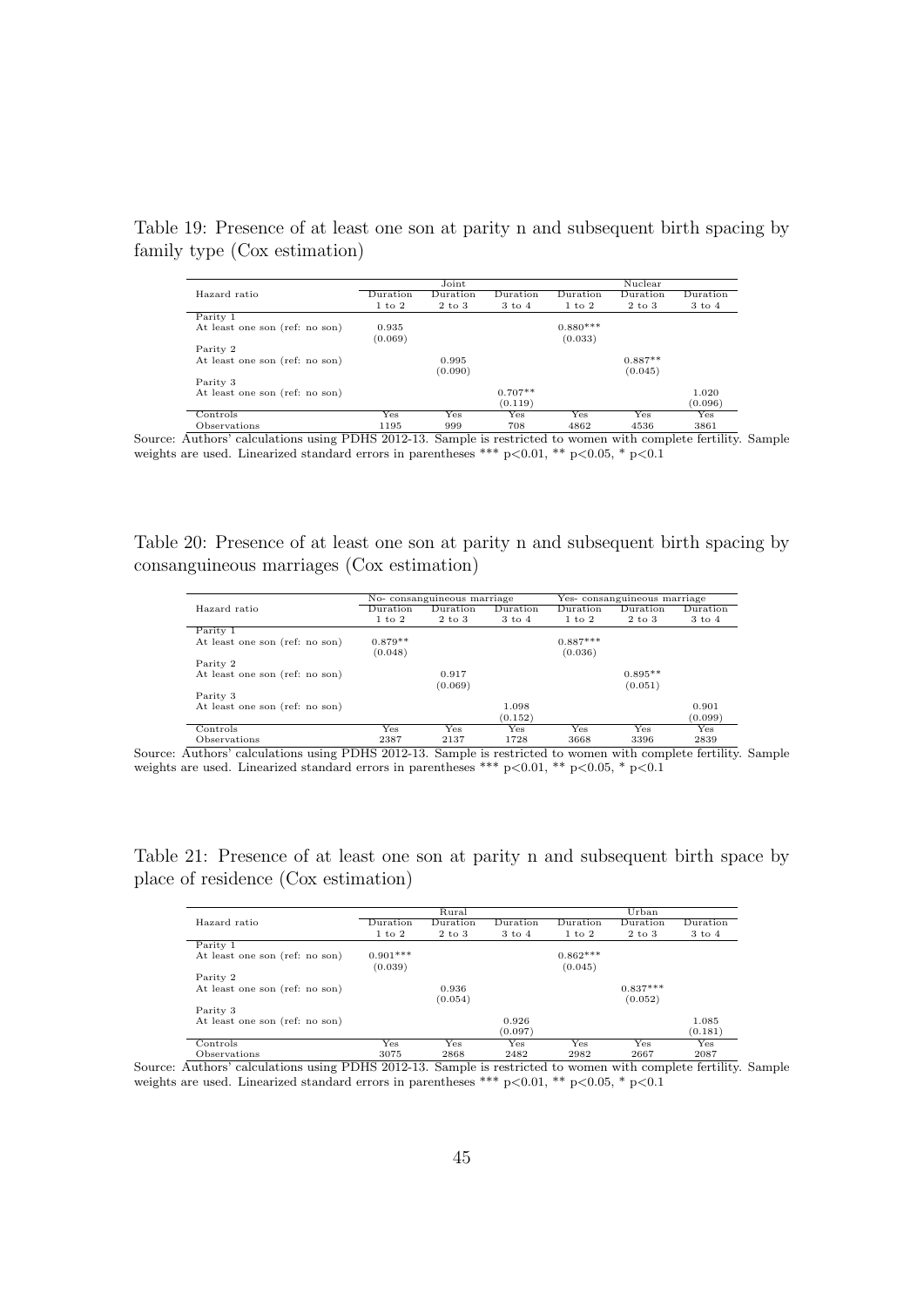Table 19: Presence of at least one son at parity n and subsequent birth spacing by family type (Cox estimation)

| | Joint | | | Nuclear | | |
|---|---|---|---|---|---|---|
| Hazard ratio | Duration 1 to 2 | Duration 2 to 3 | Duration 3 to 4 | Duration 1 to 2 | Duration 2 to 3 | Duration 3 to 4 |
| Parity 1 | | | | | | |
| At least one son (ref: no son) | 0.935 | | | 0.880*** | | |
| | (0.069) | | | (0.033) | | |
| Parity 2 | | | | | | |
| At least one son (ref: no son) | | 0.995 | | | 0.887** | |
| | | (0.090) | | | (0.045) | |
| Parity 3 | | | | | | |
| At least one son (ref: no son) | | | 0.707** | | | 1.020 |
| | | | (0.119) | | | (0.096) |
| Controls | Yes | Yes | Yes | Yes | Yes | Yes |
| Observations | 1195 | 999 | 708 | 4862 | 4536 | 3861 |

Source: Authors' calculations using PDHS 2012-13. Sample is restricted to women with complete fertility. Sample weights are used. Linearized standard errors in parentheses *** p<0.01, ** p<0.05, * p<0.1

Table 20: Presence of at least one son at parity n and subsequent birth spacing by consanguineous marriages (Cox estimation)

| | No- consanguineous marriage | | | Yes- consanguineous marriage | | |
|---|---|---|---|---|---|---|
| Hazard ratio | Duration 1 to 2 | Duration 2 to 3 | Duration 3 to 4 | Duration 1 to 2 | Duration 2 to 3 | Duration 3 to 4 |
| Parity 1 | | | | | | |
| At least one son (ref: no son) | 0.879** | | | 0.887*** | | |
| | (0.048) | | | (0.036) | | |
| Parity 2 | | | | | | |
| At least one son (ref: no son) | | 0.917 | | | 0.895** | |
| | | (0.069) | | | (0.051) | |
| Parity 3 | | | | | | |
| At least one son (ref: no son) | | | 1.098 | | | 0.901 |
| | | | (0.152) | | | (0.099) |
| Controls | Yes | Yes | Yes | Yes | Yes | Yes |
| Observations | 2387 | 2137 | 1728 | 3668 | 3396 | 2839 |

Source: Authors' calculations using PDHS 2012-13. Sample is restricted to women with complete fertility. Sample weights are used. Linearized standard errors in parentheses *** p<0.01, ** p<0.05, * p<0.1

Table 21: Presence of at least one son at parity n and subsequent birth space by place of residence (Cox estimation)

| | Rural | | | Urban | | |
|---|---|---|---|---|---|---|
| Hazard ratio | Duration 1 to 2 | Duration 2 to 3 | Duration 3 to 4 | Duration 1 to 2 | Duration 2 to 3 | Duration 3 to 4 |
| Parity 1 | | | | | | |
| At least one son (ref: no son) | 0.901*** | | | 0.862*** | | |
| | (0.039) | | | (0.045) | | |
| Parity 2 | | | | | | |
| At least one son (ref: no son) | | 0.936 | | | 0.837*** | |
| | | (0.054) | | | (0.052) | |
| Parity 3 | | | | | | |
| At least one son (ref: no son) | | | 0.926 | | | 1.085 |
| | | | (0.097) | | | (0.181) |
| Controls | Yes | Yes | Yes | Yes | Yes | Yes |
| Observations | 3075 | 2868 | 2482 | 2982 | 2667 | 2087 |

Source: Authors' calculations using PDHS 2012-13. Sample is restricted to women with complete fertility. Sample weights are used. Linearized standard errors in parentheses *** p<0.01, ** p<0.05, * p<0.1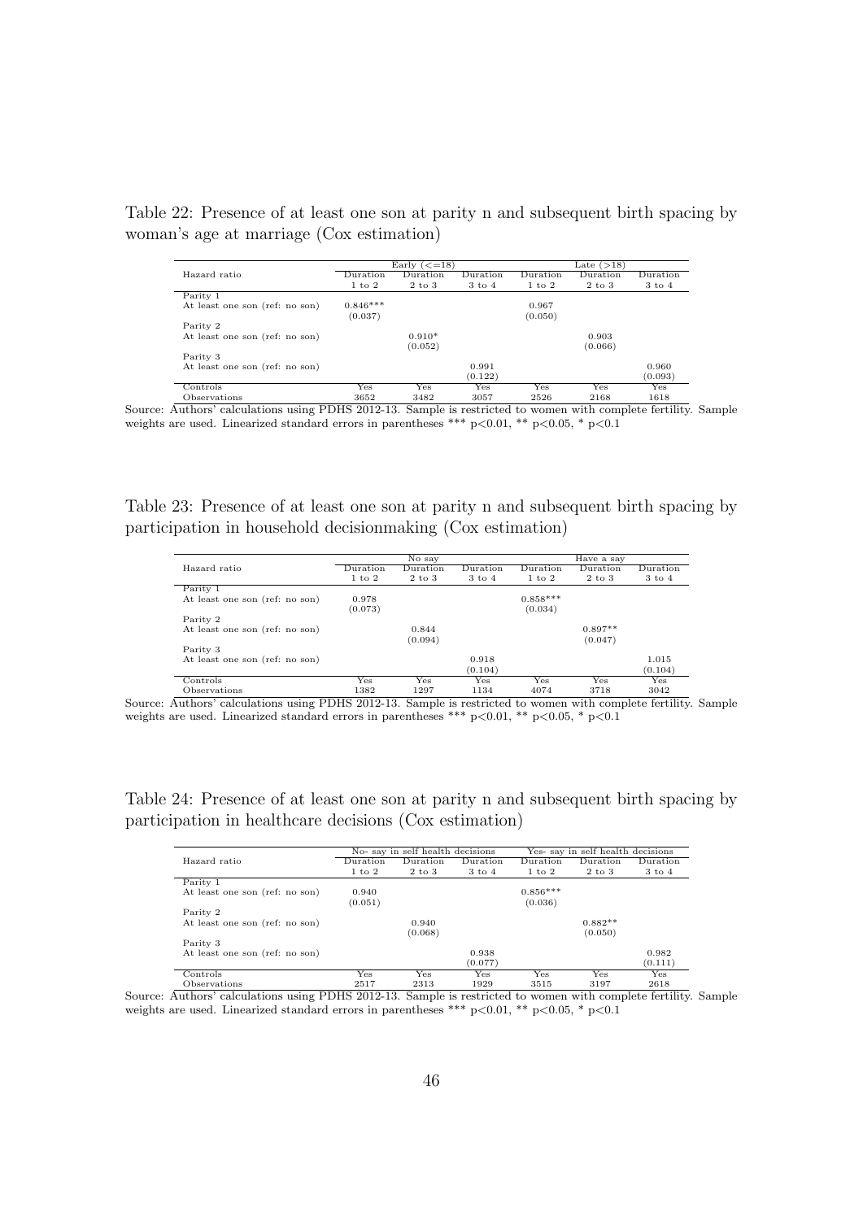Table 22: Presence of at least one son at parity n and subsequent birth spacing by woman's age at marriage (Cox estimation)

| Hazard ratio | Early (<=18) | | | Late (>18) | | |
|---|---|---|---|---|---|---|
| | Duration 1 to 2 | Duration 2 to 3 | Duration 3 to 4 | Duration 1 to 2 | Duration 2 to 3 | Duration 3 to 4 |
| Parity 1 | | | | | | |
| At least one son (ref: no son) | 0.846*** | | | 0.967 | | |
| | (0.037) | | | (0.050) | | |
| Parity 2 | | | | | | |
| At least one son (ref: no son) | | 0.910* | | | 0.903 | |
| | | (0.052) | | | (0.066) | |
| Parity 3 | | | | | | |
| At least one son (ref: no son) | | | 0.991 | | | 0.960 |
| | | | (0.122) | | | (0.093) |
| Controls | Yes | Yes | Yes | Yes | Yes | Yes |
| Observations | 3652 | 3482 | 3057 | 2526 | 2168 | 1618 |

Source: Authors' calculations using PDHS 2012-13. Sample is restricted to women with complete fertility. Sample weights are used. Linearized standard errors in parentheses *** p<0.01, ** p<0.05, * p<0.1

Table 23: Presence of at least one son at parity n and subsequent birth spacing by participation in household decisionmaking (Cox estimation)

| Hazard ratio | No say | | | Have a say | | |
|---|---|---|---|---|---|---|
| | Duration 1 to 2 | Duration 2 to 3 | Duration 3 to 4 | Duration 1 to 2 | Duration 2 to 3 | Duration 3 to 4 |
| Parity 1 | | | | | | |
| At least one son (ref: no son) | 0.978 | | | 0.858*** | | |
| | (0.073) | | | (0.034) | | |
| Parity 2 | | | | | | |
| At least one son (ref: no son) | | 0.844 | | | 0.897** | |
| | | (0.094) | | | (0.047) | |
| Parity 3 | | | | | | |
| At least one son (ref: no son) | | | 0.918 | | | 1.015 |
| | | | (0.104) | | | (0.104) |
| Controls | Yes | Yes | Yes | Yes | Yes | Yes |
| Observations | 1382 | 1297 | 1134 | 4074 | 3718 | 3042 |

Source: Authors' calculations using PDHS 2012-13. Sample is restricted to women with complete fertility. Sample weights are used. Linearized standard errors in parentheses *** p<0.01, ** p<0.05, * p<0.1

Table 24: Presence of at least one son at parity n and subsequent birth spacing by participation in healthcare decisions (Cox estimation)

| Hazard ratio | No- say in self health decisions | | | Yes- say in self health decisions | | |
|---|---|---|---|---|---|---|
| | Duration 1 to 2 | Duration 2 to 3 | Duration 3 to 4 | Duration 1 to 2 | Duration 2 to 3 | Duration 3 to 4 |
| Parity 1 | | | | | | |
| At least one son (ref: no son) | 0.940 | | | 0.856*** | | |
| | (0.051) | | | (0.036) | | |
| Parity 2 | | | | | | |
| At least one son (ref: no son) | | 0.940 | | | 0.882** | |
| | | (0.068) | | | (0.050) | |
| Parity 3 | | | | | | |
| At least one son (ref: no son) | | | 0.938 | | | 0.982 |
| | | | (0.077) | | | (0.111) |
| Controls | Yes | Yes | Yes | Yes | Yes | Yes |
| Observations | 2517 | 2313 | 1929 | 3515 | 3197 | 2618 |

Source: Authors' calculations using PDHS 2012-13. Sample is restricted to women with complete fertility. Sample weights are used. Linearized standard errors in parentheses *** p<0.01, ** p<0.05, * p<0.1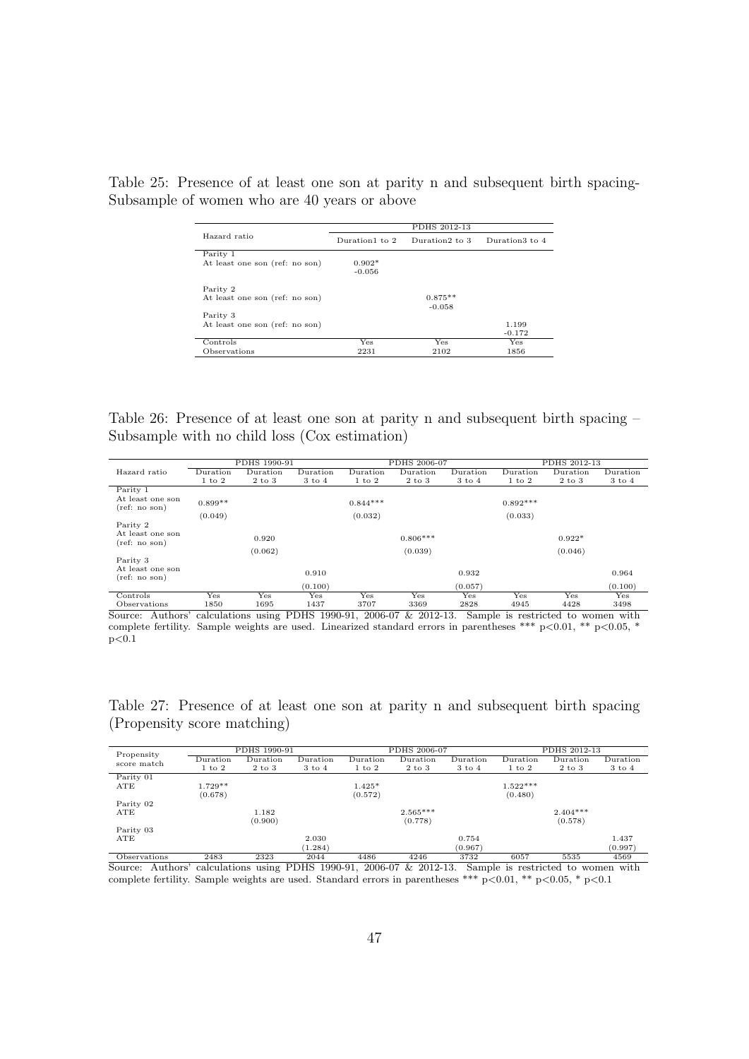Table 25: Presence of at least one son at parity n and subsequent birth spacing-Subsample of women who are 40 years or above

| Hazard ratio | PDHS 2012-13 | | |
|---|---|---|---|
| | Duration1 to 2 | Duration2 to 3 | Duration3 to 4 |
| Parity 1 | | | |
| At least one son (ref: no son) | 0.902* | | |
| | -0.056 | | |
| Parity 2 | | | |
| At least one son (ref: no son) | | 0.875** | |
| | | -0.058 | |
| Parity 3 | | | |
| At least one son (ref: no son) | | | 1.199 |
| | | | -0.172 |
| Controls | Yes | Yes | Yes |
| Observations | 2231 | 2102 | 1856 |

Table 26: Presence of at least one son at parity n and subsequent birth spacing – Subsample with no child loss (Cox estimation)

| Hazard ratio | PDHS 1990-91 | | | PDHS 2006-07 | | | PDHS 2012-13 | | |
|---|---|---|---|---|---|---|---|---|---|
| | Duration 1 to 2 | Duration 2 to 3 | Duration 3 to 4 | Duration 1 to 2 | Duration 2 to 3 | Duration 3 to 4 | Duration 1 to 2 | Duration 2 to 3 | Duration 3 to 4 |
| Parity 1 | | | | | | | | | |
| At least one son (ref: no son) | 0.899** | | | 0.844*** | | | 0.892*** | | |
| | (0.049) | | | (0.032) | | | (0.033) | | |
| Parity 2 | | | | | | | | | |
| At least one son (ref: no son) | | 0.920 | | | 0.806*** | | | 0.922* | |
| | | (0.062) | | | (0.039) | | | (0.046) | |
| Parity 3 | | | | | | | | | |
| At least one son (ref: no son) | | | 0.910 | | | 0.932 | | | 0.964 |
| | | | (0.100) | | | (0.057) | | | (0.100) |
| Controls | Yes | Yes | Yes | Yes | Yes | Yes | Yes | Yes | Yes |
| Observations | 1850 | 1695 | 1437 | 3707 | 3369 | 2828 | 4945 | 4428 | 3498 |

Source: Authors' calculations using PDHS 1990-91, 2006-07 & 2012-13. Sample is restricted to women with complete fertility. Sample weights are used. Linearized standard errors in parentheses *** p<0.01, ** p<0.05, * p<0.1

Table 27: Presence of at least one son at parity n and subsequent birth spacing (Propensity score matching)

| Propensity score match | PDHS 1990-91 | | | PDHS 2006-07 | | | PDHS 2012-13 | | |
|---|---|---|---|---|---|---|---|---|---|
| | Duration 1 to 2 | Duration 2 to 3 | Duration 3 to 4 | Duration 1 to 2 | Duration 2 to 3 | Duration 3 to 4 | Duration 1 to 2 | Duration 2 to 3 | Duration 3 to 4 |
| Parity 01 | | | | | | | | | |
| ATE | 1.729** | | | 1.425* | | | 1.522*** | | |
| | (0.678) | | | (0.572) | | | (0.480) | | |
| Parity 02 | | | | | | | | | |
| ATE | | 1.182 | | | 2.565*** | | | 2.404*** | |
| | | (0.900) | | | (0.778) | | | (0.578) | |
| Parity 03 | | | | | | | | | |
| ATE | | | 2.030 | | | 0.754 | | | 1.437 |
| | | | (1.284) | | | (0.967) | | | (0.997) |
| Observations | 2483 | 2323 | 2044 | 4486 | 4246 | 3732 | 6057 | 5535 | 4569 |

Source: Authors' calculations using PDHS 1990-91, 2006-07 & 2012-13. Sample is restricted to women with complete fertility. Sample weights are used. Standard errors in parentheses *** p<0.01, ** p<0.05, * p<0.1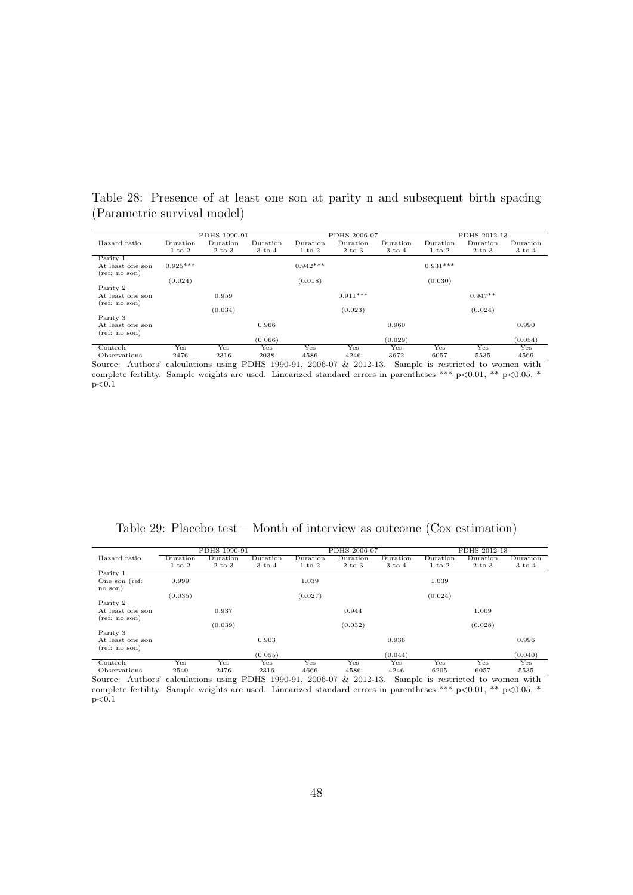Table 28: Presence of at least one son at parity n and subsequent birth spacing (Parametric survival model)

| | PDHS 1990-91 | | | PDHS 2006-07 | | | PDHS 2012-13 | | |
|---|---|---|---|---|---|---|---|---|---|
| Hazard ratio | Duration 1 to 2 | Duration 2 to 3 | Duration 3 to 4 | Duration 1 to 2 | Duration 2 to 3 | Duration 3 to 4 | Duration 1 to 2 | Duration 2 to 3 | Duration 3 to 4 |
| Parity 1 | | | | | | | | | |
| At least one son (ref: no son) | 0.925*** | | | 0.942*** | | | 0.931*** | | |
| | (0.024) | | | (0.018) | | | (0.030) | | |
| Parity 2 | | | | | | | | | |
| At least one son (ref: no son) | | 0.959 | | | 0.911*** | | | 0.947** | |
| | | (0.034) | | | (0.023) | | | (0.024) | |
| Parity 3 | | | | | | | | | |
| At least one son (ref: no son) | | | 0.966 | | | 0.960 | | | 0.990 |
| | | | (0.066) | | | (0.029) | | | (0.054) |
| Controls | Yes | Yes | Yes | Yes | Yes | Yes | Yes | Yes | Yes |
| Observations | 2476 | 2316 | 2038 | 4586 | 4246 | 3672 | 6057 | 5535 | 4569 |

Source: Authors' calculations using PDHS 1990-91, 2006-07 & 2012-13. Sample is restricted to women with complete fertility. Sample weights are used. Linearized standard errors in parentheses *** p<0.01, ** p<0.05, * p<0.1

Table 29: Placebo test – Month of interview as outcome (Cox estimation)

| | PDHS 1990-91 | | | PDHS 2006-07 | | | PDHS 2012-13 | | |
|---|---|---|---|---|---|---|---|---|---|
| Hazard ratio | Duration 1 to 2 | Duration 2 to 3 | Duration 3 to 4 | Duration 1 to 2 | Duration 2 to 3 | Duration 3 to 4 | Duration 1 to 2 | Duration 2 to 3 | Duration 3 to 4 |
| Parity 1 | | | | | | | | | |
| One son (ref: no son) | 0.999 | | | 1.039 | | | 1.039 | | |
| | (0.035) | | | (0.027) | | | (0.024) | | |
| Parity 2 | | | | | | | | | |
| At least one son (ref: no son) | | 0.937 | | | 0.944 | | | 1.009 | |
| | | (0.039) | | | (0.032) | | | (0.028) | |
| Parity 3 | | | | | | | | | |
| At least one son (ref: no son) | | | 0.903 | | | 0.936 | | | 0.996 |
| | | | (0.055) | | | (0.044) | | | (0.040) |
| Controls | Yes | Yes | Yes | Yes | Yes | Yes | Yes | Yes | Yes |
| Observations | 2540 | 2476 | 2316 | 4666 | 4586 | 4246 | 6205 | 6057 | 5535 |

Source: Authors' calculations using PDHS 1990-91, 2006-07 & 2012-13. Sample is restricted to women with complete fertility. Sample weights are used. Linearized standard errors in parentheses *** p<0.01, ** p<0.05, * p<0.1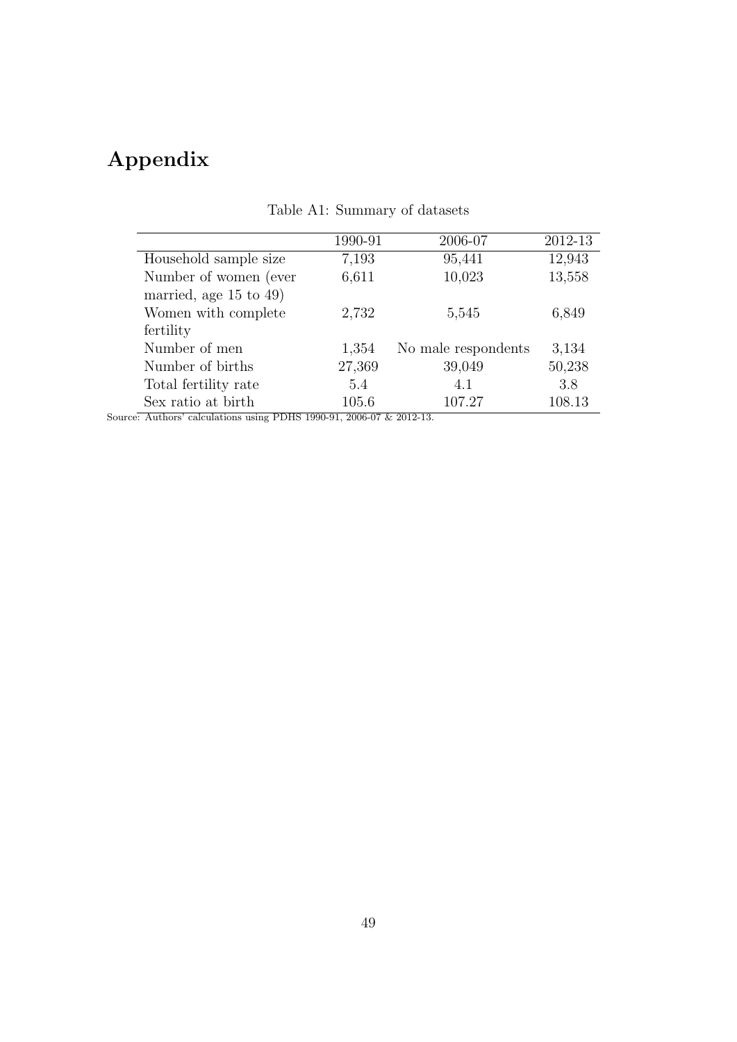# Appendix

Table A1: Summary of datasets

| | 1990-91 | 2006-07 | 2012-13 |
|---|---|---|---|
| Household sample size | 7,193 | 95,441 | 12,943 |
| Number of women (ever married, age 15 to 49) | 6,611 | 10,023 | 13,558 |
| Women with complete fertility | 2,732 | 5,545 | 6,849 |
| Number of men | 1,354 | No male respondents | 3,134 |
| Number of births | 27,369 | 39,049 | 50,238 |
| Total fertility rate | 5.4 | 4.1 | 3.8 |
| Sex ratio at birth | 105.6 | 107.27 | 108.13 |

Source: Authors' calculations using PDHS 1990-91, 2006-07 & 2012-13.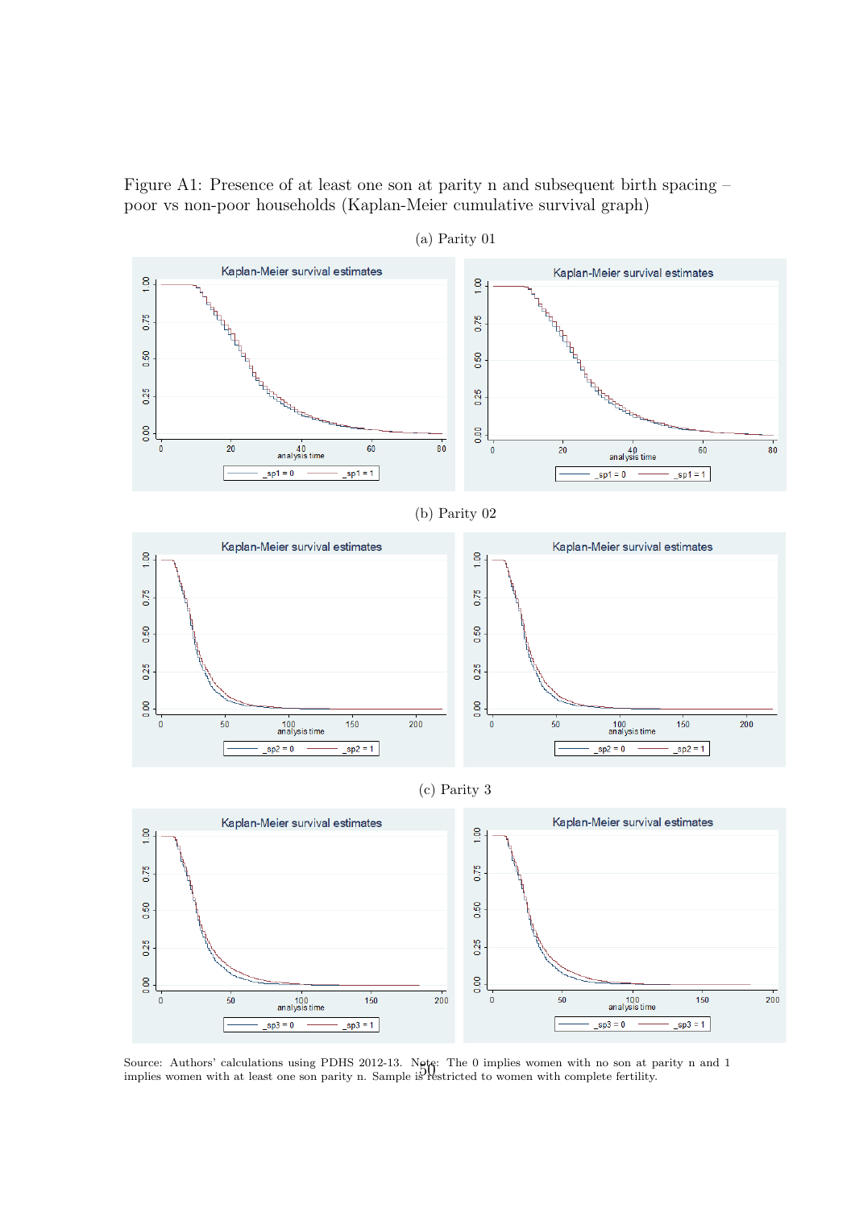Figure A1: Presence of at least one son at parity n and subsequent birth spacing – poor vs non-poor households (Kaplan-Meier cumulative survival graph)

(a) Parity 01

(b) Parity 02

(c) Parity 3

Source: Authors' calculations using PDHS 2012-13. Note: The 0 implies women with no son at parity n and 1 implies women with at least one son parity n. Sample is restricted to women with complete fertility.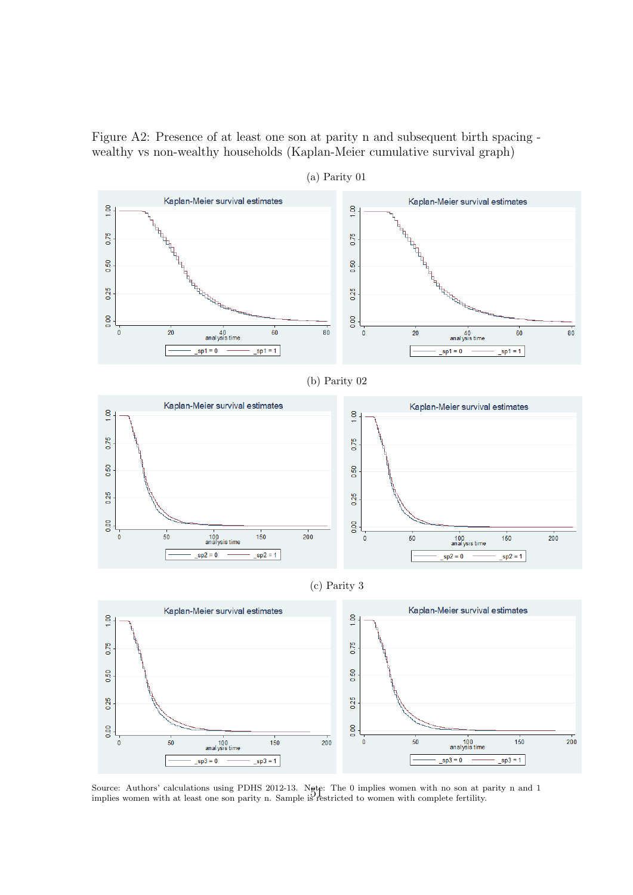Figure A2: Presence of at least one son at parity n and subsequent birth spacing - wealthy vs non-wealthy households (Kaplan-Meier cumulative survival graph)

(a) Parity 01

(b) Parity 02

(c) Parity 3

Source: Authors' calculations using PDHS 2012-13. Note: The 0 implies women with no son at parity n and 1 implies women with at least one son parity n. Sample is restricted to women with complete fertility.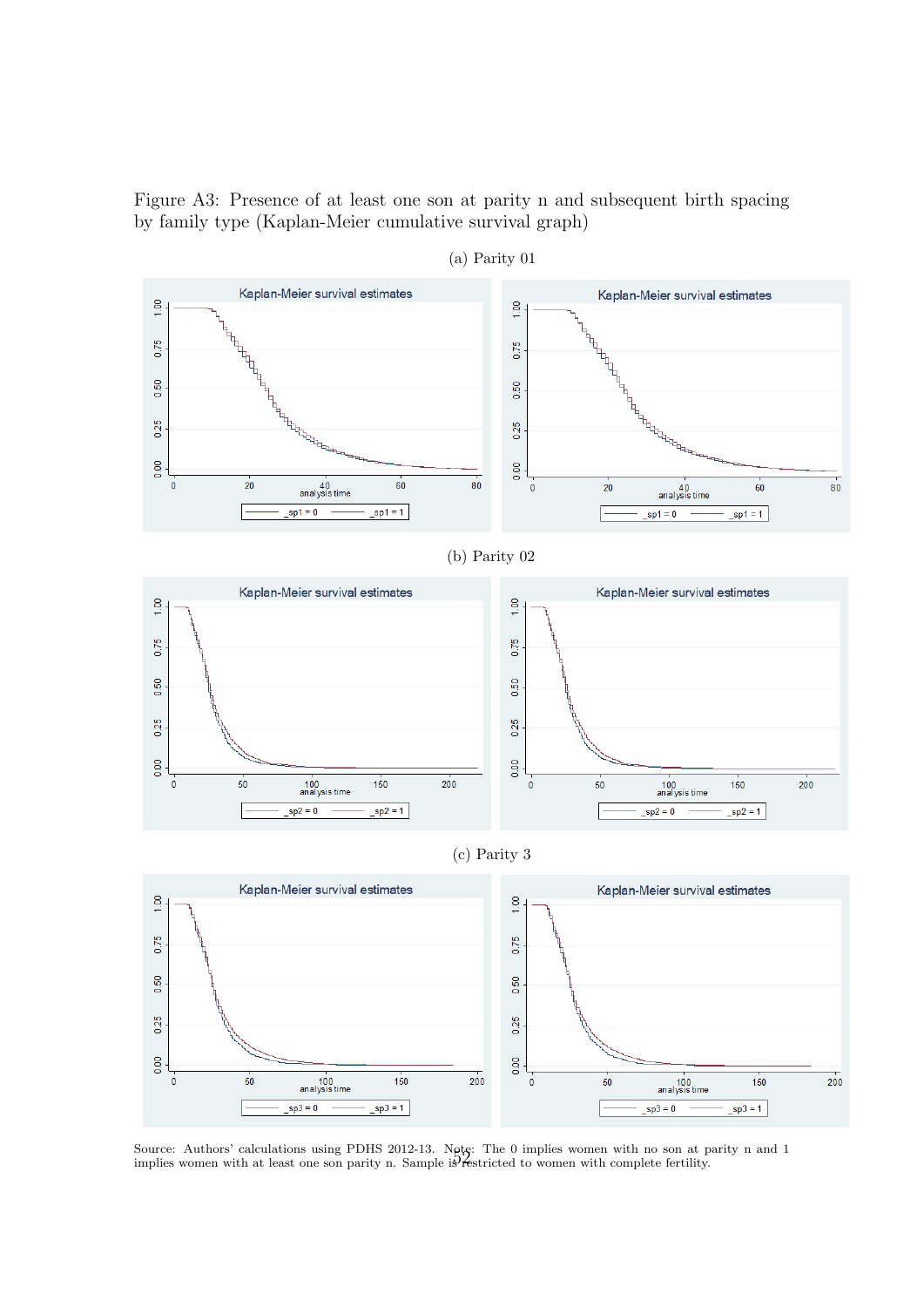Figure A3: Presence of at least one son at parity n and subsequent birth spacing by family type (Kaplan-Meier cumulative survival graph)

(a) Parity 01

(b) Parity 02

(c) Parity 3

Source: Authors' calculations using PDHS 2012-13. Note: The 0 implies women with no son at parity n and 1 implies women with at least one son parity n. Sample is restricted to women with complete fertility.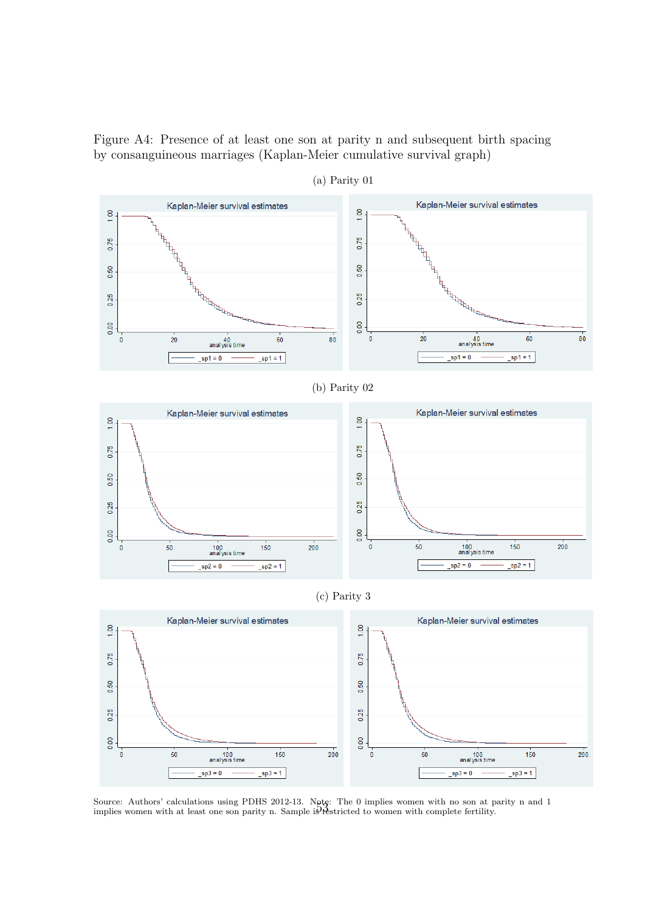Figure A4: Presence of at least one son at parity n and subsequent birth spacing by consanguineous marriages (Kaplan-Meier cumulative survival graph)

(a) Parity 01

(b) Parity 02

(c) Parity 3

Source: Authors' calculations using PDHS 2012-13. Note: The 0 implies women with no son at parity n and 1 implies women with at least one son parity n. Sample is restricted to women with complete fertility.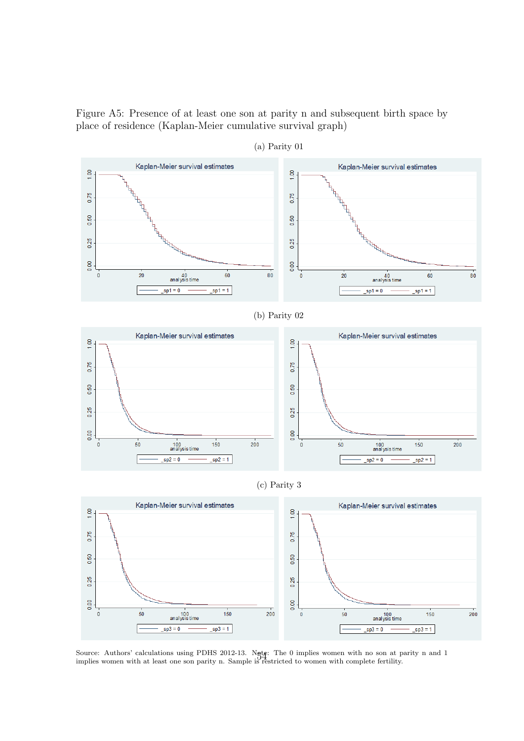Figure A5: Presence of at least one son at parity n and subsequent birth space by place of residence (Kaplan-Meier cumulative survival graph)

(a) Parity 01

(b) Parity 02

(c) Parity 3

Source: Authors' calculations using PDHS 2012-13. Note: The 0 implies women with no son at parity n and 1 implies women with at least one son parity n. Sample is restricted to women with complete fertility.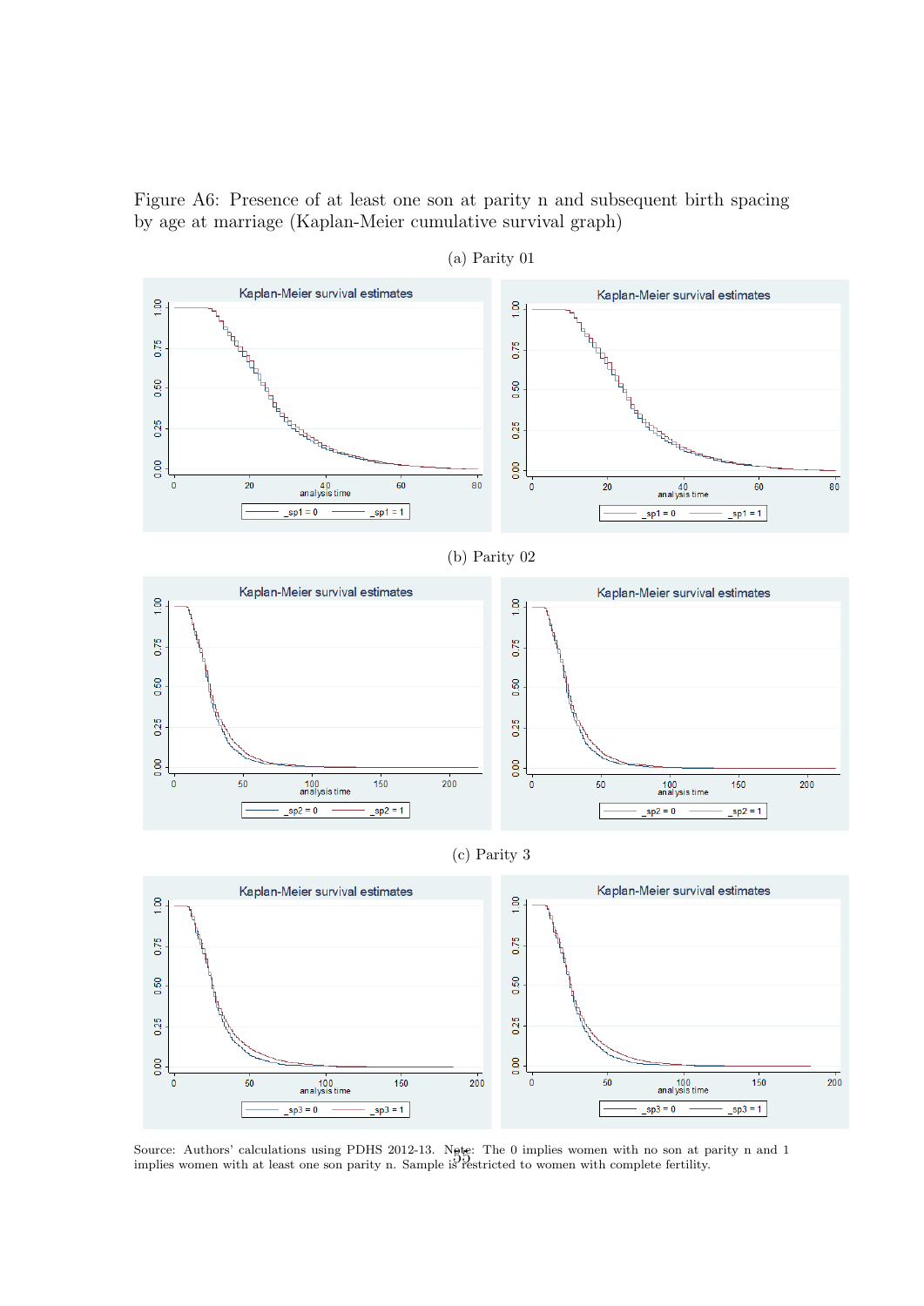Figure A6: Presence of at least one son at parity n and subsequent birth spacing by age at marriage (Kaplan-Meier cumulative survival graph)

(a) Parity 01

(b) Parity 02

(c) Parity 3

Source: Authors' calculations using PDHS 2012-13. Note: The 0 implies women with no son at parity n and 1 implies women with at least one son parity n. Sample is restricted to women with complete fertility.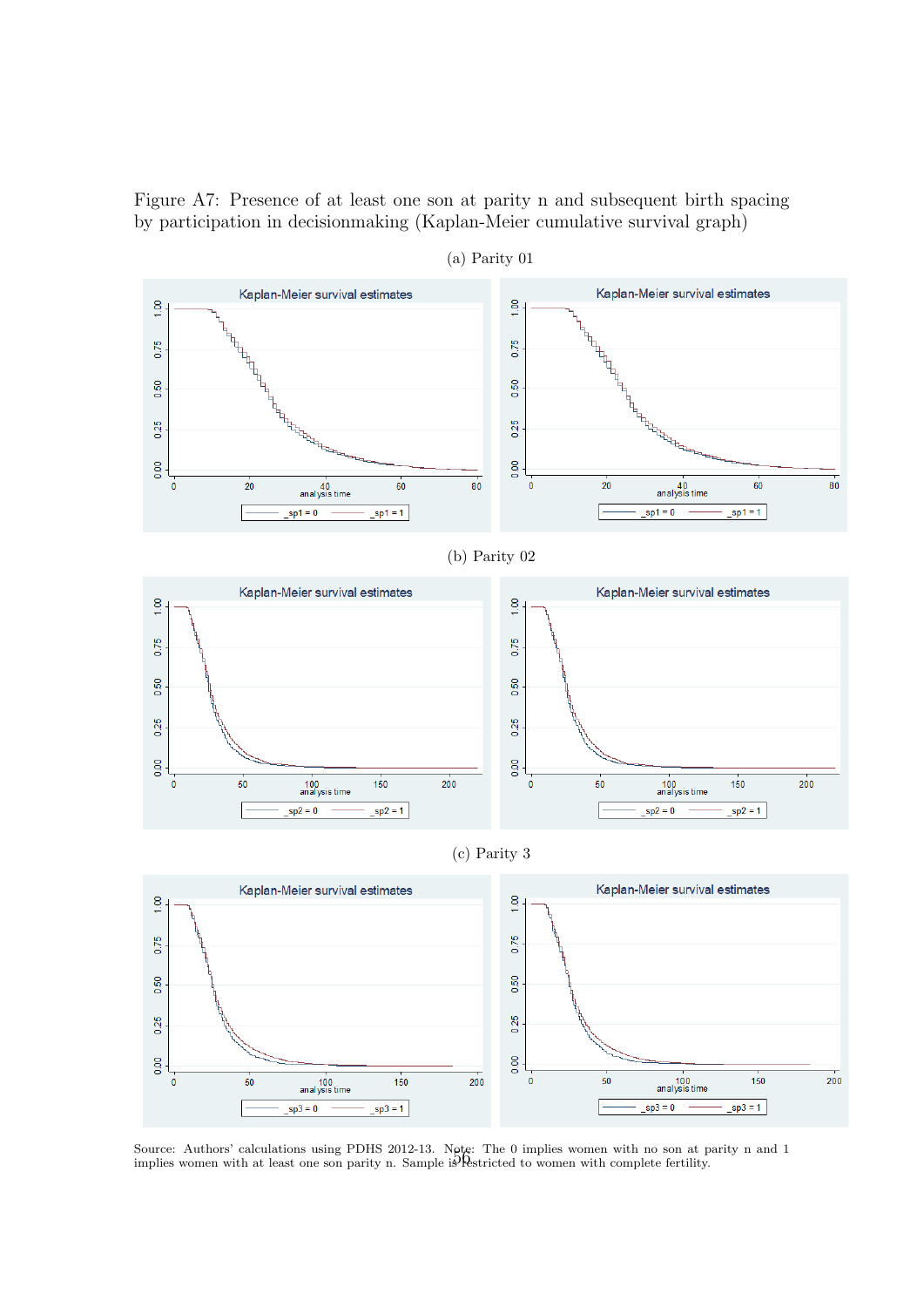Figure A7: Presence of at least one son at parity n and subsequent birth spacing by participation in decisionmaking (Kaplan-Meier cumulative survival graph)

(a) Parity 01

(b) Parity 02

(c) Parity 3

Source: Authors' calculations using PDHS 2012-13. Note: The 0 implies women with no son at parity n and 1 implies women with at least one son parity n. Sample is restricted to women with complete fertility.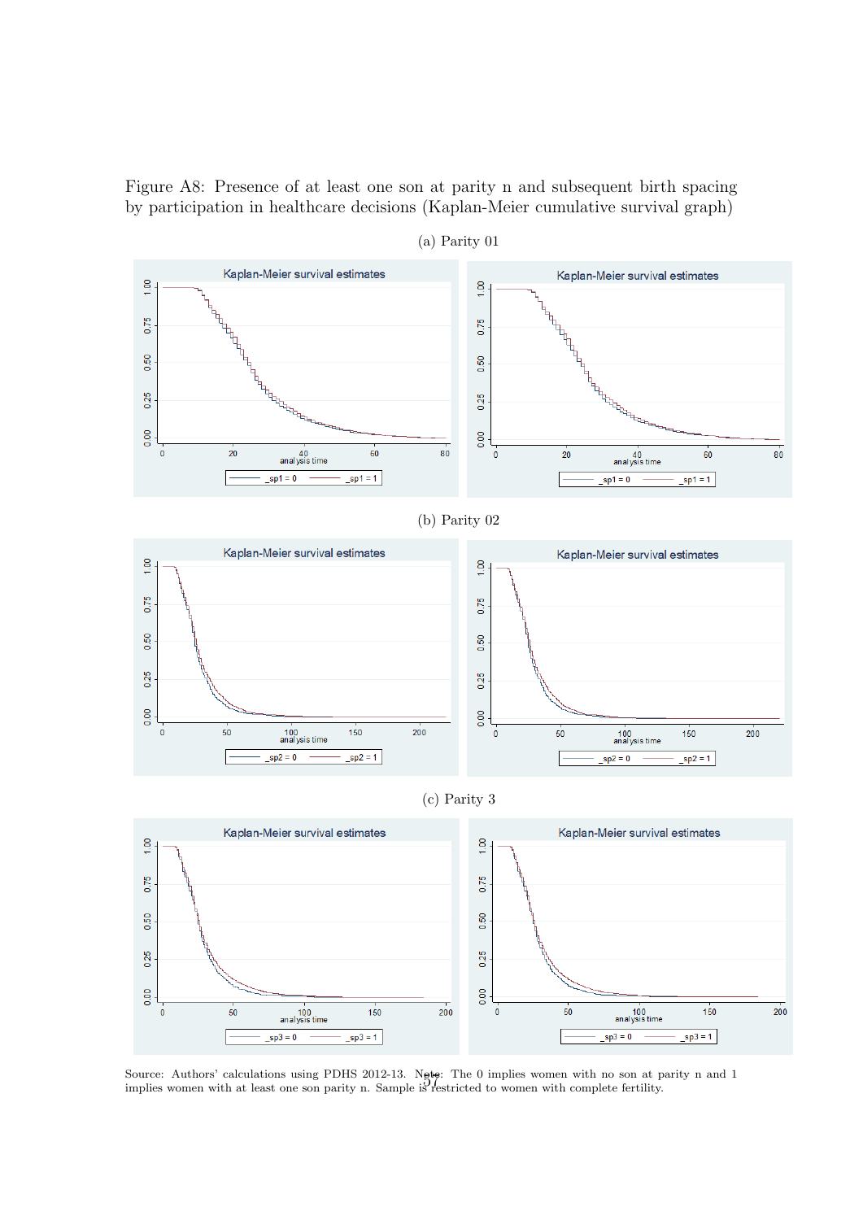Figure A8: Presence of at least one son at parity n and subsequent birth spacing by participation in healthcare decisions (Kaplan-Meier cumulative survival graph)

(a) Parity 01

(b) Parity 02

(c) Parity 3

Source: Authors' calculations using PDHS 2012-13. Note: The 0 implies women with no son at parity n and 1 implies women with at least one son parity n. Sample is restricted to women with complete fertility.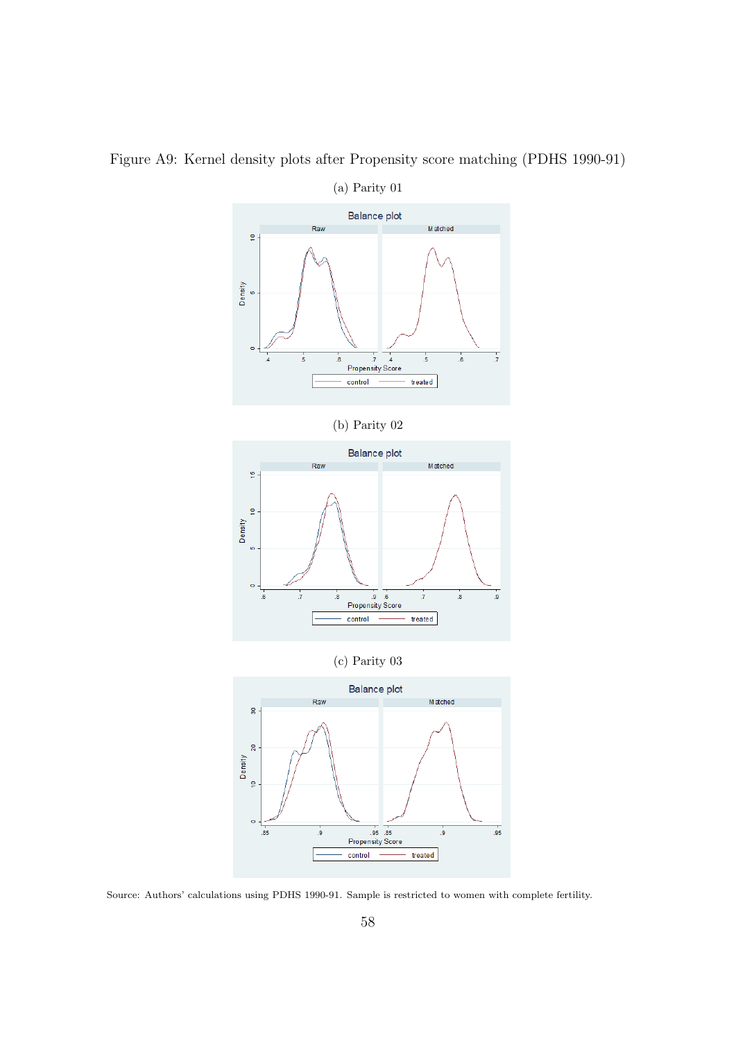Figure A9: Kernel density plots after Propensity score matching (PDHS 1990-91)

(a) Parity 01

(b) Parity 02

(c) Parity 03

Source: Authors' calculations using PDHS 1990-91. Sample is restricted to women with complete fertility.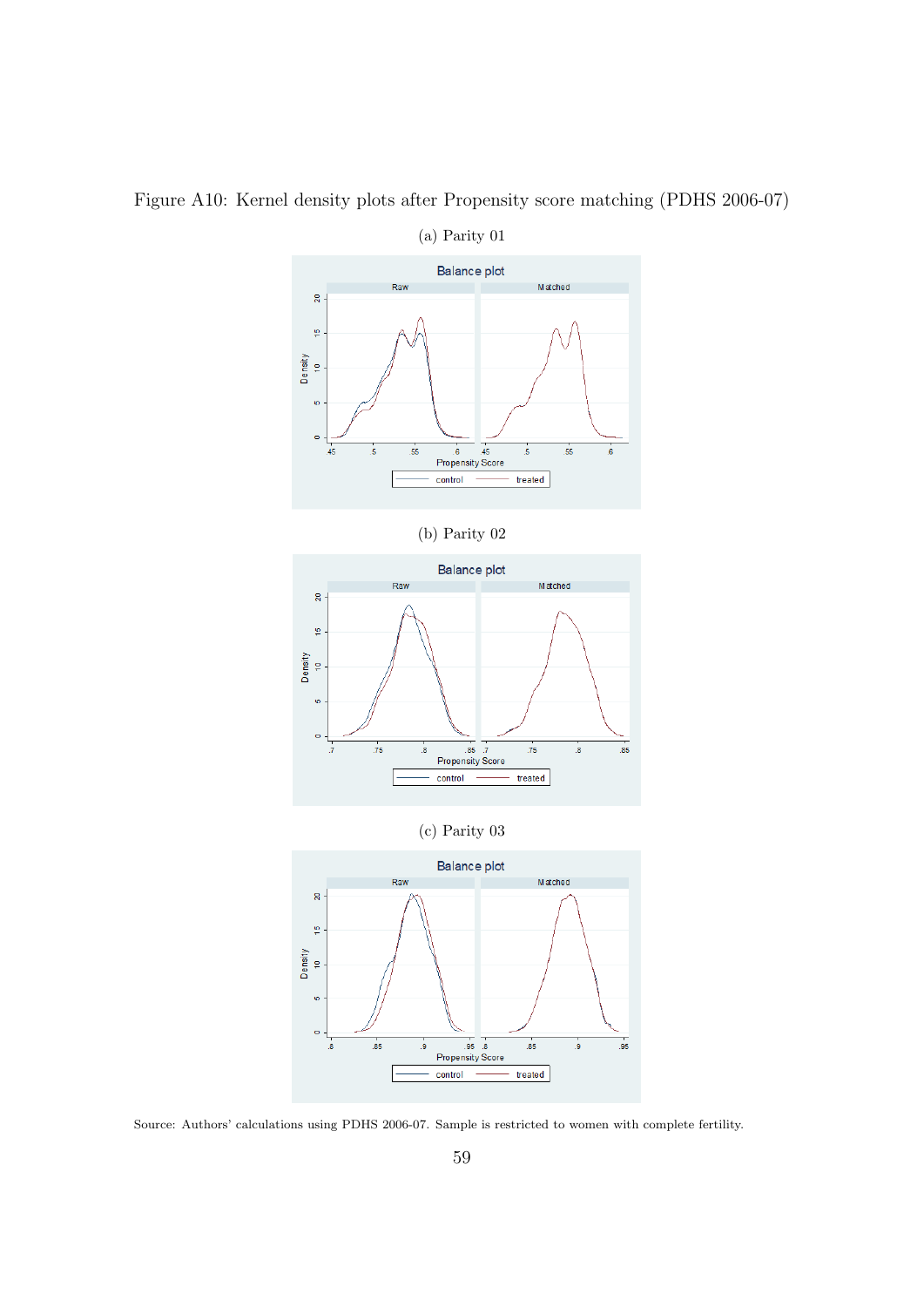Figure A10: Kernel density plots after Propensity score matching (PDHS 2006-07)

(a) Parity 01

(b) Parity 02

(c) Parity 03

Source: Authors' calculations using PDHS 2006-07. Sample is restricted to women with complete fertility.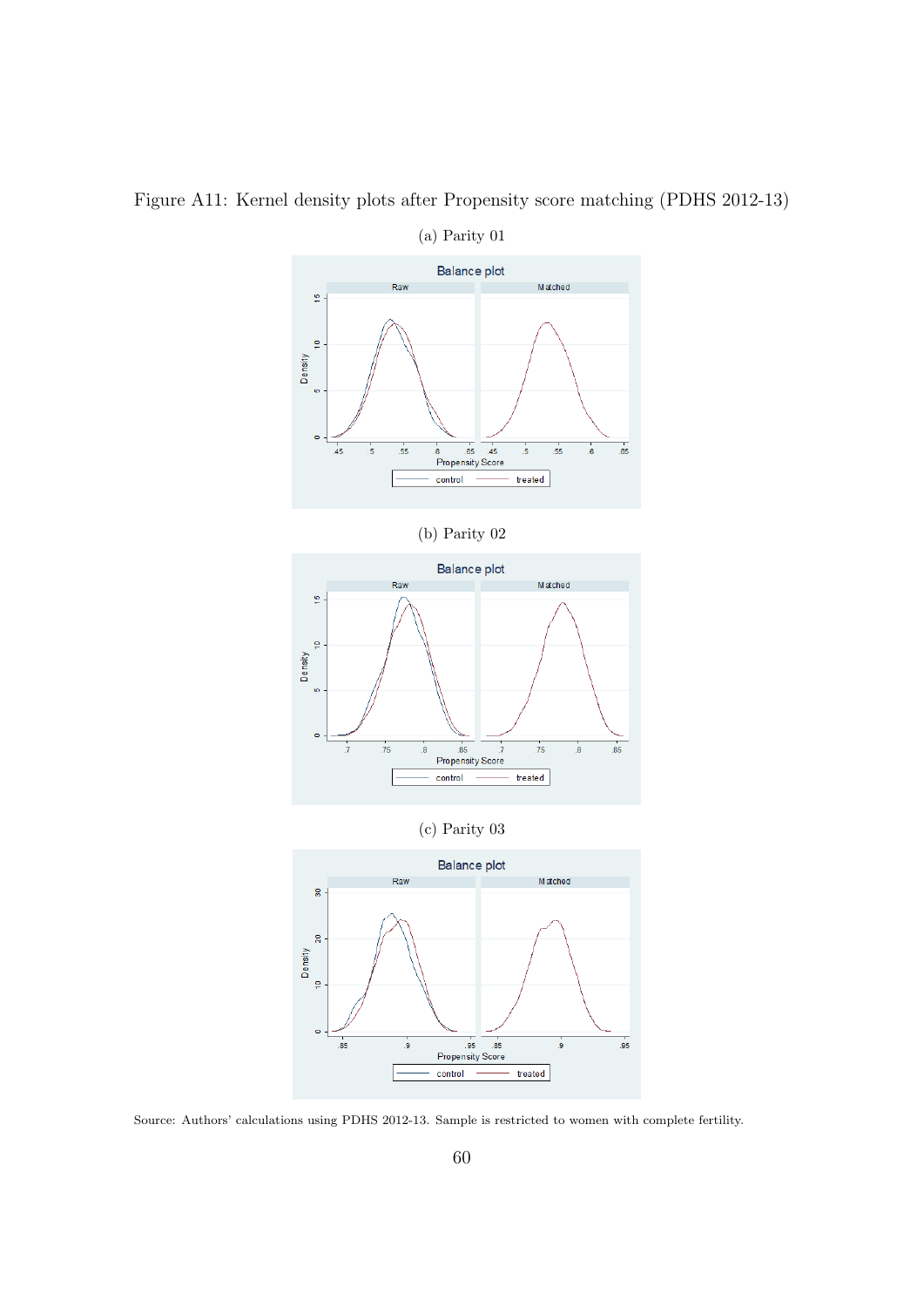Figure A11: Kernel density plots after Propensity score matching (PDHS 2012-13)

(a) Parity 01

Balance plot

Raw

Matched

Density

0
5
10
15

.45
.5
.55
.6
.65

Propensity Score

control
treated

(b) Parity 02

Balance plot

Raw

Matched

Density

0
5
10
15

.7
.75
.8
.85

Propensity Score

control
treated

(c) Parity 03

Balance plot

Raw

Matched

Density

0
10
20
30

.85
.9
.95

Propensity Score

control
treated

Source: Authors' calculations using PDHS 2012-13. Sample is restricted to women with complete fertility.